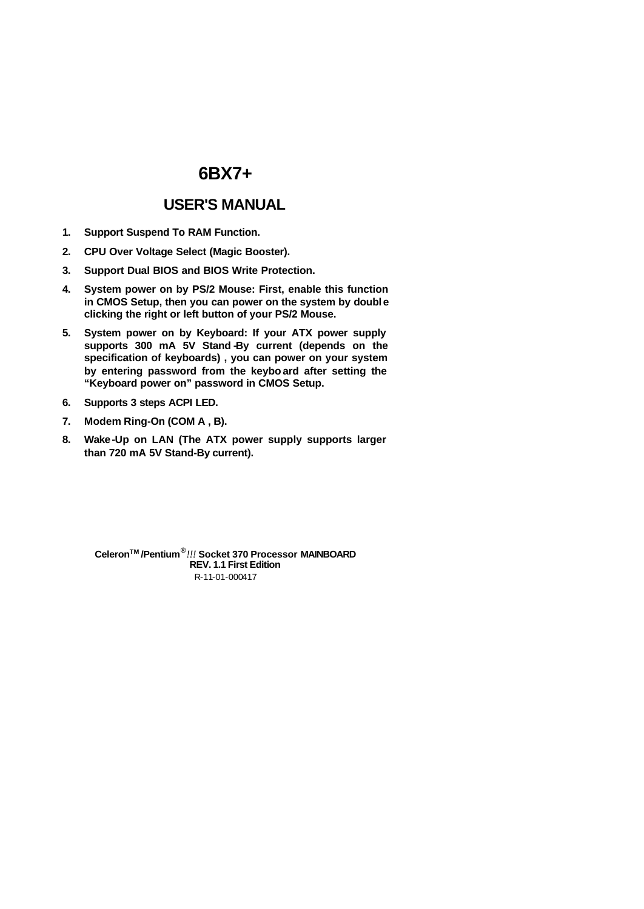# 6BX7+

## USER'S MANUAL

1. **Support Suspend To RAM Function.**
2. **CPU Over Voltage Select (Magic Booster).**
3. **Support Dual BIOS and BIOS Write Protection.**
4. **System power on by PS/2 Mouse: First, enable this function in CMOS Setup, then you can power on the system by double clicking the right or left button of your PS/2 Mouse.**
5. **System power on by Keyboard: If your ATX power supply supports 300 mA 5V Stand-By current (depends on the specification of keyboards) , you can power on your system by entering password from the keyboard after setting the "Keyboard power on" password in CMOS Setup.**
6. **Supports 3 steps ACPI LED.**
7. **Modem Ring-On (COM A , B).**
8. **Wake-Up on LAN (The ATX power supply supports larger than 720 mA 5V Stand-By current).**

**Celeron™ /Pentium® *!!!* Socket 370 Processor MAINBOARD**
**REV. 1.1 First Edition**
R-11-01-000417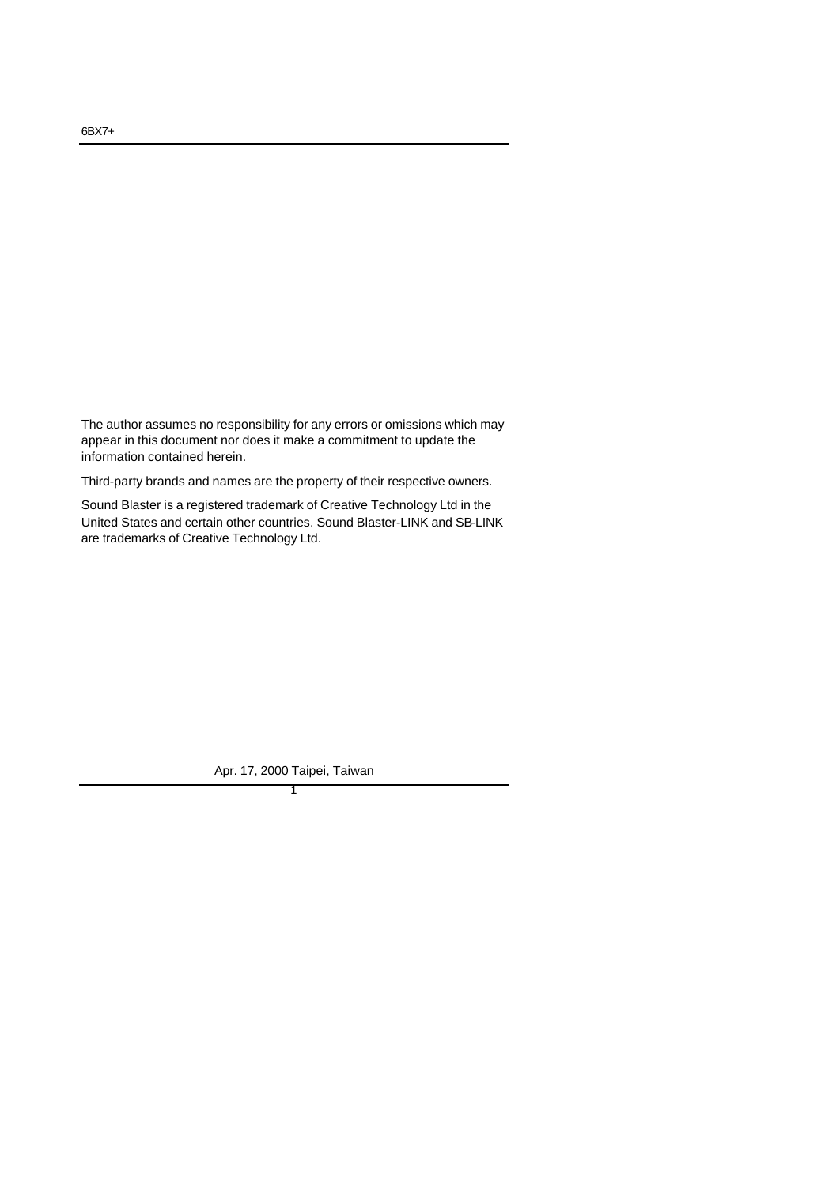The author assumes no responsibility for any errors or omissions which may appear in this document nor does it make a commitment to update the information contained herein.

Third-party brands and names are the property of their respective owners.

Sound Blaster is a registered trademark of Creative Technology Ltd in the United States and certain other countries. Sound Blaster-LINK and SB-LINK are trademarks of Creative Technology Ltd.

Apr. 17, 2000 Taipei, Taiwan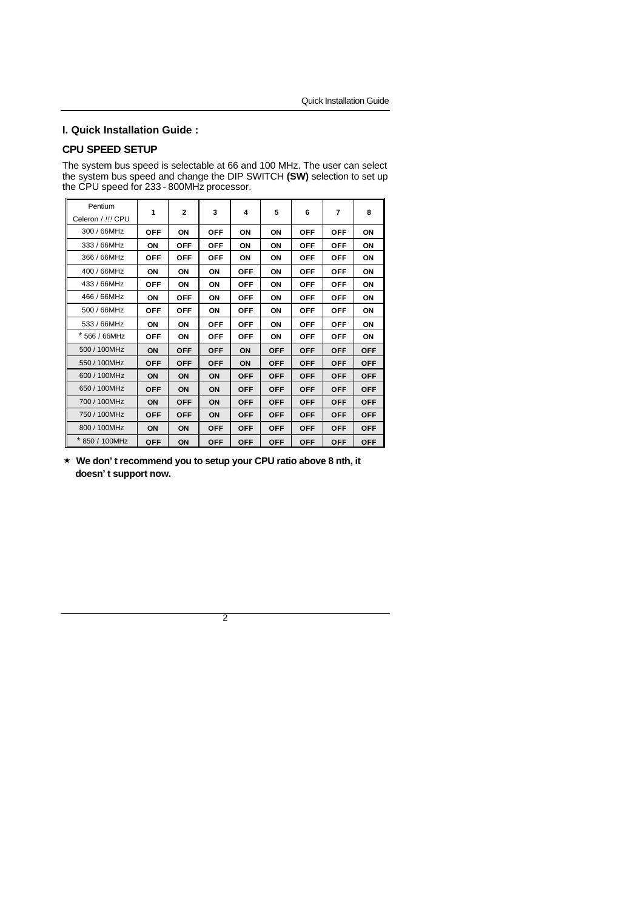## I. Quick Installation Guide :

### CPU SPEED SETUP

The system bus speed is selectable at 66 and 100 MHz. The user can select the system bus speed and change the DIP SWITCH **(SW)** selection to set up the CPU speed for 233 - 800MHz processor.

| Pentium Celeron / !!! CPU | 1 | 2 | 3 | 4 | 5 | 6 | 7 | 8 |
|---|---|---|---|---|---|---|---|---|
| 300 / 66MHz | OFF | ON | OFF | ON | ON | OFF | OFF | ON |
| 333 / 66MHz | ON | OFF | OFF | ON | ON | OFF | OFF | ON |
| 366 / 66MHz | OFF | OFF | OFF | ON | ON | OFF | OFF | ON |
| 400 / 66MHz | ON | ON | ON | OFF | ON | OFF | OFF | ON |
| 433 / 66MHz | OFF | ON | ON | OFF | ON | OFF | OFF | ON |
| 466 / 66MHz | ON | OFF | ON | OFF | ON | OFF | OFF | ON |
| 500 / 66MHz | OFF | OFF | ON | OFF | ON | OFF | OFF | ON |
| 533 / 66MHz | ON | ON | OFF | OFF | ON | OFF | OFF | ON |
| * 566 / 66MHz | OFF | ON | OFF | OFF | ON | OFF | OFF | ON |
| 500 / 100MHz | ON | OFF | OFF | ON | OFF | OFF | OFF | OFF |
| 550 / 100MHz | OFF | OFF | OFF | ON | OFF | OFF | OFF | OFF |
| 600 / 100MHz | ON | ON | ON | OFF | OFF | OFF | OFF | OFF |
| 650 / 100MHz | OFF | ON | ON | OFF | OFF | OFF | OFF | OFF |
| 700 / 100MHz | ON | OFF | ON | OFF | OFF | OFF | OFF | OFF |
| 750 / 100MHz | OFF | OFF | ON | OFF | OFF | OFF | OFF | OFF |
| 800 / 100MHz | ON | ON | OFF | OFF | OFF | OFF | OFF | OFF |
| * 850 / 100MHz | OFF | ON | OFF | OFF | OFF | OFF | OFF | OFF |

★ **We don' t recommend you to setup your CPU ratio above 8 nth, it doesn' t support now.**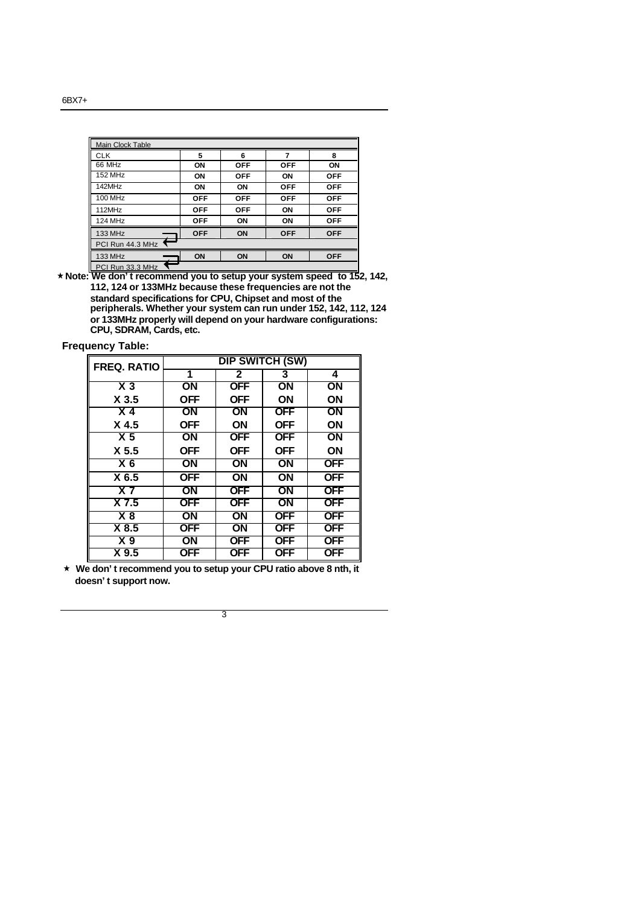| Main Clock Table | | | | |
|---|---|---|---|---|
| CLK | 5 | 6 | 7 | 8 |
| 66 MHz | ON | OFF | OFF | ON |
| 152 MHz | ON | OFF | ON | OFF |
| 142MHz | ON | ON | OFF | OFF |
| 100 MHz | OFF | OFF | OFF | OFF |
| 112MHz | OFF | OFF | ON | OFF |
| 124 MHz | OFF | ON | ON | OFF |
| 133 MHz (PCI Run 44.3 MHz) | OFF | ON | OFF | OFF |
| 133 MHz (PCI Run 33.3 MHz) | ON | ON | ON | OFF |

★ **Note: We don't recommend you to setup your system speed to 152, 142, 112, 124 or 133MHz because these frequencies are not the standard specifications for CPU, Chipset and most of the peripherals. Whether your system can run under 152, 142, 112, 124 or 133MHz properly will depend on your hardware configurations: CPU, SDRAM, Cards, etc.**

**Frequency Table:**

| FREQ. RATIO | DIP SWITCH (SW) | | | |
|---|---|---|---|---|
| | 1 | 2 | 3 | 4 |
| X 3 | ON | OFF | ON | ON |
| X 3.5 | OFF | OFF | ON | ON |
| X 4 | ON | ON | OFF | ON |
| X 4.5 | OFF | ON | OFF | ON |
| X 5 | ON | OFF | OFF | ON |
| X 5.5 | OFF | OFF | OFF | ON |
| X 6 | ON | ON | ON | OFF |
| X 6.5 | OFF | ON | ON | OFF |
| X 7 | ON | OFF | ON | OFF |
| X 7.5 | OFF | OFF | ON | OFF |
| X 8 | ON | ON | OFF | OFF |
| X 8.5 | OFF | ON | OFF | OFF |
| X 9 | ON | OFF | OFF | OFF |
| X 9.5 | OFF | OFF | OFF | OFF |

★ **We don't recommend you to setup your CPU ratio above 8 nth, it doesn't support now.**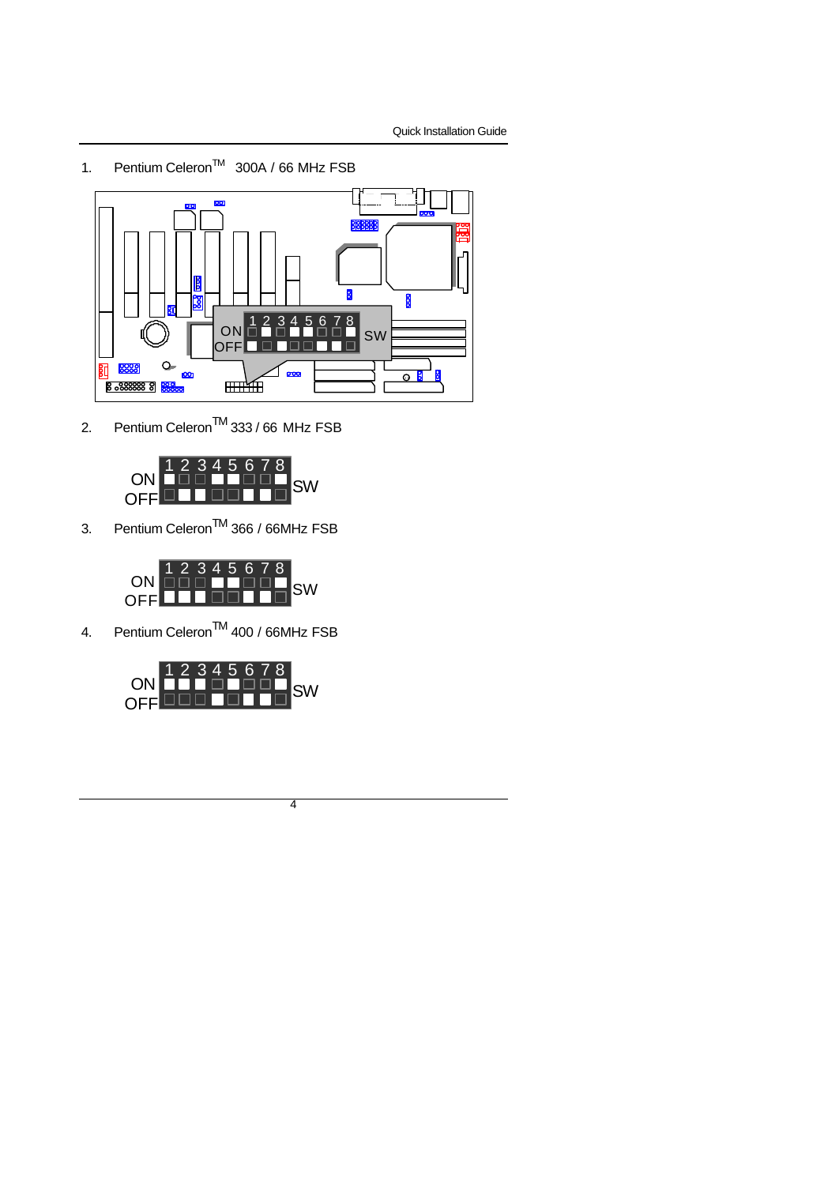1. Pentium Celeron™ 300A / 66 MHz FSB

| SW | 1 | 2 | 3 | 4 | 5 | 6 | 7 | 8 |
|---|---|---|---|---|---|---|---|---|
| Setting | OFF | ON | OFF | ON | ON | OFF | OFF | ON |

2. Pentium Celeron™ 333 / 66 MHz FSB

| SW | 1 | 2 | 3 | 4 | 5 | 6 | 7 | 8 |
|---|---|---|---|---|---|---|---|---|
| Setting | ON | OFF | OFF | ON | ON | OFF | OFF | ON |

3. Pentium Celeron™ 366 / 66MHz FSB

| SW | 1 | 2 | 3 | 4 | 5 | 6 | 7 | 8 |
|---|---|---|---|---|---|---|---|---|
| Setting | OFF | OFF | OFF | ON | ON | OFF | OFF | ON |

4. Pentium Celeron™ 400 / 66MHz FSB

| SW | 1 | 2 | 3 | 4 | 5 | 6 | 7 | 8 |
|---|---|---|---|---|---|---|---|---|
| Setting | ON | ON | ON | OFF | ON | OFF | OFF | ON |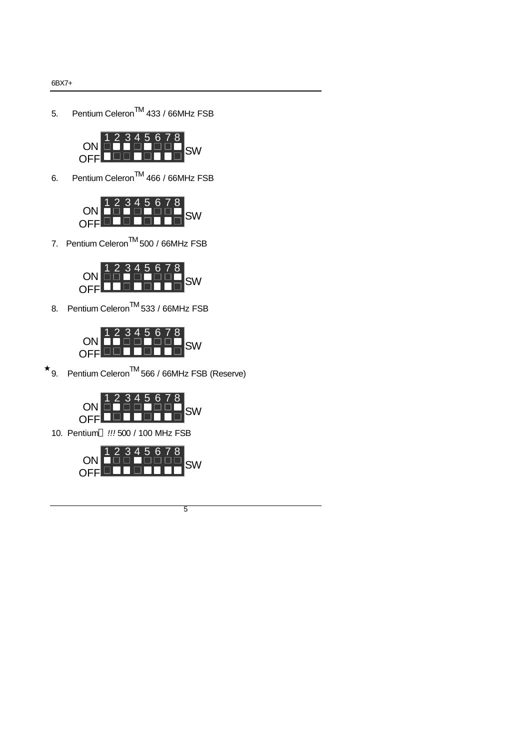5. Pentium Celeron™ 433 / 66MHz FSB

| SW | 1 | 2 | 3 | 4 | 5 | 6 | 7 | 8 |
|---|---|---|---|---|---|---|---|---|
| ON | | ■ | ■ | | ■ | | | ■ |
| OFF | ■ | | | ■ | | ■ | ■ | |

6. Pentium Celeron™ 466 / 66MHz FSB

| SW | 1 | 2 | 3 | 4 | 5 | 6 | 7 | 8 |
|---|---|---|---|---|---|---|---|---|
| ON | ■ | | ■ | | ■ | | | ■ |
| OFF | | ■ | | ■ | | ■ | ■ | |

7. Pentium Celeron™ 500 / 66MHz FSB

| SW | 1 | 2 | 3 | 4 | 5 | 6 | 7 | 8 |
|---|---|---|---|---|---|---|---|---|
| ON | | | ■ | | ■ | | | ■ |
| OFF | ■ | ■ | | ■ | | ■ | ■ | |

8. Pentium Celeron™ 533 / 66MHz FSB

| SW | 1 | 2 | 3 | 4 | 5 | 6 | 7 | 8 |
|---|---|---|---|---|---|---|---|---|
| ON | ■ | ■ | | | ■ | | | ■ |
| OFF | | | ■ | ■ | | ■ | ■ | |

★9. Pentium Celeron™ 566 / 66MHz FSB (Reserve)

| SW | 1 | 2 | 3 | 4 | 5 | 6 | 7 | 8 |
|---|---|---|---|---|---|---|---|---|
| ON | | ■ | | | ■ | | | ■ |
| OFF | ■ | | ■ | ■ | | ■ | ■ | |

10. Pentium *!!!* 500 / 100 MHz FSB

| SW | 1 | 2 | 3 | 4 | 5 | 6 | 7 | 8 |
|---|---|---|---|---|---|---|---|---|
| ON | ■ | | | ■ | | | | |
| OFF | | ■ | ■ | | ■ | ■ | ■ | ■ |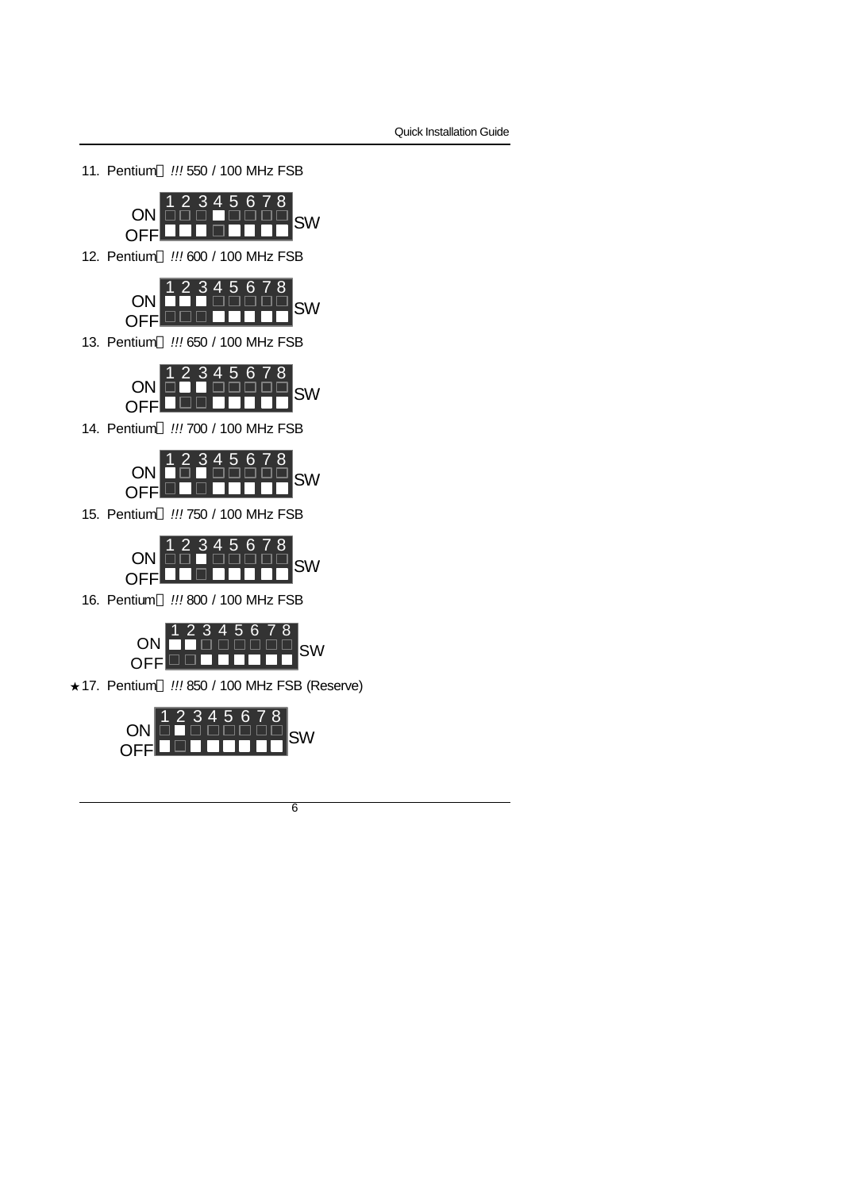11. Pentium !!! 550 / 100 MHz FSB

| SW | 1 | 2 | 3 | 4 | 5 | 6 | 7 | 8 |
|---|---|---|---|---|---|---|---|---|
| ON | | | | ■ | | | | |
| OFF | ■ | ■ | ■ | | ■ | ■ | ■ | ■ |

12. Pentium !!! 600 / 100 MHz FSB

| SW | 1 | 2 | 3 | 4 | 5 | 6 | 7 | 8 |
|---|---|---|---|---|---|---|---|---|
| ON | ■ | ■ | ■ | | | | | |
| OFF | | | | ■ | ■ | ■ | ■ | ■ |

13. Pentium !!! 650 / 100 MHz FSB

| SW | 1 | 2 | 3 | 4 | 5 | 6 | 7 | 8 |
|---|---|---|---|---|---|---|---|---|
| ON | | ■ | ■ | | | | | |
| OFF | ■ | | | ■ | ■ | ■ | ■ | ■ |

14. Pentium !!! 700 / 100 MHz FSB

| SW | 1 | 2 | 3 | 4 | 5 | 6 | 7 | 8 |
|---|---|---|---|---|---|---|---|---|
| ON | ■ | | ■ | | | | | |
| OFF | | ■ | | ■ | ■ | ■ | ■ | ■ |

15. Pentium !!! 750 / 100 MHz FSB

| SW | 1 | 2 | 3 | 4 | 5 | 6 | 7 | 8 |
|---|---|---|---|---|---|---|---|---|
| ON | | | ■ | | | | | |
| OFF | ■ | ■ | | ■ | ■ | ■ | ■ | ■ |

16. Pentium !!! 800 / 100 MHz FSB

| SW | 1 | 2 | 3 | 4 | 5 | 6 | 7 | 8 |
|---|---|---|---|---|---|---|---|---|
| ON | ■ | ■ | | | | | | |
| OFF | | | ■ | ■ | ■ | ■ | ■ | ■ |

★17. Pentium !!! 850 / 100 MHz FSB (Reserve)

| SW | 1 | 2 | 3 | 4 | 5 | 6 | 7 | 8 |
|---|---|---|---|---|---|---|---|---|
| ON | | ■ | | | | | | |
| OFF | ■ | | ■ | ■ | ■ | ■ | ■ | ■ |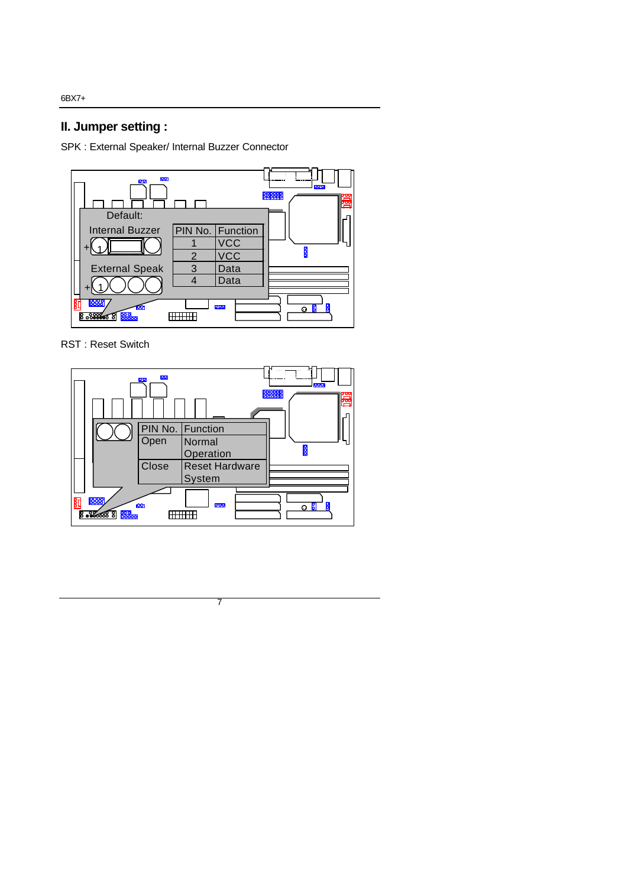## II. Jumper setting :

SPK : External Speaker/ Internal Buzzer Connector

Default:

Internal Buzzer

External Speak

| PIN No. | Function |
|---|---|
| 1 | VCC |
| 2 | VCC |
| 3 | Data |
| 4 | Data |

RST : Reset Switch

| PIN No. | Function |
|---|---|
| Open | Normal Operation |
| Close | Reset Hardware System |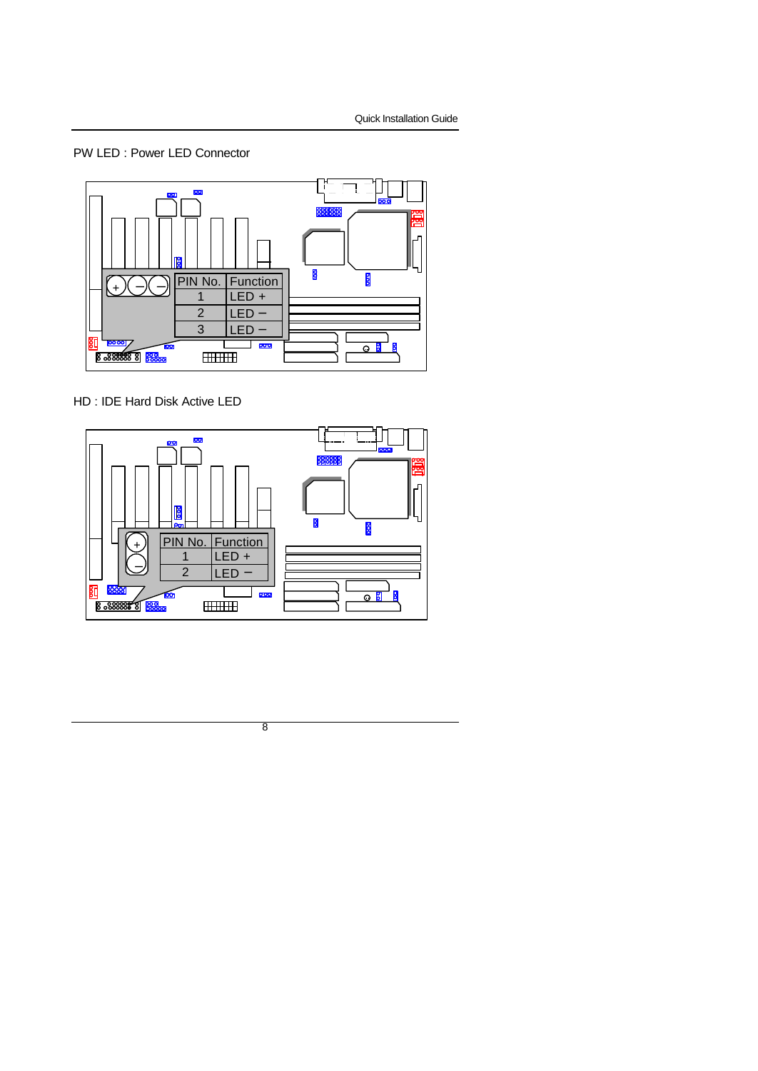PW LED : Power LED Connector

| PIN No. | Function |
|---|---|
| 1 | LED + |
| 2 | LED − |
| 3 | LED − |

HD : IDE Hard Disk Active LED

| PIN No. | Function |
|---|---|
| 1 | LED + |
| 2 | LED − |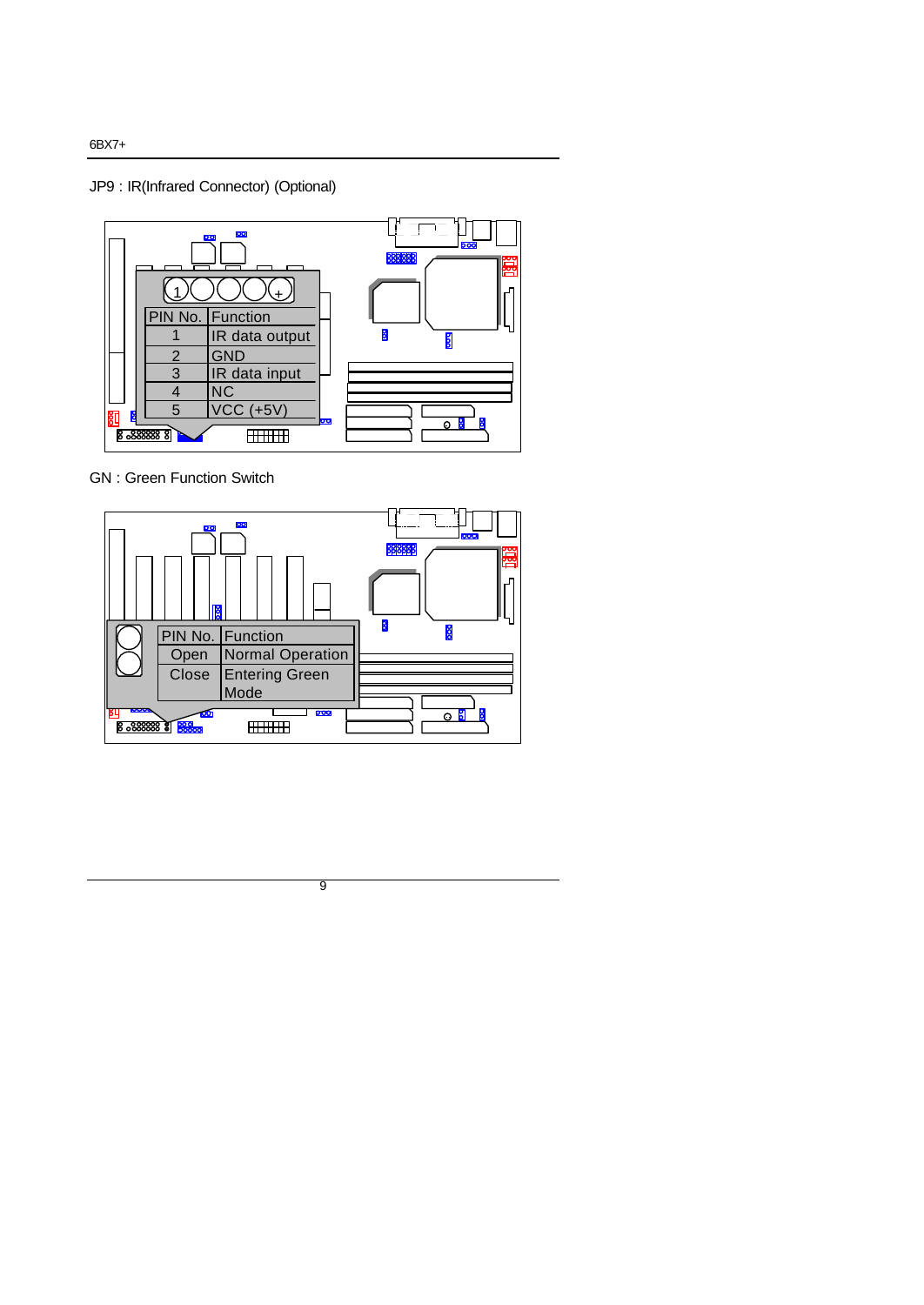JP9 : IR(Infrared Connector) (Optional)

| PIN No. | Function |
|---|---|
| 1 | IR data output |
| 2 | GND |
| 3 | IR data input |
| 4 | NC |
| 5 | VCC (+5V) |

GN : Green Function Switch

| PIN No. | Function |
|---|---|
| Open | Normal Operation |
| Close | Entering Green Mode |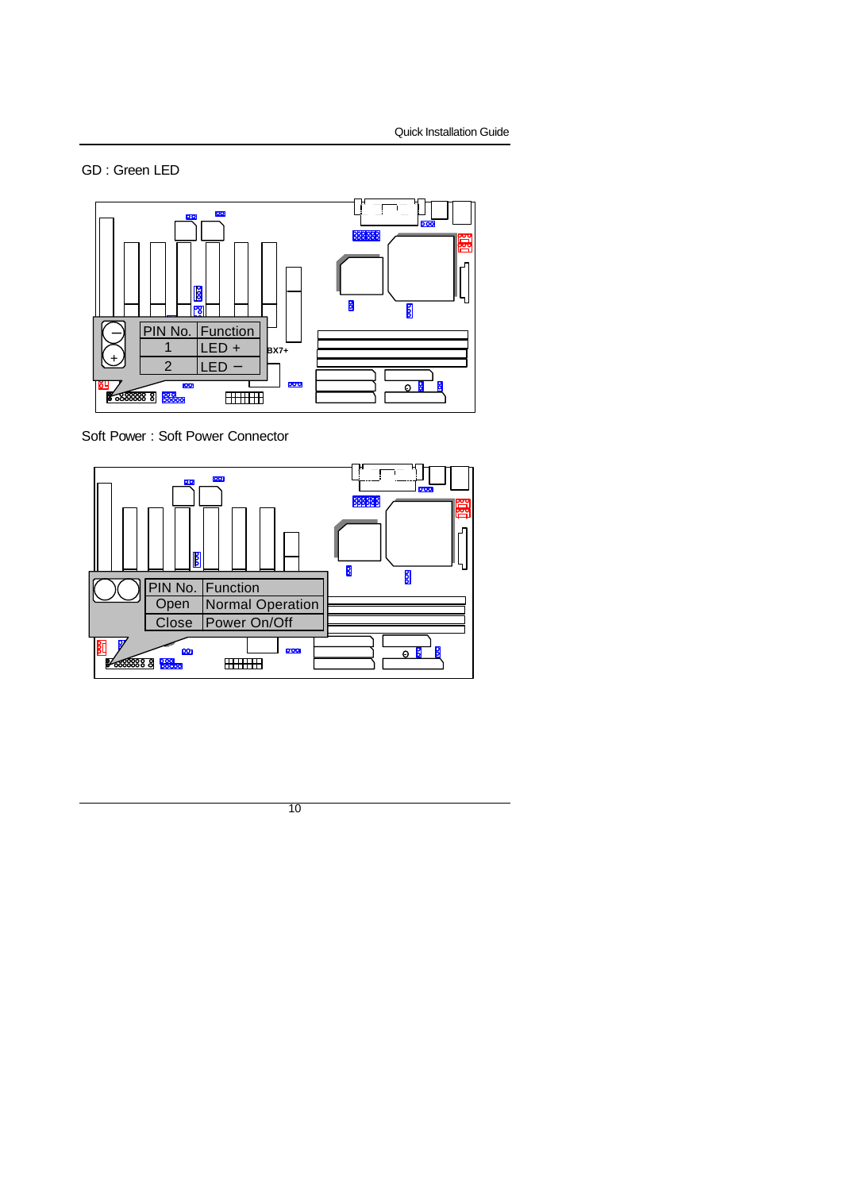GD : Green LED

| PIN No. | Function |
| --- | --- |
| 1 | LED + |
| 2 | LED − |

Soft Power : Soft Power Connector

| PIN No. | Function |
| --- | --- |
| Open | Normal Operation |
| Close | Power On/Off |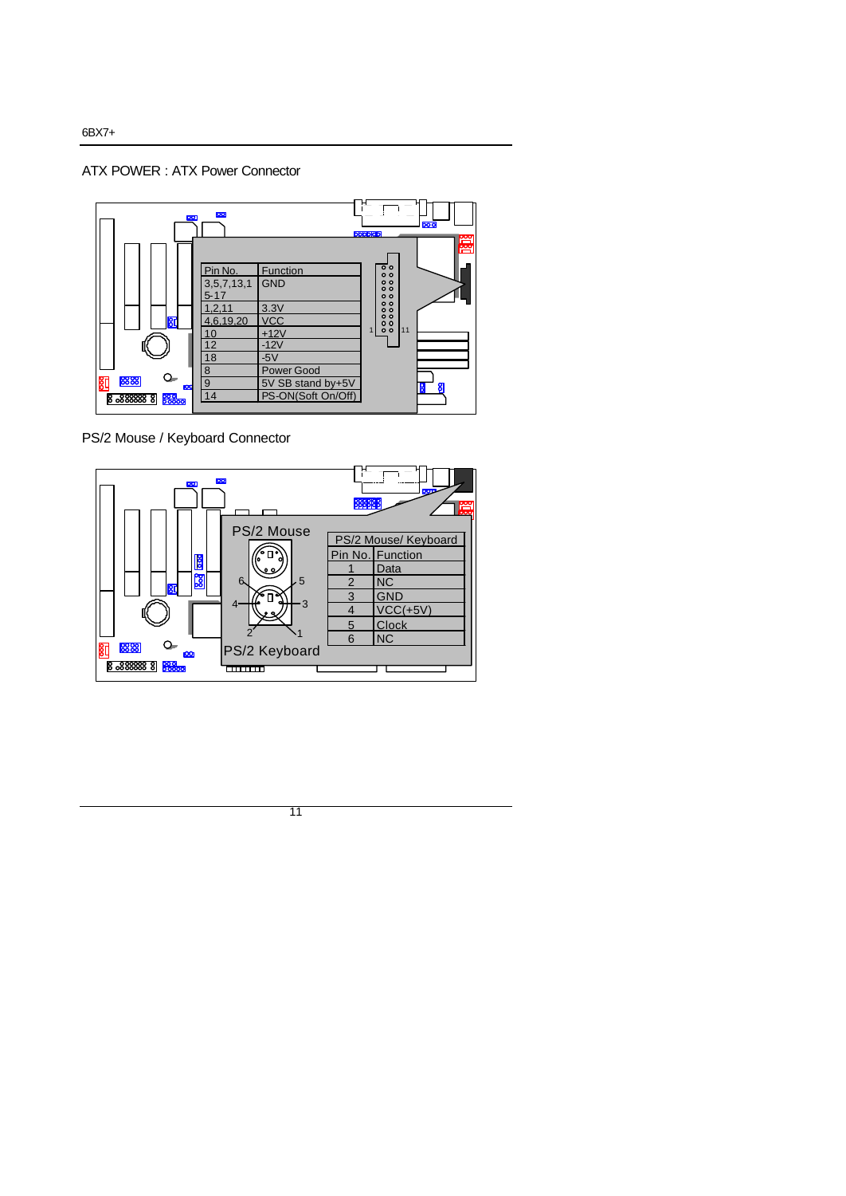## ATX POWER : ATX Power Connector

| Pin No. | Function |
|---|---|
| 3,5,7,13,15-17 | GND |
| 1,2,11 | 3.3V |
| 4,6,19,20 | VCC |
| 10 | +12V |
| 12 | -12V |
| 18 | -5V |
| 8 | Power Good |
| 9 | 5V SB stand by+5V |
| 14 | PS-ON(Soft On/Off) |

## PS/2 Mouse / Keyboard Connector

PS/2 Mouse

PS/2 Keyboard

| PS/2 Mouse/ Keyboard | |
|---|---|
| Pin No. | Function |
| 1 | Data |
| 2 | NC |
| 3 | GND |
| 4 | VCC(+5V) |
| 5 | Clock |
| 6 | NC |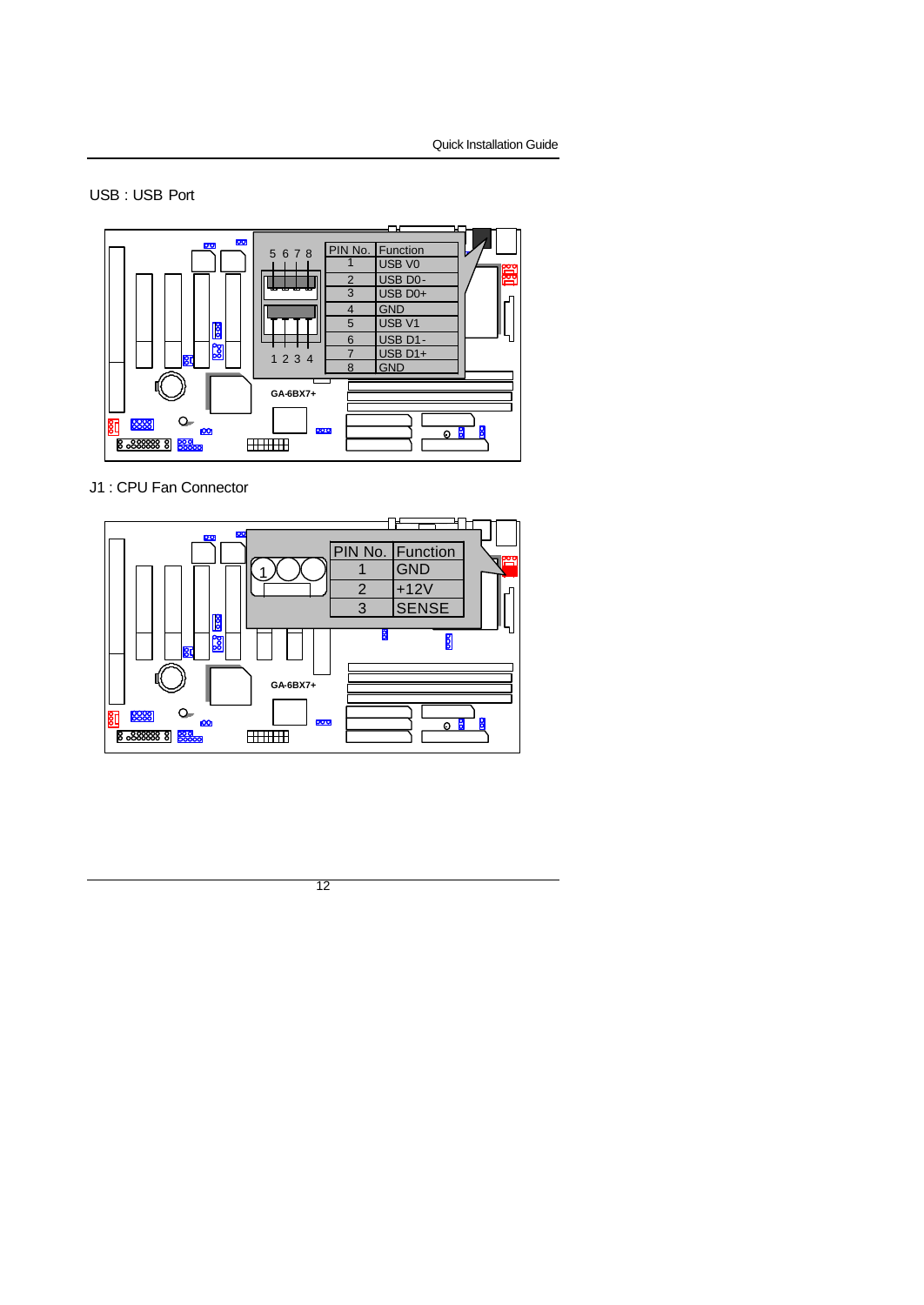## USB : USB Port

5 6 7 8

1 2 3 4

| PIN No. | Function |
|---|---|
| 1 | USB V0 |
| 2 | USB D0- |
| 3 | USB D0+ |
| 4 | GND |
| 5 | USB V1 |
| 6 | USB D1- |
| 7 | USB D1+ |
| 8 | GND |

GA-6BX7+

## J1 : CPU Fan Connector

| PIN No. | Function |
|---|---|
| 1 | GND |
| 2 | +12V |
| 3 | SENSE |

GA-6BX7+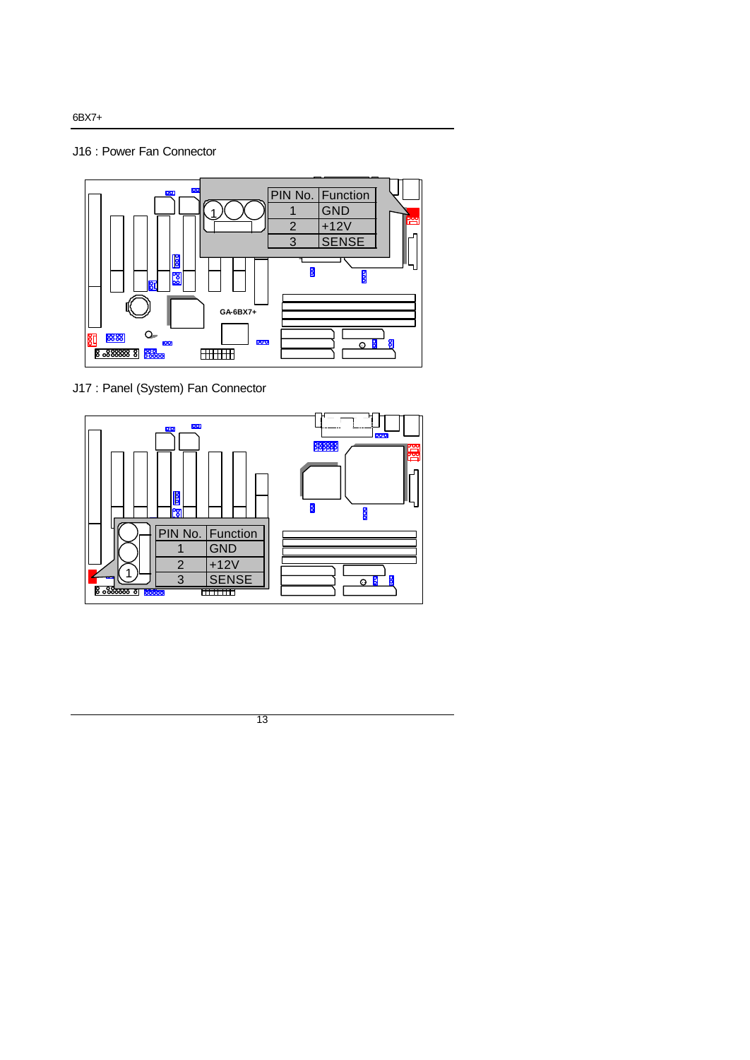J16 : Power Fan Connector

| PIN No. | Function |
| --- | --- |
| 1 | GND |
| 2 | +12V |
| 3 | SENSE |

J17 : Panel (System) Fan Connector

| PIN No. | Function |
| --- | --- |
| 1 | GND |
| 2 | +12V |
| 3 | SENSE |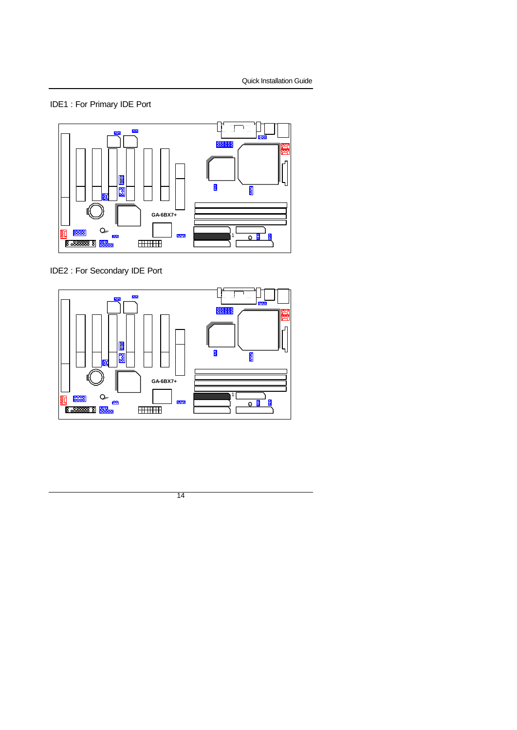IDE1 : For Primary IDE Port

GA-6BX7+

IDE2 : For Secondary IDE Port

GA-6BX7+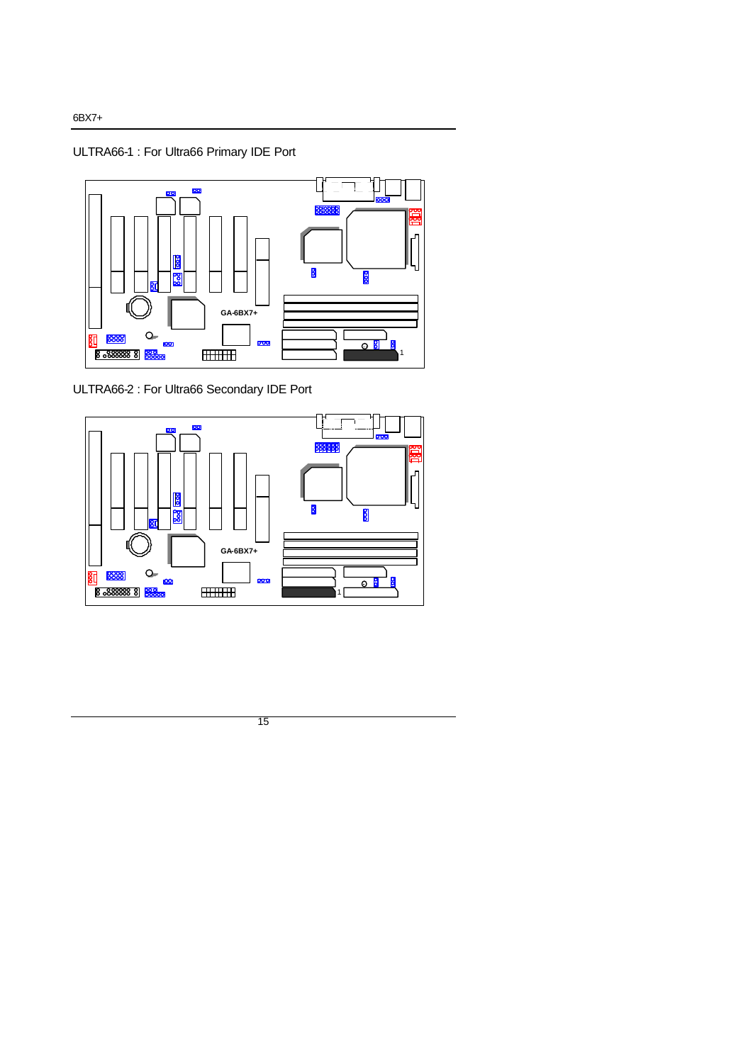ULTRA66-1 : For Ultra66 Primary IDE Port

ULTRA66-2 : For Ultra66 Secondary IDE Port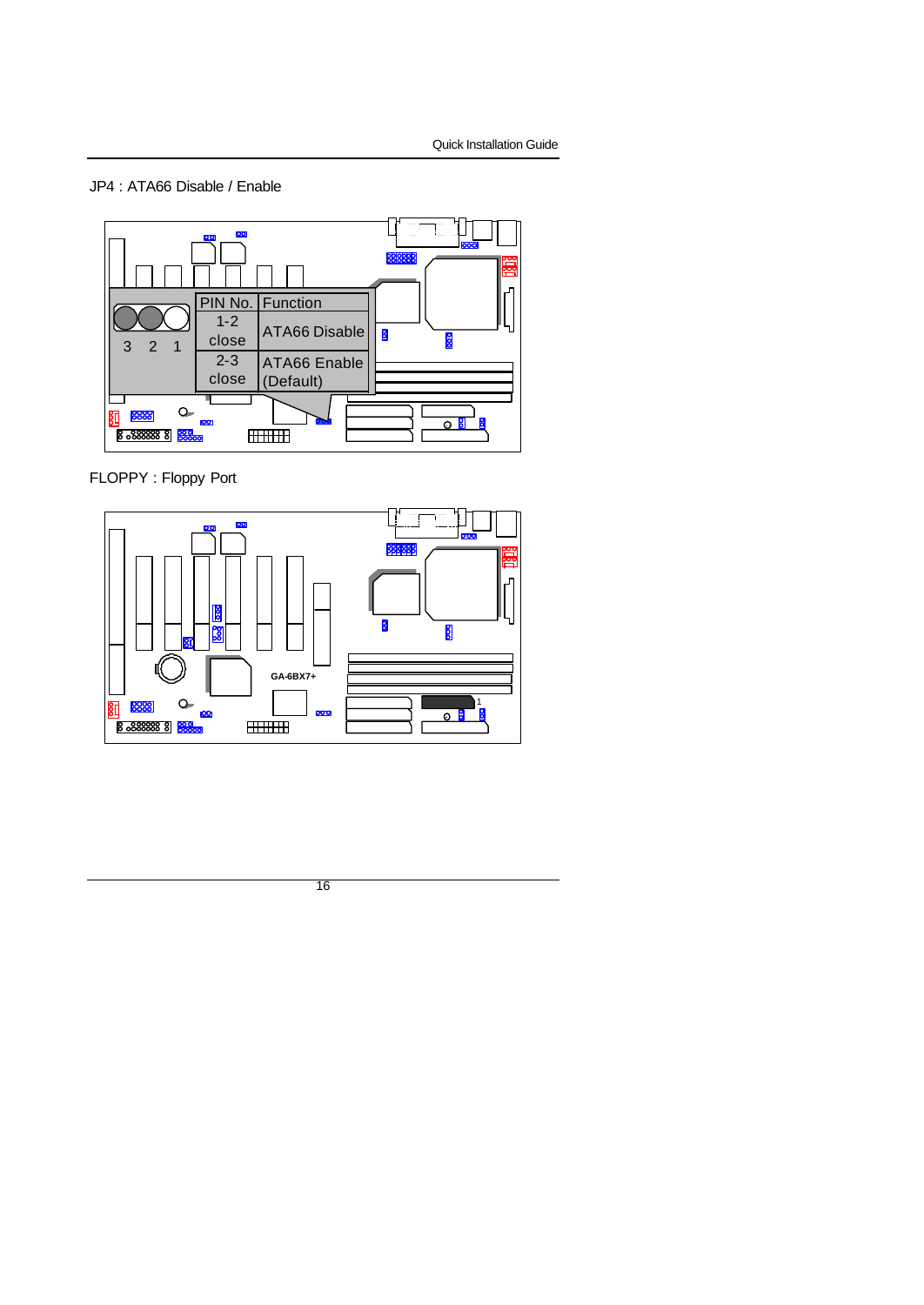JP4 : ATA66 Disable / Enable

| PIN No. | Function |
| --- | --- |
| 1-2 close | ATA66 Disable |
| 2-3 close | ATA66 Enable (Default) |

FLOPPY : Floppy Port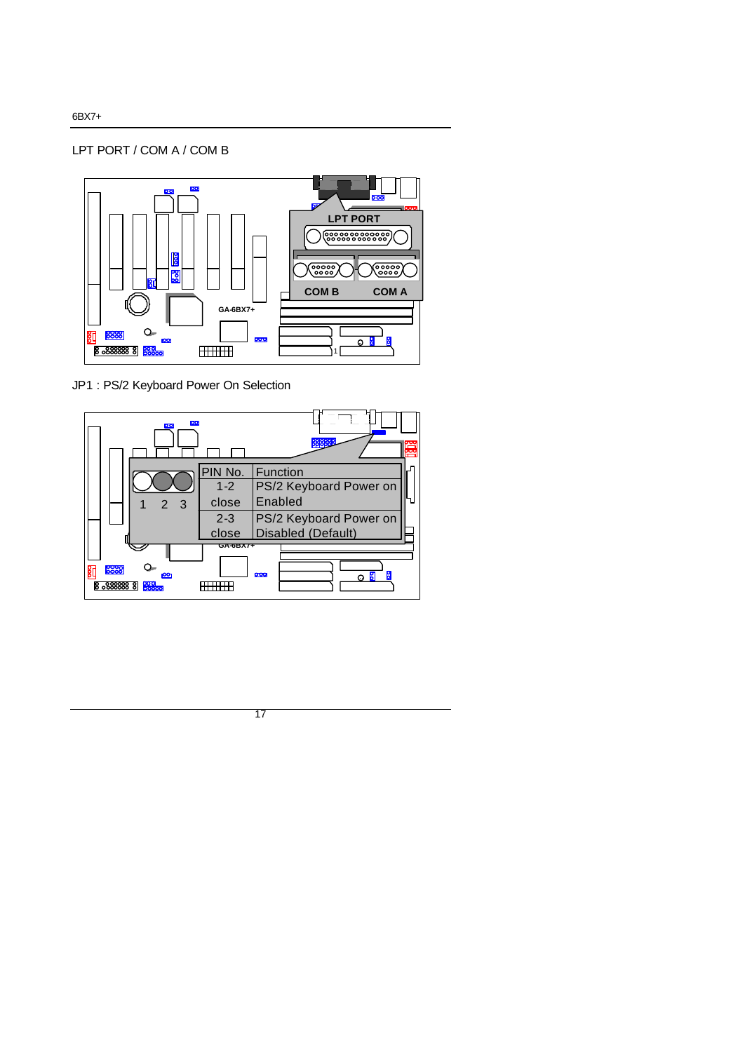LPT PORT / COM A / COM B

JP1 : PS/2 Keyboard Power On Selection

| PIN No. | Function |
| --- | --- |
| 1-2 close | PS/2 Keyboard Power on Enabled |
| 2-3 close | PS/2 Keyboard Power on Disabled (Default) |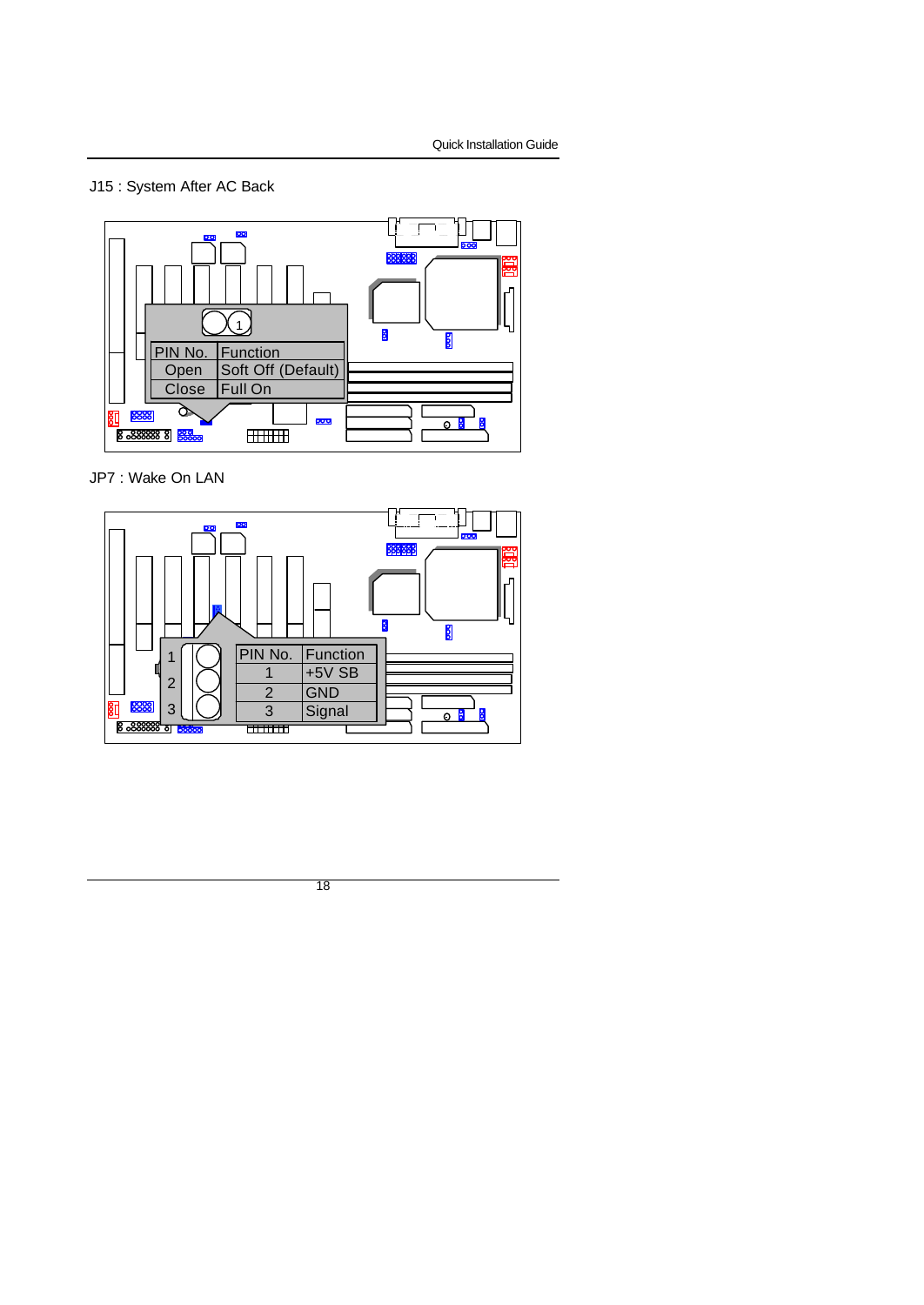J15 : System After AC Back

| PIN No. | Function |
| --- | --- |
| Open | Soft Off (Default) |
| Close | Full On |

JP7 : Wake On LAN

| PIN No. | Function |
| --- | --- |
| 1 | +5V SB |
| 2 | GND |
| 3 | Signal |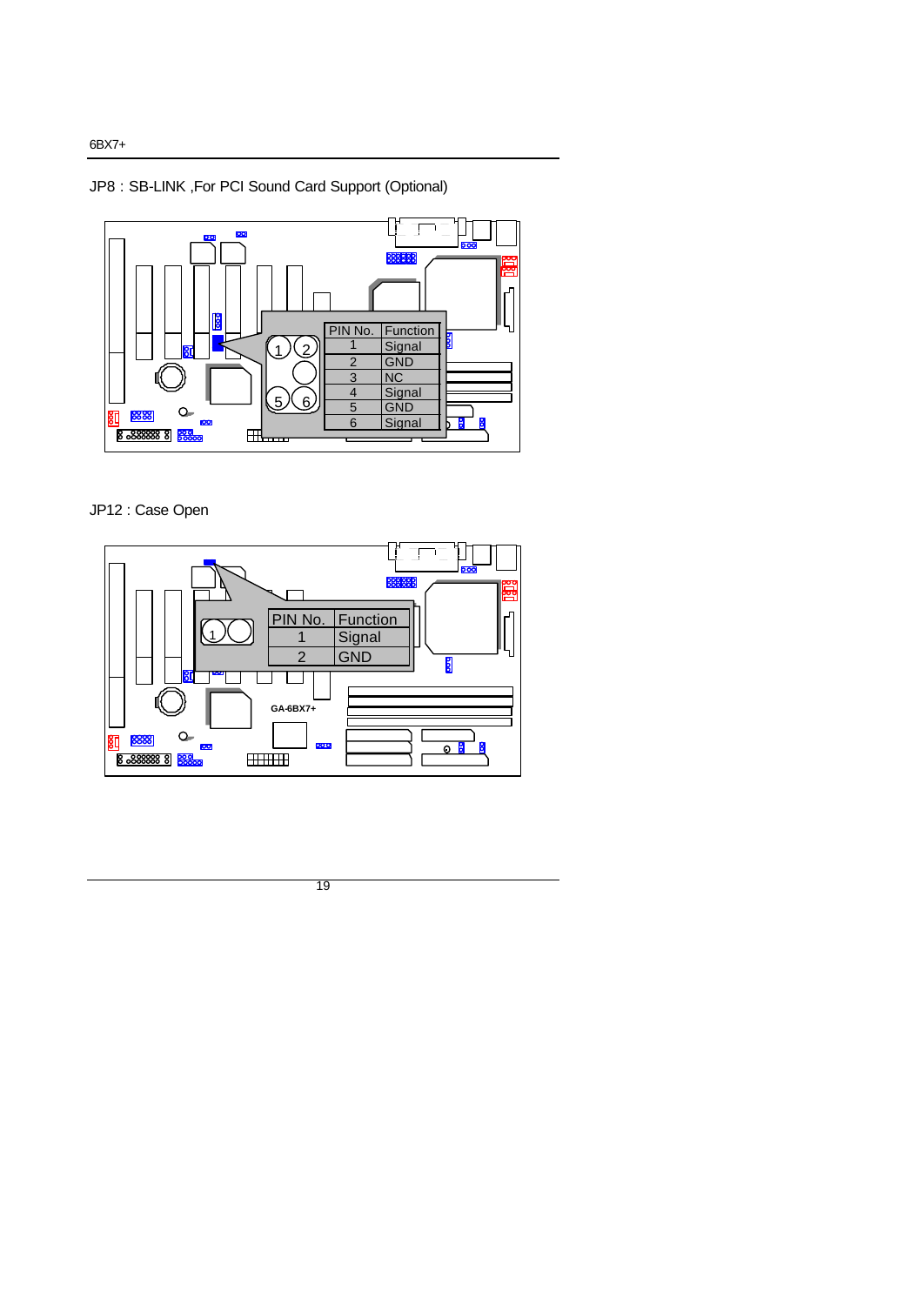JP8 : SB-LINK ,For PCI Sound Card Support (Optional)

| PIN No. | Function |
|---|---|
| 1 | Signal |
| 2 | GND |
| 3 | NC |
| 4 | Signal |
| 5 | GND |
| 6 | Signal |

JP12 : Case Open

| PIN No. | Function |
|---|---|
| 1 | Signal |
| 2 | GND |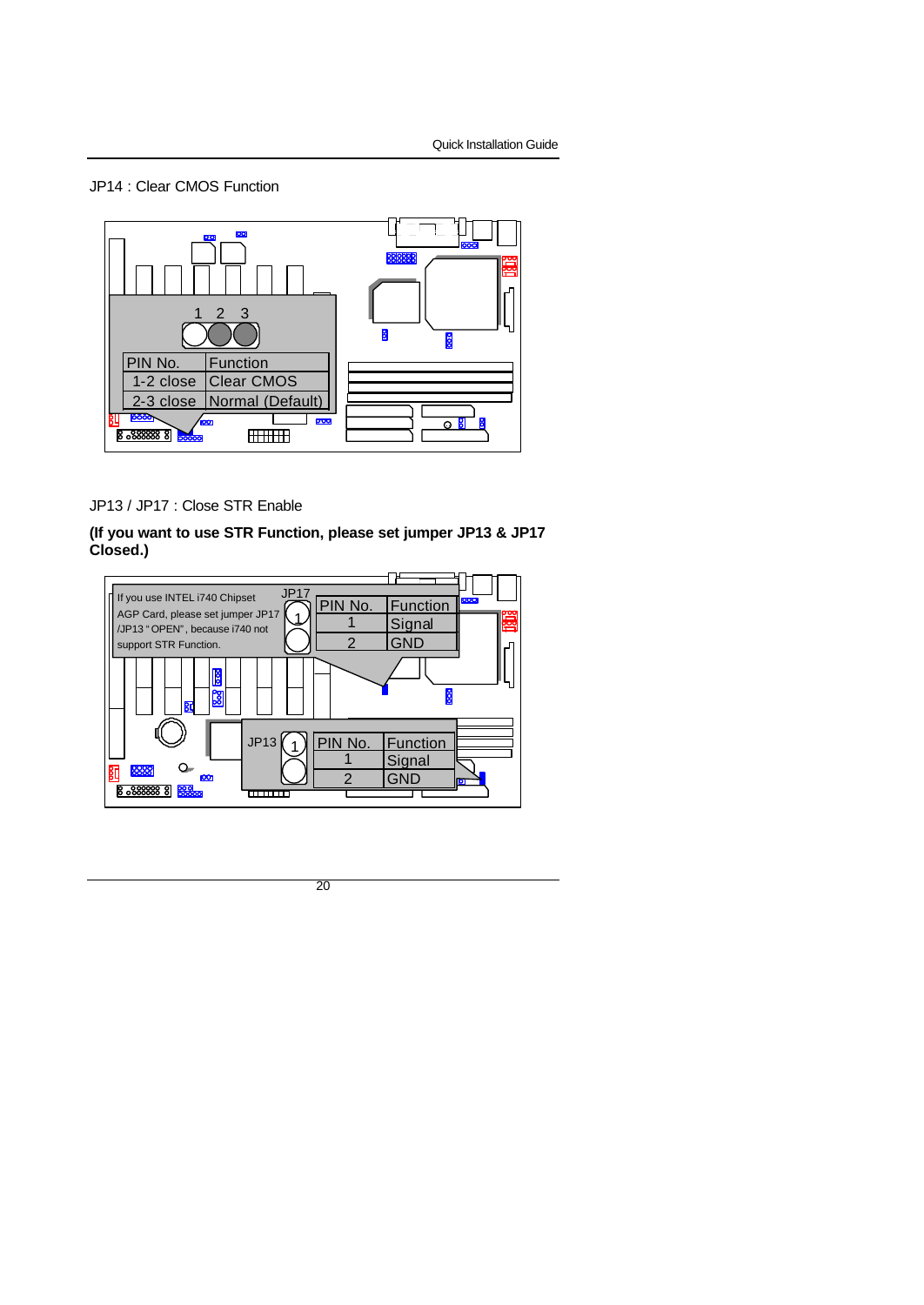JP14 : Clear CMOS Function

| PIN No. | Function |
|---|---|
| 1-2 close | Clear CMOS |
| 2-3 close | Normal (Default) |

JP13 / JP17 : Close STR Enable

**(If you want to use STR Function, please set jumper JP13 & JP17 Closed.)**

If you use INTEL i740 Chipset AGP Card, please set jumper JP17 /JP13 " OPEN", because i740 not support STR Function.

JP17

| PIN No. | Function |
|---|---|
| 1 | Signal |
| 2 | GND |

JP13

| PIN No. | Function |
|---|---|
| 1 | Signal |
| 2 | GND |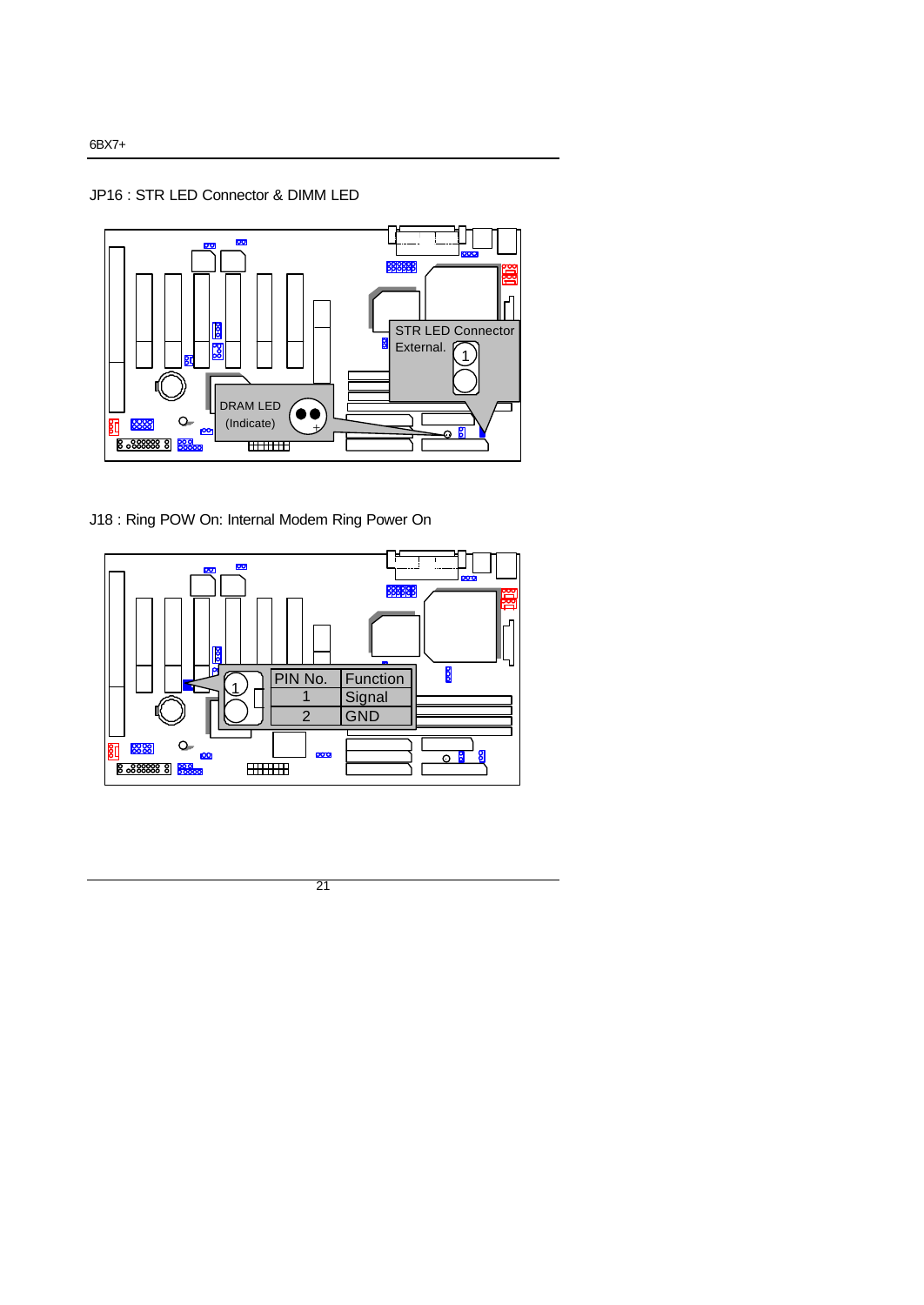JP16 : STR LED Connector & DIMM LED

STR LED Connector External.

DRAM LED (Indicate)

J18 : Ring POW On: Internal Modem Ring Power On

| PIN No. | Function |
| --- | --- |
| 1 | Signal |
| 2 | GND |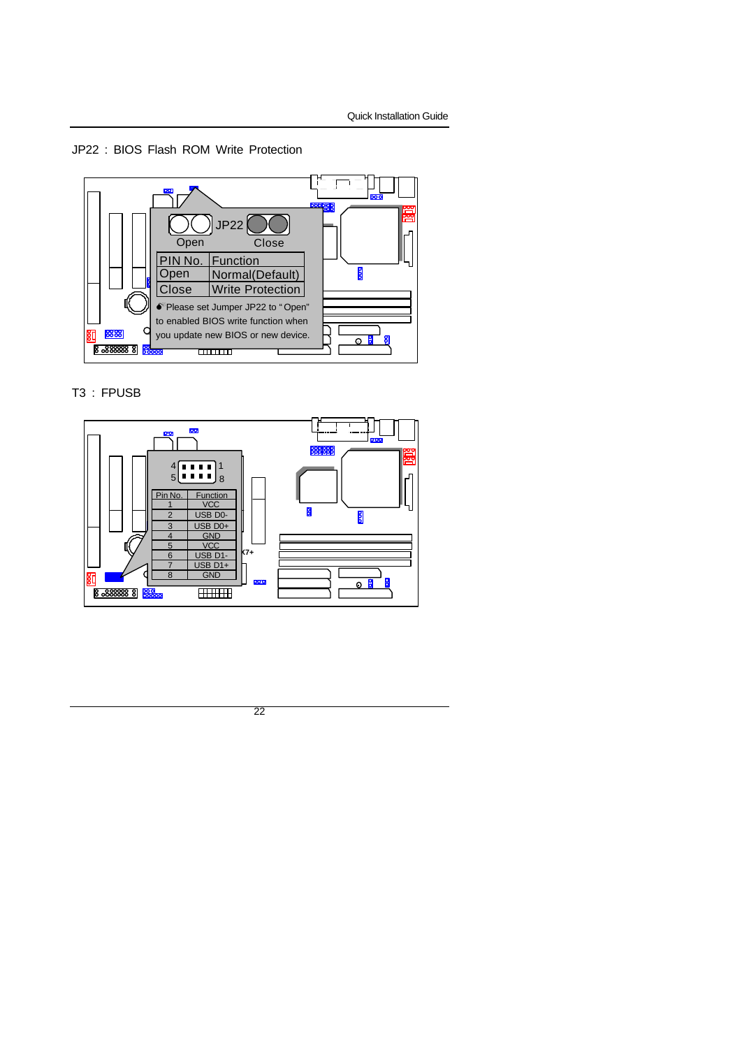## JP22 : BIOS Flash ROM Write Protection

JP22

Open　Close

| PIN No. | Function |
|---|---|
| Open | Normal(Default) |
| Close | Write Protection |

Please set Jumper JP22 to "Open" to enabled BIOS write function when you update new BIOS or new device.

## T3 : FPUSB

| Pin No. | Function |
|---|---|
| 1 | VCC |
| 2 | USB D0- |
| 3 | USB D0+ |
| 4 | GND |
| 5 | VCC |
| 6 | USB D1- |
| 7 | USB D1+ |
| 8 | GND |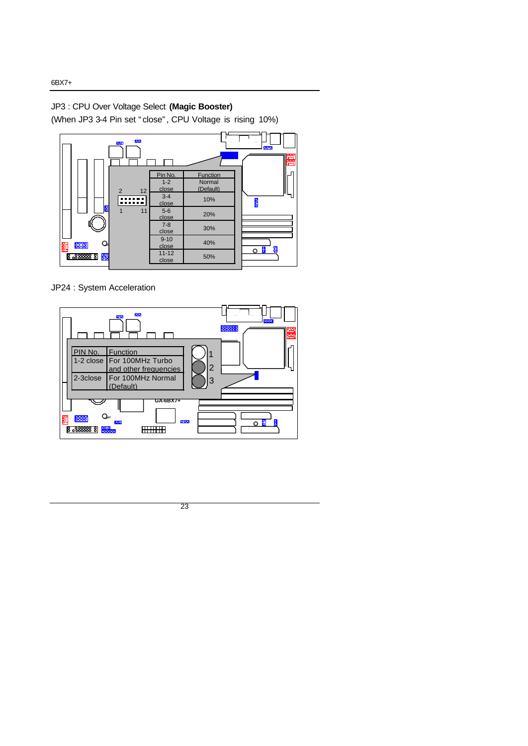JP3 : CPU Over Voltage Select **(Magic Booster)**

(When JP3 3-4 Pin set "close", CPU Voltage is rising 10%)

| Pin No. | Function |
| --- | --- |
| 1-2 close | Normal (Default) |
| 3-4 close | 10% |
| 5-6 close | 20% |
| 7-8 close | 30% |
| 9-10 close | 40% |
| 11-12 close | 50% |

JP24 : System Acceleration

| PIN No. | Function |
| --- | --- |
| 1-2 close | For 100MHz Turbo and other frequencies |
| 2-3close | For 100MHz Normal (Default) |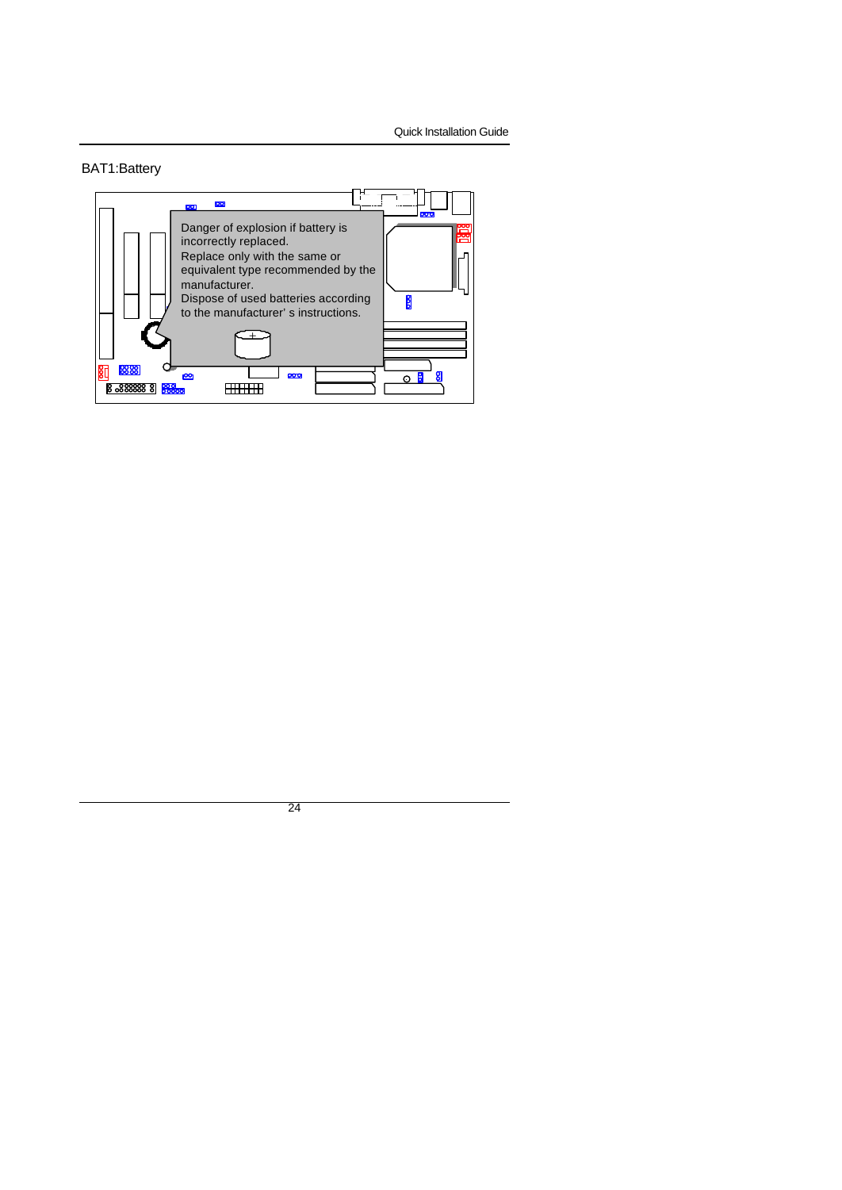## BAT1:Battery

Danger of explosion if battery is incorrectly replaced.
Replace only with the same or equivalent type recommended by the manufacturer.
Dispose of used batteries according to the manufacturer' s instructions.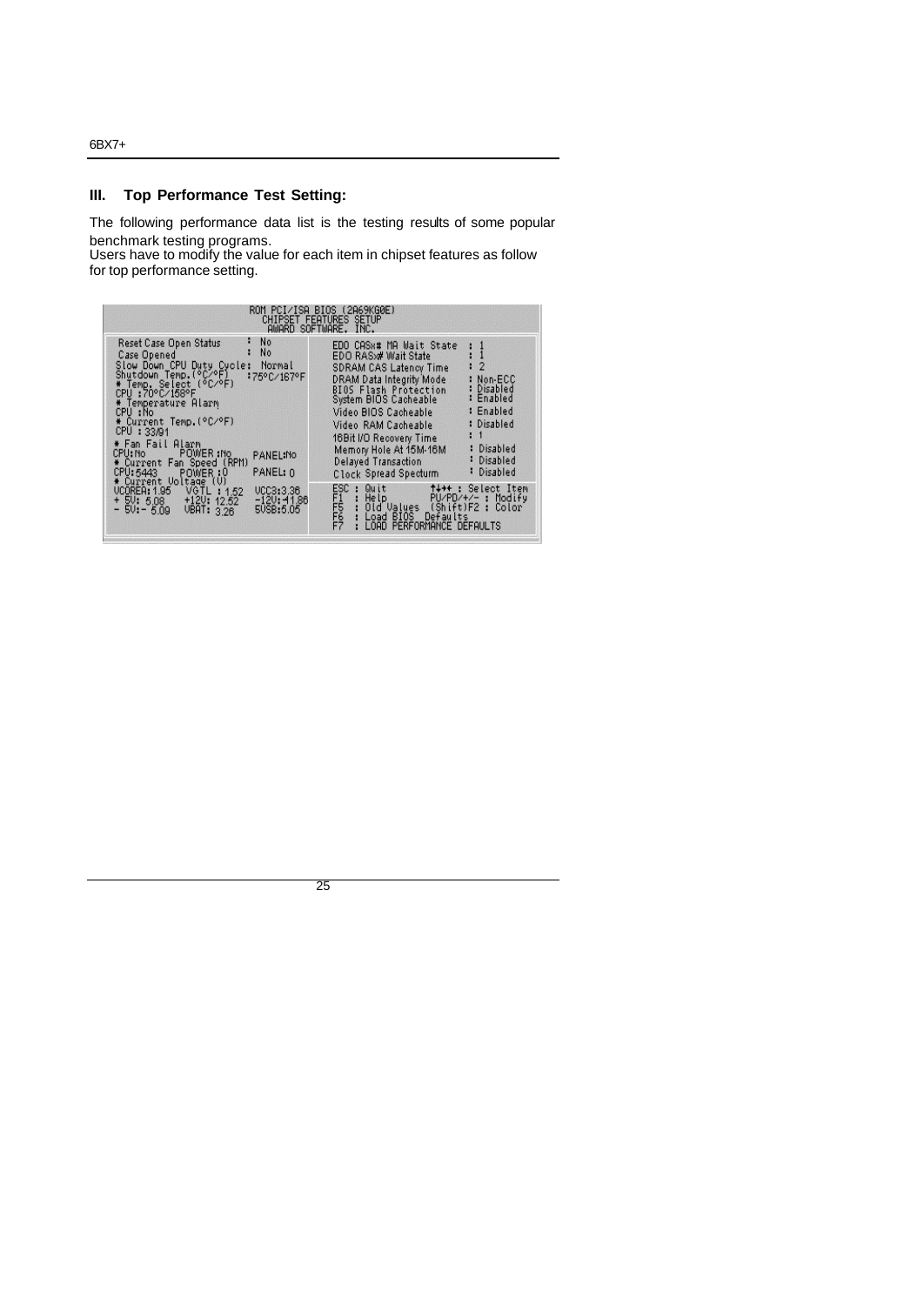## III. Top Performance Test Setting:

The following performance data list is the testing results of some popular benchmark testing programs.
Users have to modify the value for each item in chipset features as follow for top performance setting.

```
ROM PCI/ISA BIOS (2A69KG0E)
CHIPSET FEATURES SETUP
AWARD SOFTWARE, INC.

Reset Case Open Status          : No        EDO CASx# MA Wait State       : 1
Case Opened                     : No        EDO RASx# Wait State          : 1
Slow Down CPU Duty Cycle:  Normal           SDRAM CAS Latency Time        : 2
Shutdown Temp.(°C/°F)   :75°C/167°F         DRAM Data Integrity Mode      : Non-ECC
* Temp. Select (°C/°F)                      BIOS Flash Protection         : Disabled
CPU :70°C/158°F                             System BIOS Cacheable         : Enabled
* Temperature Alarm                         Video BIOS Cacheable          : Enabled
CPU :No                                     Video RAM Cacheable           : Disabled
* Current Temp.(°C/°F)                      16Bit I/O Recovery Time       : 1
CPU : 33/91                                 Memory Hole At 15M-16M        : Disabled
* Fan Fail Alarm                            Delayed Transaction           : Disabled
CPU:No      POWER:No      PANEL:No          Clock Spread Specturm         : Disabled
* Current Fan Speed (RPM)
CPU:5443    POWER:0       PANEL: 0          ESC : Quit        ↑↓→← : Select Item
* Current Voltage (V)                       F1  : Help        PU/PD/+/- : Modify
VCOREA:1.95  VGTL : 1.52  VCC3:3.36         F5  : Old Values  (Shift)F2 : Color
+ 5V: 5.08   +12V: 12.52  -12V:-11.86       F6  : Load BIOS  Defaults
- 5V:- 5.09  VBAT: 3.26   5VSB:5.05         F7  : LOAD PERFORMANCE DEFAULTS
```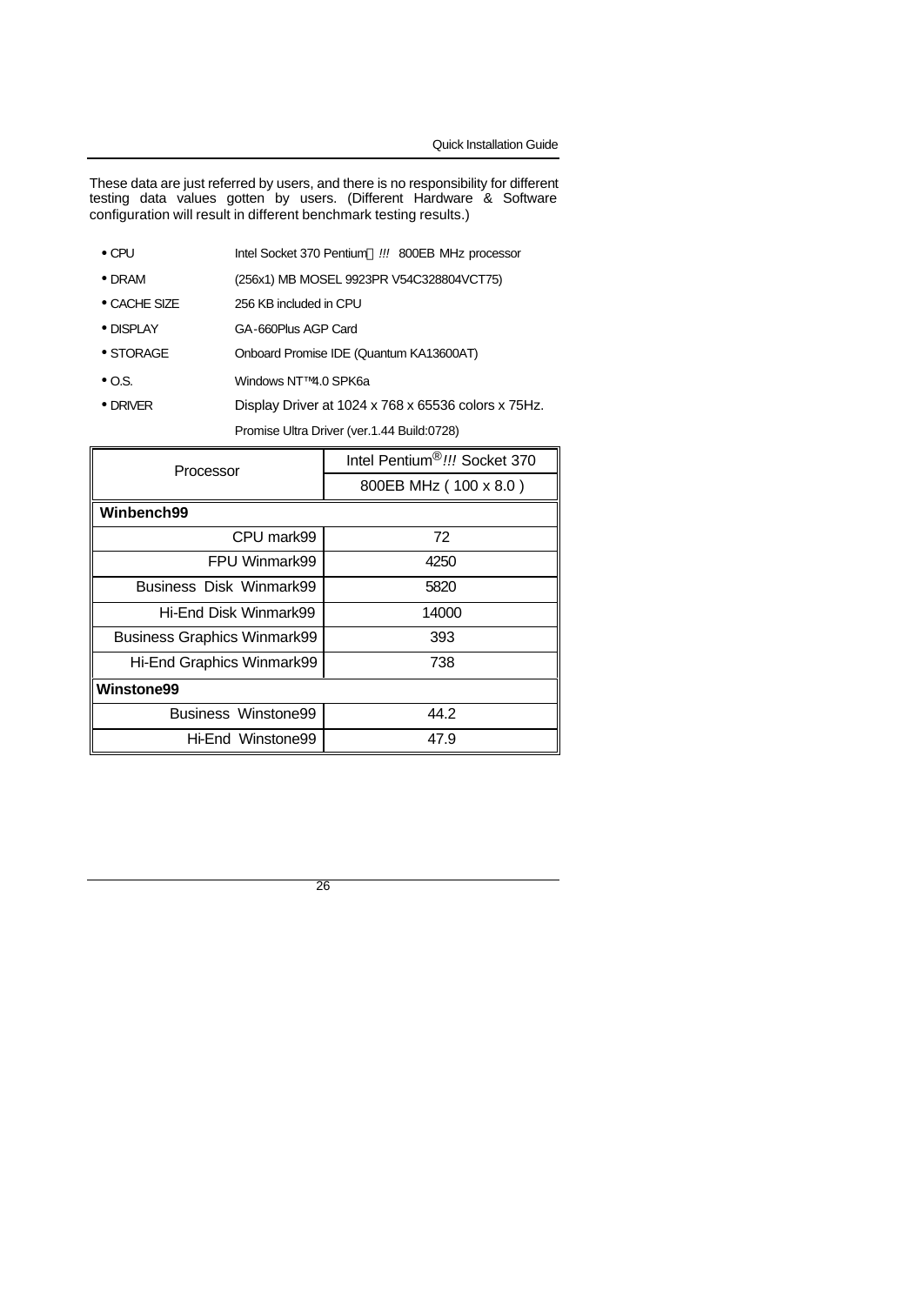These data are just referred by users, and there is no responsibility for different testing data values gotten by users. (Different Hardware & Software configuration will result in different benchmark testing results.)

- CPU Intel Socket 370 Pentium® !!! 800EB MHz processor
- DRAM (256x1) MB MOSEL 9923PR V54C328804VCT75)
- CACHE SIZE 256 KB included in CPU
- DISPLAY GA-660Plus AGP Card
- STORAGE Onboard Promise IDE (Quantum KA13600AT)
- O.S. Windows NT™4.0 SPK6a
- DRIVER Display Driver at 1024 x 768 x 65536 colors x 75Hz.
  Promise Ultra Driver (ver.1.44 Build:0728)

| Processor | Intel Pentium® !!! Socket 370 |
|---|---|
| | 800EB MHz ( 100 x 8.0 ) |
| **Winbench99** | |
| CPU mark99 | 72 |
| FPU Winmark99 | 4250 |
| Business Disk Winmark99 | 5820 |
| Hi-End Disk Winmark99 | 14000 |
| Business Graphics Winmark99 | 393 |
| Hi-End Graphics Winmark99 | 738 |
| **Winstone99** | |
| Business Winstone99 | 44.2 |
| Hi-End Winstone99 | 47.9 |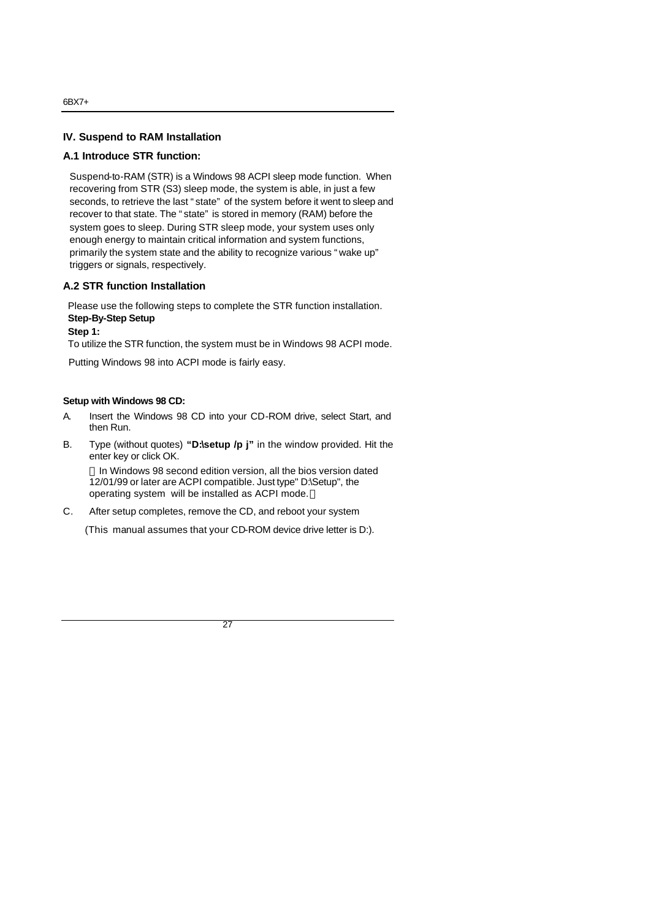## IV. Suspend to RAM Installation

### A.1 Introduce STR function:

Suspend-to-RAM (STR) is a Windows 98 ACPI sleep mode function. When recovering from STR (S3) sleep mode, the system is able, in just a few seconds, to retrieve the last "state" of the system before it went to sleep and recover to that state. The "state" is stored in memory (RAM) before the system goes to sleep. During STR sleep mode, your system uses only enough energy to maintain critical information and system functions, primarily the system state and the ability to recognize various "wake up" triggers or signals, respectively.

### A.2 STR function Installation

Please use the following steps to complete the STR function installation.

**Step-By-Step Setup**

**Step 1:**

To utilize the STR function, the system must be in Windows 98 ACPI mode.

Putting Windows 98 into ACPI mode is fairly easy.

**Setup with Windows 98 CD:**

A. Insert the Windows 98 CD into your CD-ROM drive, select Start, and then Run.

B. Type (without quotes) **"D:\setup /p j"** in the window provided. Hit the enter key or click OK.

   （In Windows 98 second edition version, all the bios version dated 12/01/99 or later are ACPI compatible. Just type" D:\Setup", the operating system will be installed as ACPI mode.）

C. After setup completes, remove the CD, and reboot your system

   (This manual assumes that your CD-ROM device drive letter is D:).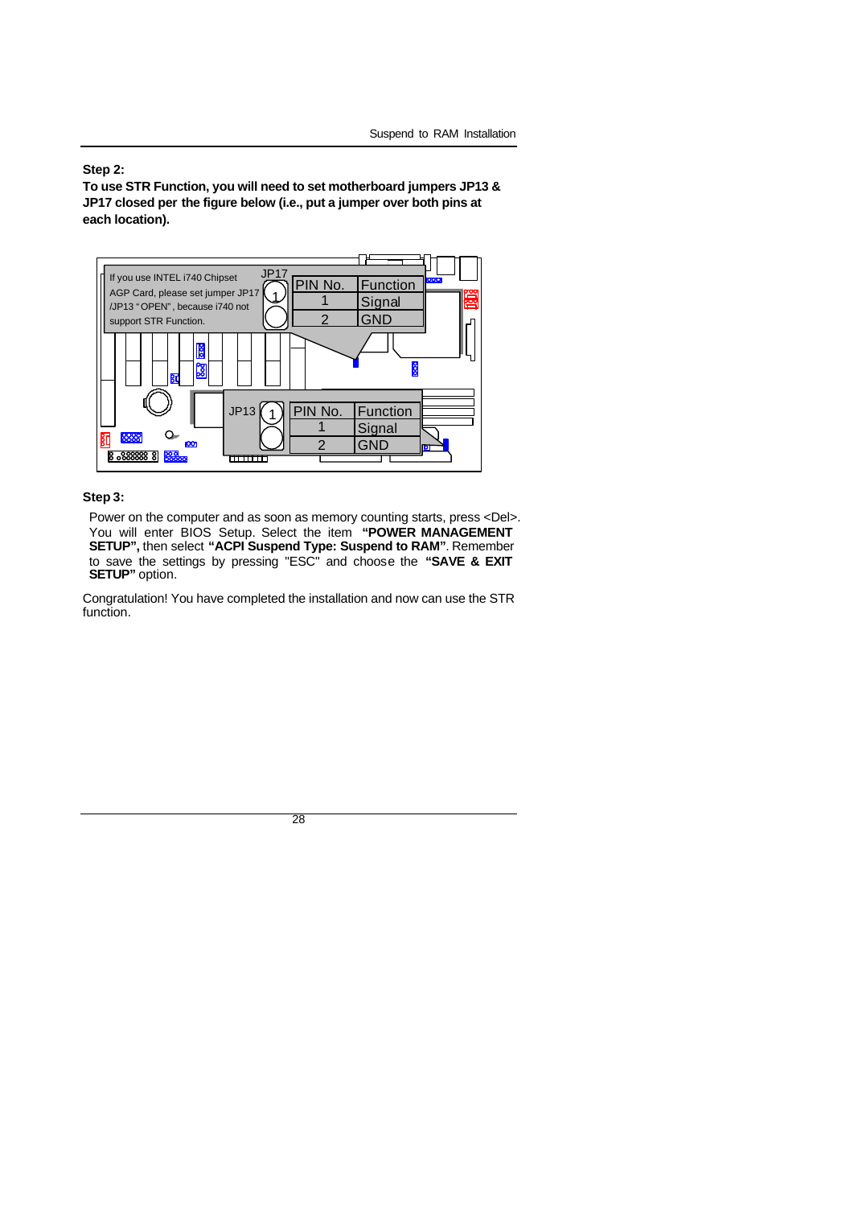**Step 2:**

**To use STR Function, you will need to set motherboard jumpers JP13 & JP17 closed per the figure below (i.e., put a jumper over both pins at each location).**

If you use INTEL i740 Chipset AGP Card, please set jumper JP17 /JP13 "OPEN", because i740 not support STR Function.

JP17

| PIN No. | Function |
|---|---|
| 1 | Signal |
| 2 | GND |

JP13

| PIN No. | Function |
|---|---|
| 1 | Signal |
| 2 | GND |

**Step 3:**

Power on the computer and as soon as memory counting starts, press <Del>. You will enter BIOS Setup. Select the item **"POWER MANAGEMENT SETUP",** then select **"ACPI Suspend Type: Suspend to RAM"**. Remember to save the settings by pressing "ESC" and choose the **"SAVE & EXIT SETUP"** option.

Congratulation! You have completed the installation and now can use the STR function.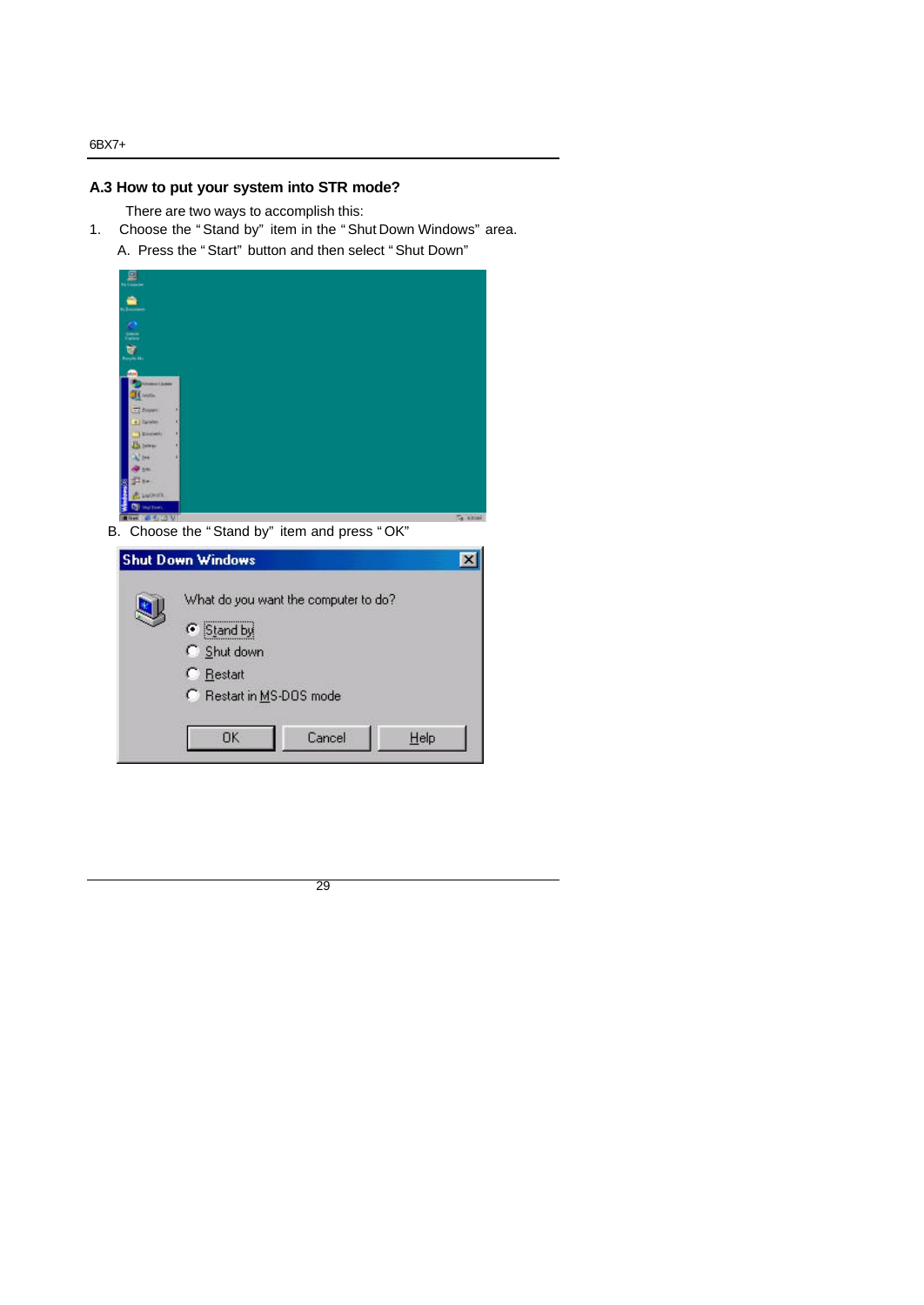### A.3 How to put your system into STR mode?

There are two ways to accomplish this:

1. Choose the "Stand by" item in the "Shut Down Windows" area.

   A. Press the "Start" button and then select "Shut Down"

   B. Choose the "Stand by" item and press "OK"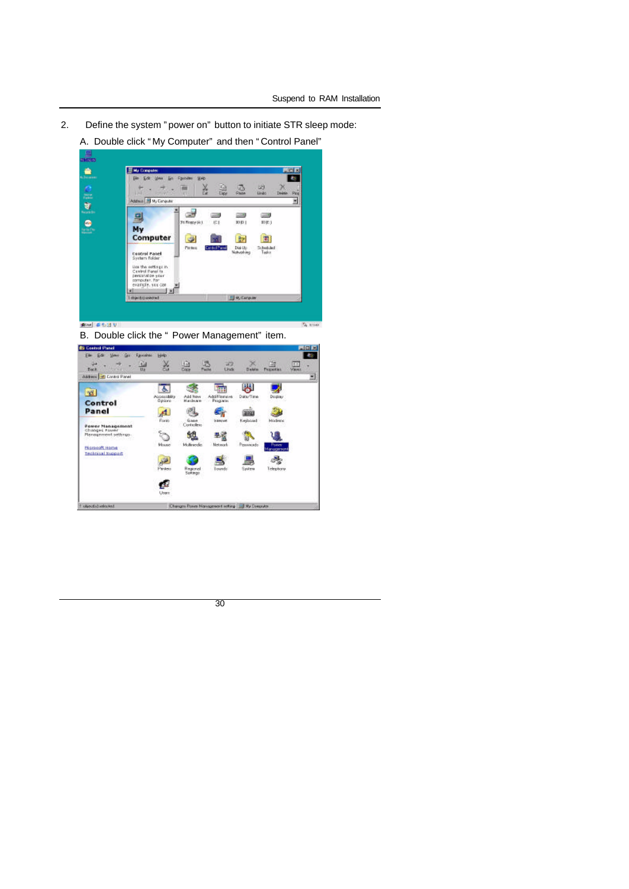2. Define the system "power on" button to initiate STR sleep mode:

   A. Double click "My Computer" and then "Control Panel"

   B. Double click the " Power Management" item.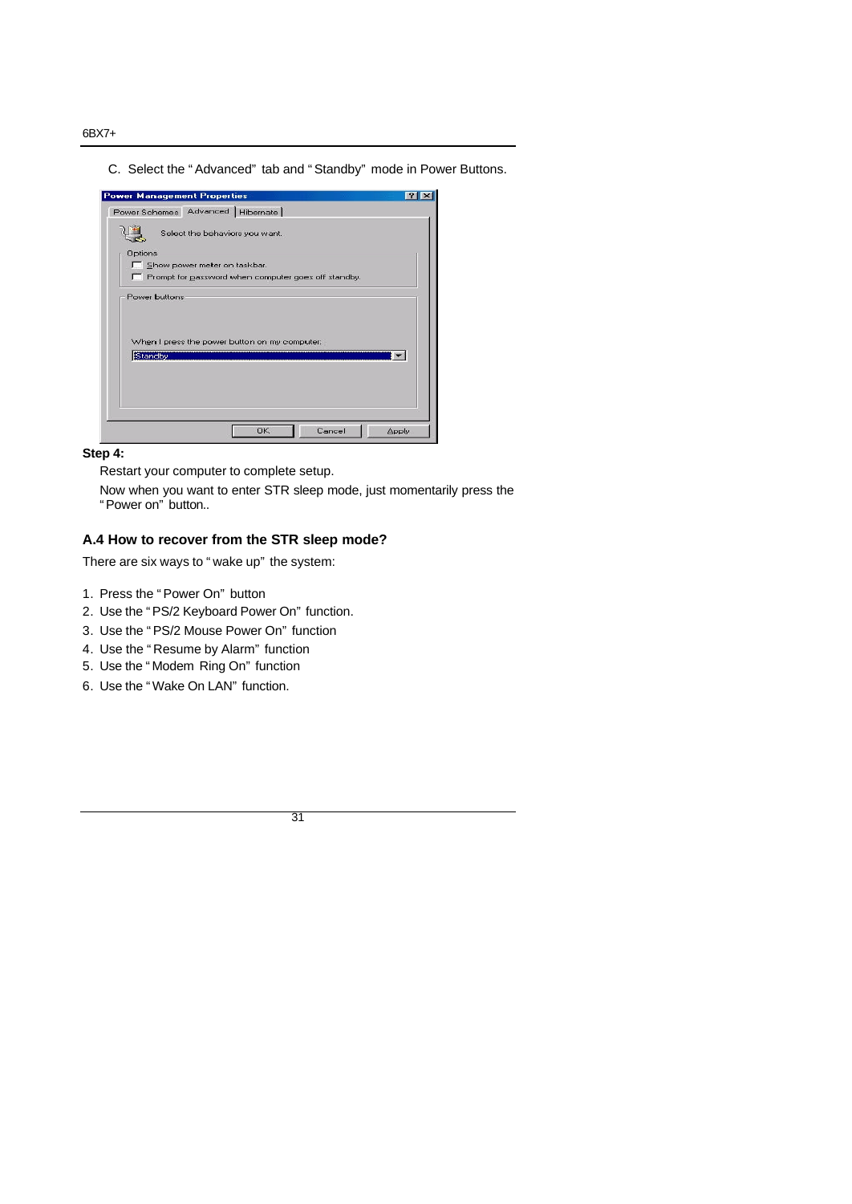C. Select the "Advanced" tab and "Standby" mode in Power Buttons.

**Step 4:**

Restart your computer to complete setup.

Now when you want to enter STR sleep mode, just momentarily press the "Power on" button..

### A.4 How to recover from the STR sleep mode?

There are six ways to "wake up" the system:

1. Press the "Power On" button
2. Use the "PS/2 Keyboard Power On" function.
3. Use the "PS/2 Mouse Power On" function
4. Use the "Resume by Alarm" function
5. Use the "Modem Ring On" function
6. Use the "Wake On LAN" function.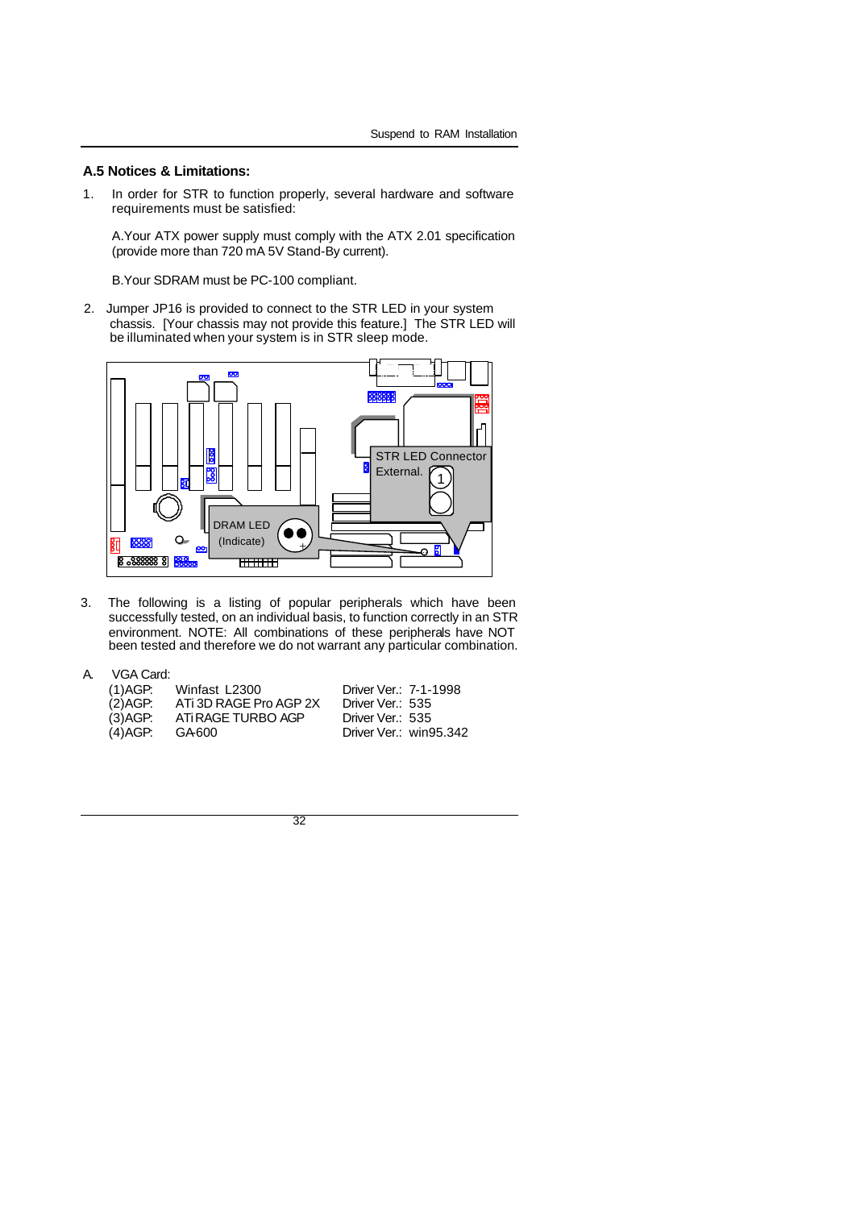### A.5 Notices & Limitations:

1. In order for STR to function properly, several hardware and software requirements must be satisfied:

   A.Your ATX power supply must comply with the ATX 2.01 specification (provide more than 720 mA 5V Stand-By current).

   B.Your SDRAM must be PC-100 compliant.

2. Jumper JP16 is provided to connect to the STR LED in your system chassis. [Your chassis may not provide this feature.] The STR LED will be illuminated when your system is in STR sleep mode.

STR LED Connector External.

DRAM LED (Indicate)

3. The following is a listing of popular peripherals which have been successfully tested, on an individual basis, to function correctly in an STR environment. NOTE: All combinations of these peripherals have NOT been tested and therefore we do not warrant any particular combination.

A. VGA Card:

| | | |
|---|---|---|
| (1)AGP: | Winfast L2300 | Driver Ver.: 7-1-1998 |
| (2)AGP: | ATi 3D RAGE Pro AGP 2X | Driver Ver.: 535 |
| (3)AGP: | ATi RAGE TURBO AGP | Driver Ver.: 535 |
| (4)AGP: | GA-600 | Driver Ver.: win95.342 |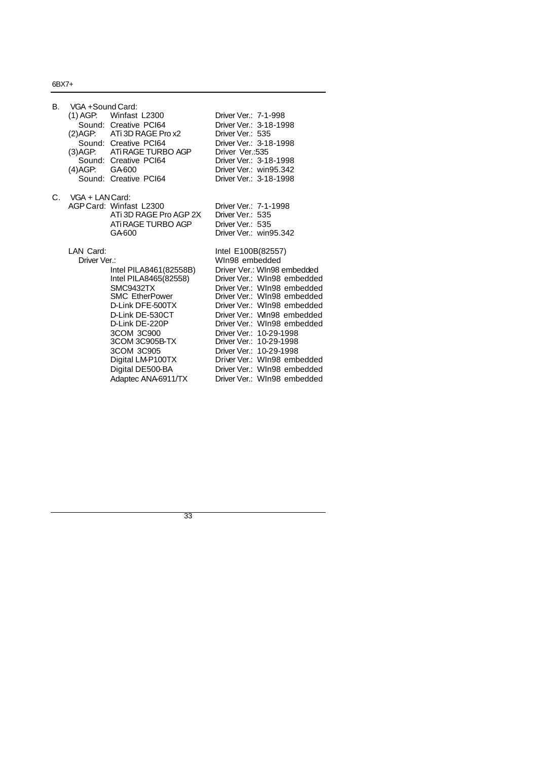B. VGA + Sound Card:

| | | |
|---|---|---|
| (1) AGP: | Winfast L2300 | Driver Ver.: 7-1-998 |
| Sound: | Creative PCI64 | Driver Ver.: 3-18-1998 |
| (2)AGP: | ATi 3D RAGE Pro x2 | Driver Ver.: 535 |
| Sound: | Creative PCI64 | Driver Ver.: 3-18-1998 |
| (3)AGP: | ATi RAGE TURBO AGP | Driver Ver.:535 |
| Sound: | Creative PCI64 | Driver Ver.: 3-18-1998 |
| (4)AGP: | GA-600 | Driver Ver.: win95.342 |
| Sound: | Creative PCI64 | Driver Ver.: 3-18-1998 |

C. VGA + LAN Card:

| | | |
|---|---|---|
| AGP Card: | Winfast L2300 | Driver Ver.: 7-1-1998 |
| | ATi 3D RAGE Pro AGP 2X | Driver Ver.: 535 |
| | ATi RAGE TURBO AGP | Driver Ver.: 535 |
| | GA-600 | Driver Ver.: win95.342 |

| | | |
|---|---|---|
| LAN Card: | | Intel E100B(82557) |
| Driver Ver.: | | WIn98 embedded |
| | Intel PILA8461(82558B) | Driver Ver.: WIn98 embedded |
| | Intel PILA8465(82558) | Driver Ver.: WIn98 embedded |
| | SMC9432TX | Driver Ver.: WIn98 embedded |
| | SMC EtherPower | Driver Ver.: WIn98 embedded |
| | D-Link DFE-500TX | Driver Ver.: WIn98 embedded |
| | D-Link DE-530CT | Driver Ver.: WIn98 embedded |
| | D-Link DE-220P | Driver Ver.: WIn98 embedded |
| | 3COM 3C900 | Driver Ver.: 10-29-1998 |
| | 3COM 3C905B-TX | Driver Ver.: 10-29-1998 |
| | 3COM 3C905 | Driver Ver.: 10-29-1998 |
| | Digital LM-P100TX | Driver Ver.: WIn98 embedded |
| | Digital DE500-BA | Driver Ver.: WIn98 embedded |
| | Adaptec ANA-6911/TX | Driver Ver.: WIn98 embedded |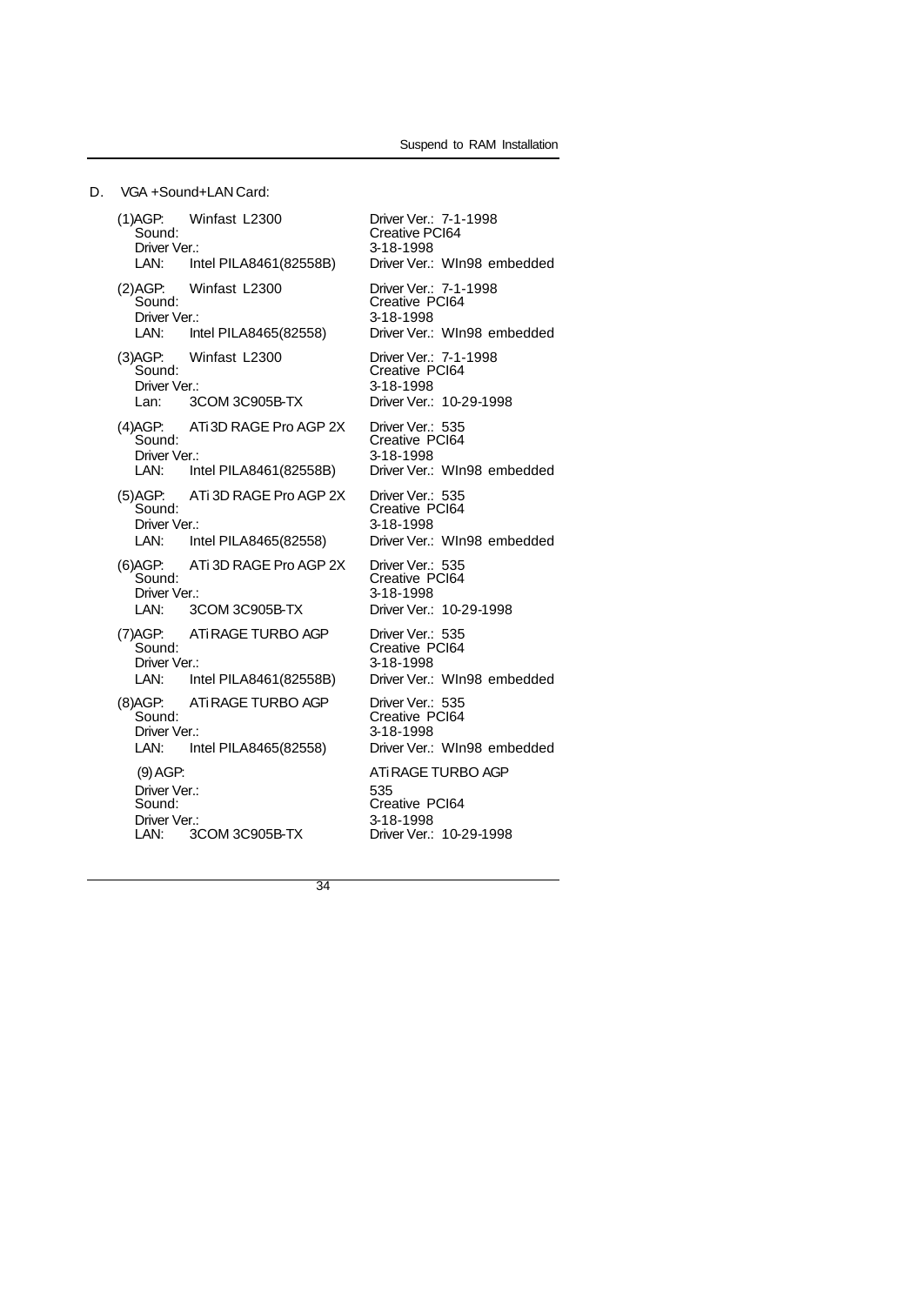D. VGA +Sound+LAN Card:

(1)AGP: Winfast L2300 Driver Ver.: 7-1-1998
Sound: Creative PCI64
Driver Ver.: 3-18-1998
LAN: Intel PILA8461(82558B) Driver Ver.: WIn98 embedded

(2)AGP: Winfast L2300 Driver Ver.: 7-1-1998
Sound: Creative PCI64
Driver Ver.: 3-18-1998
LAN: Intel PILA8465(82558) Driver Ver.: WIn98 embedded

(3)AGP: Winfast L2300 Driver Ver.: 7-1-1998
Sound: Creative PCI64
Driver Ver.: 3-18-1998
Lan: 3COM 3C905B-TX Driver Ver.: 10-29-1998

(4)AGP: ATi 3D RAGE Pro AGP 2X Driver Ver.: 535
Sound: Creative PCI64
Driver Ver.: 3-18-1998
LAN: Intel PILA8461(82558B) Driver Ver.: WIn98 embedded

(5)AGP: ATi 3D RAGE Pro AGP 2X Driver Ver.: 535
Sound: Creative PCI64
Driver Ver.: 3-18-1998
LAN: Intel PILA8465(82558) Driver Ver.: WIn98 embedded

(6)AGP: ATi 3D RAGE Pro AGP 2X Driver Ver.: 535
Sound: Creative PCI64
Driver Ver.: 3-18-1998
LAN: 3COM 3C905B-TX Driver Ver.: 10-29-1998

(7)AGP: ATi RAGE TURBO AGP Driver Ver.: 535
Sound: Creative PCI64
Driver Ver.: 3-18-1998
LAN: Intel PILA8461(82558B) Driver Ver.: WIn98 embedded

(8)AGP: ATi RAGE TURBO AGP Driver Ver.: 535
Sound: Creative PCI64
Driver Ver.: 3-18-1998
LAN: Intel PILA8465(82558) Driver Ver.: WIn98 embedded

(9) AGP: ATi RAGE TURBO AGP
Driver Ver.: 535
Sound: Creative PCI64
Driver Ver.: 3-18-1998
LAN: 3COM 3C905B-TX Driver Ver.: 10-29-1998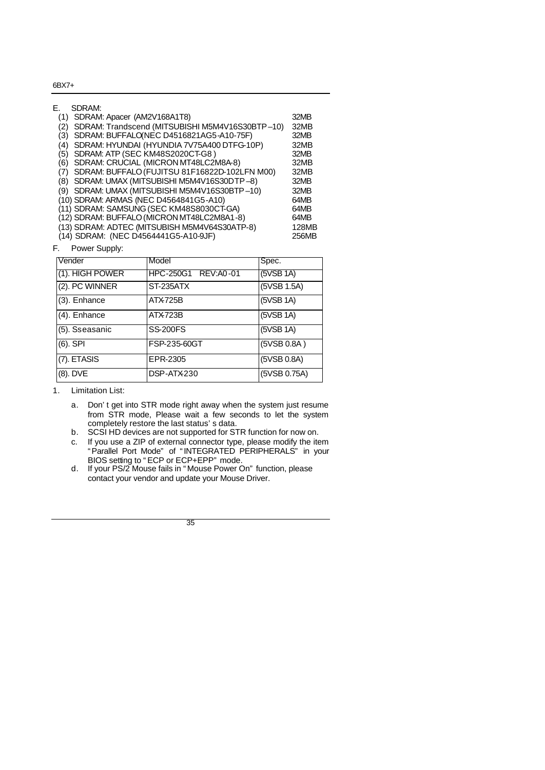E. SDRAM:

| | |
|---|---|
| (1) SDRAM: Apacer (AM2V168A1T8) | 32MB |
| (2) SDRAM: Trandscend (MITSUBISHI M5M4V16S30BTP –10) | 32MB |
| (3) SDRAM: BUFFALO(NEC D4516821AG5-A10-75F) | 32MB |
| (4) SDRAM: HYUNDAI (HYUNDIA 7V75A400 DTFG-10P) | 32MB |
| (5) SDRAM: ATP (SEC KM48S2020CT-G8 ) | 32MB |
| (6) SDRAM: CRUCIAL (MICRON MT48LC2M8A-8) | 32MB |
| (7) SDRAM: BUFFALO (FUJITSU 81F16822D-102LFN M00) | 32MB |
| (8) SDRAM: UMAX (MITSUBISHI M5M4V16S30DTP –8) | 32MB |
| (9) SDRAM: UMAX (MITSUBISHI M5M4V16S30BTP –10) | 32MB |
| (10) SDRAM: ARMAS (NEC D4564841G5-A10) | 64MB |
| (11) SDRAM: SAMSUNG (SEC KM48S8030CT-GA) | 64MB |
| (12) SDRAM: BUFFALO (MICRON MT48LC2M8A1-8) | 64MB |
| (13) SDRAM: ADTEC (MITSUBISH M5M4V64S30ATP-8) | 128MB |
| (14) SDRAM: (NEC D4564441G5-A10-9JF) | 256MB |

F. Power Supply:

| Vender | Model | Spec. |
|---|---|---|
| (1). HIGH POWER | HPC-250G1 REV:A0-01 | (5VSB 1A) |
| (2). PC WINNER | ST-235ATX | (5VSB 1.5A) |
| (3). Enhance | ATX-725B | (5VSB 1A) |
| (4). Enhance | ATX-723B | (5VSB 1A) |
| (5). Sseasanic | SS-200FS | (5VSB 1A) |
| (6). SPI | FSP-235-60GT | (5VSB 0.8A ) |
| (7). ETASIS | EPR-2305 | (5VSB 0.8A) |
| (8). DVE | DSP-ATX-230 | (5VSB 0.75A) |

1. Limitation List:

   a. Don' t get into STR mode right away when the system just resume from STR mode, Please wait a few seconds to let the system completely restore the last status' s data.
   b. SCSI HD devices are not supported for STR function for now on.
   c. If you use a ZIP of external connector type, please modify the item "Parallel Port Mode" of "INTEGRATED PERIPHERALS" in your BIOS setting to "ECP or ECP+EPP" mode.
   d. If your PS/2 Mouse fails in "Mouse Power On" function, please contact your vendor and update your Mouse Driver.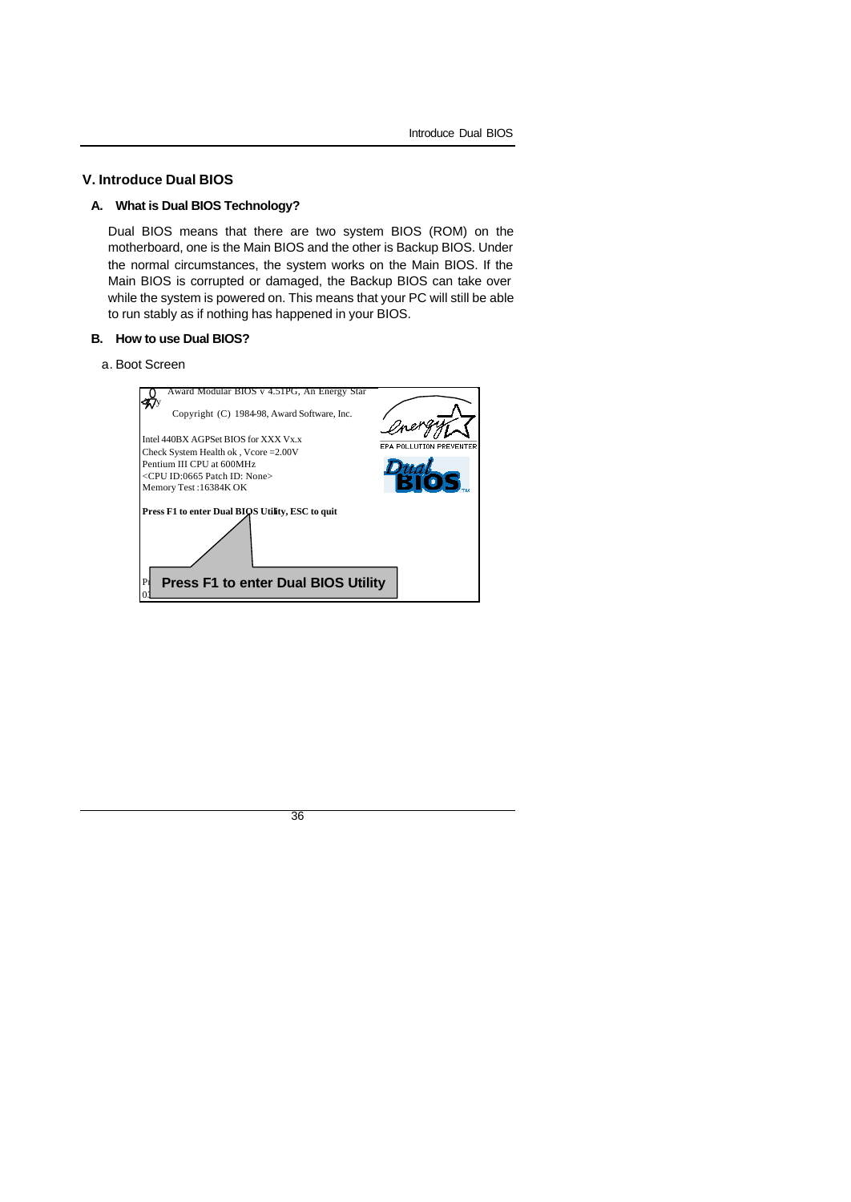# V. Introduce Dual BIOS

## A. What is Dual BIOS Technology?

Dual BIOS means that there are two system BIOS (ROM) on the motherboard, one is the Main BIOS and the other is Backup BIOS. Under the normal circumstances, the system works on the Main BIOS. If the Main BIOS is corrupted or damaged, the Backup BIOS can take over while the system is powered on. This means that your PC will still be able to run stably as if nothing has happened in your BIOS.

## B. How to use Dual BIOS?

a. Boot Screen

```
Award Modular BIOS v 4.51PG, An Energy Star Ally
Copyright (C) 1984-98, Award Software, Inc.

Intel 440BX AGPSet BIOS for XXX Vx.x
Check System Health ok , Vcore =2.00V
Pentium III CPU at 600MHz
<CPU ID:0665 Patch ID: None>
Memory Test :16384K OK

Press F1 to enter Dual BIOS Utility, ESC to quit
```

**Press F1 to enter Dual BIOS Utility**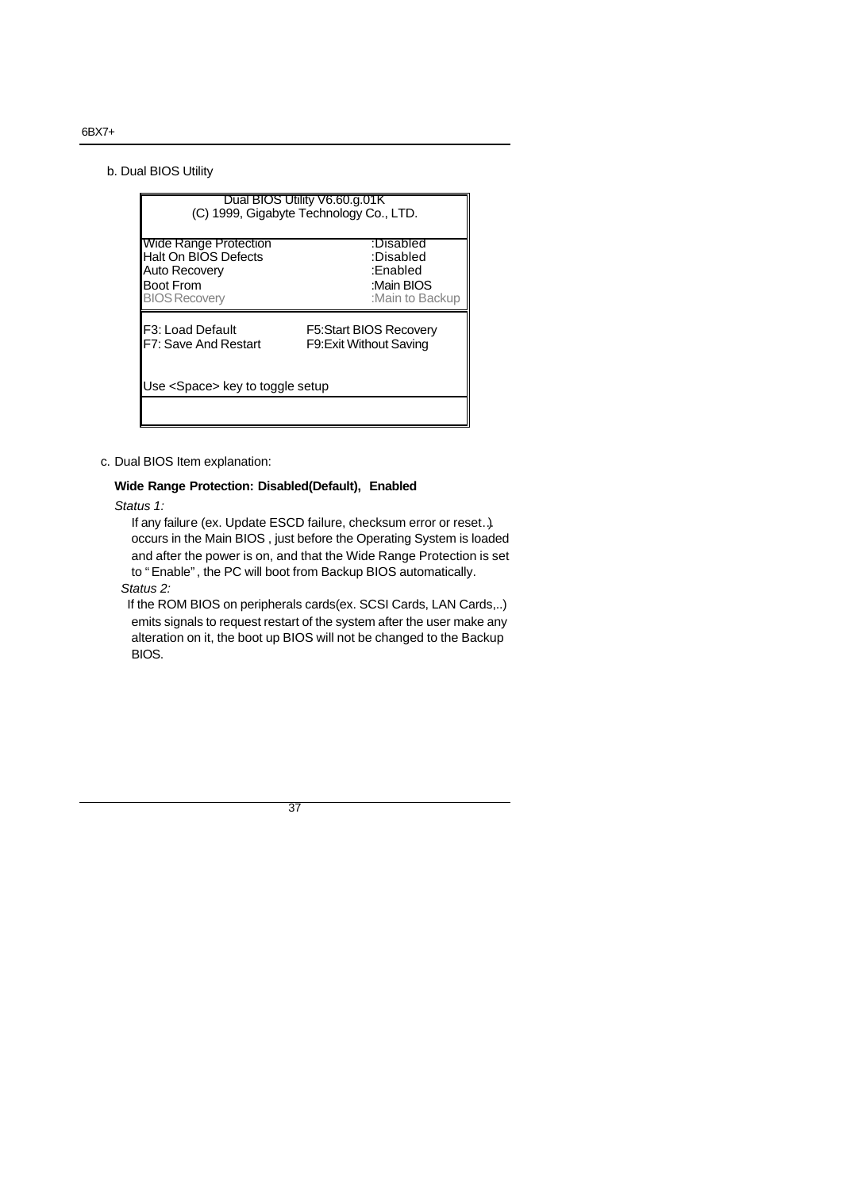b. Dual BIOS Utility

```
                 Dual BIOS Utility V6.60.g.01K
          (C) 1999, Gigabyte Technology Co., LTD.

Wide Range Protection                    :Disabled
Halt On BIOS Defects                     :Disabled
Auto Recovery                            :Enabled
Boot From                                :Main BIOS
BIOS Recovery                            :Main to Backup

F3: Load Default            F5:Start BIOS Recovery
F7: Save And Restart        F9:Exit Without Saving

Use <Space> key to toggle setup
```

c. Dual BIOS Item explanation:

**Wide Range Protection: Disabled(Default), Enabled**

*Status 1:*

If any failure (ex. Update ESCD failure, checksum error or reset…) occurs in the Main BIOS , just before the Operating System is loaded and after the power is on, and that the Wide Range Protection is set to "Enable", the PC will boot from Backup BIOS automatically.

*Status 2:*

If the ROM BIOS on peripherals cards(ex. SCSI Cards, LAN Cards,..) emits signals to request restart of the system after the user make any alteration on it, the boot up BIOS will not be changed to the Backup BIOS.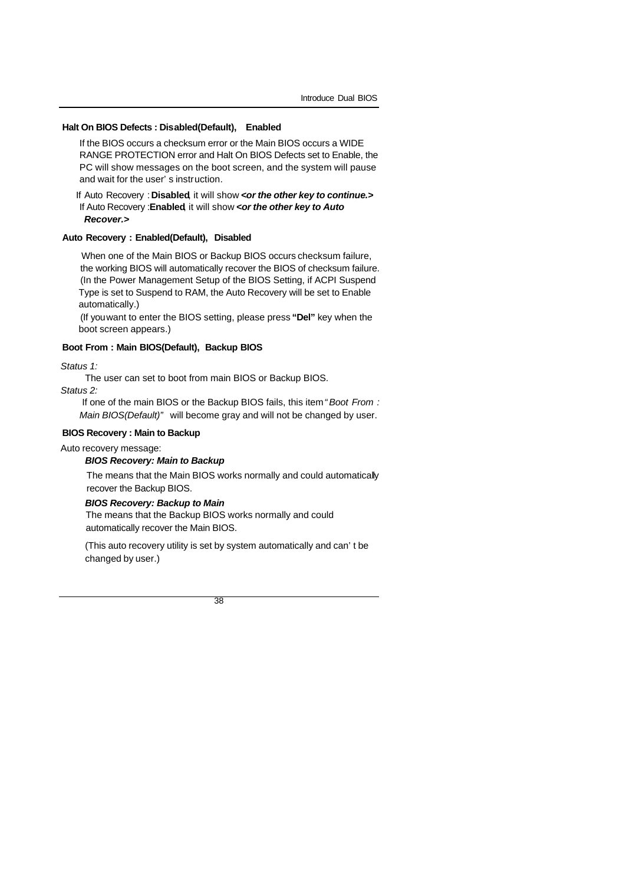### Halt On BIOS Defects : Disabled(Default), Enabled

If the BIOS occurs a checksum error or the Main BIOS occurs a WIDE RANGE PROTECTION error and Halt On BIOS Defects set to Enable, the PC will show messages on the boot screen, and the system will pause and wait for the user' s instruction.

If Auto Recovery : **Disabled**, it will show ***<or the other key to continue.>***
If Auto Recovery :**Enabled**, it will show ***<or the other key to Auto Recover.>***

### Auto Recovery : Enabled(Default), Disabled

When one of the Main BIOS or Backup BIOS occurs checksum failure, the working BIOS will automatically recover the BIOS of checksum failure. (In the Power Management Setup of the BIOS Setting, if ACPI Suspend Type is set to Suspend to RAM, the Auto Recovery will be set to Enable automatically.)

(If you want to enter the BIOS setting, please press **"Del"** key when the boot screen appears.)

### Boot From : Main BIOS(Default), Backup BIOS

*Status 1:*

The user can set to boot from main BIOS or Backup BIOS.

*Status 2:*

If one of the main BIOS or the Backup BIOS fails, this item "*Boot From : Main BIOS(Default)*" will become gray and will not be changed by user.

### BIOS Recovery : Main to Backup

Auto recovery message:

***BIOS Recovery: Main to Backup***

The means that the Main BIOS works normally and could automatically recover the Backup BIOS.

***BIOS Recovery: Backup to Main***

The means that the Backup BIOS works normally and could automatically recover the Main BIOS.

(This auto recovery utility is set by system automatically and can' t be changed by user.)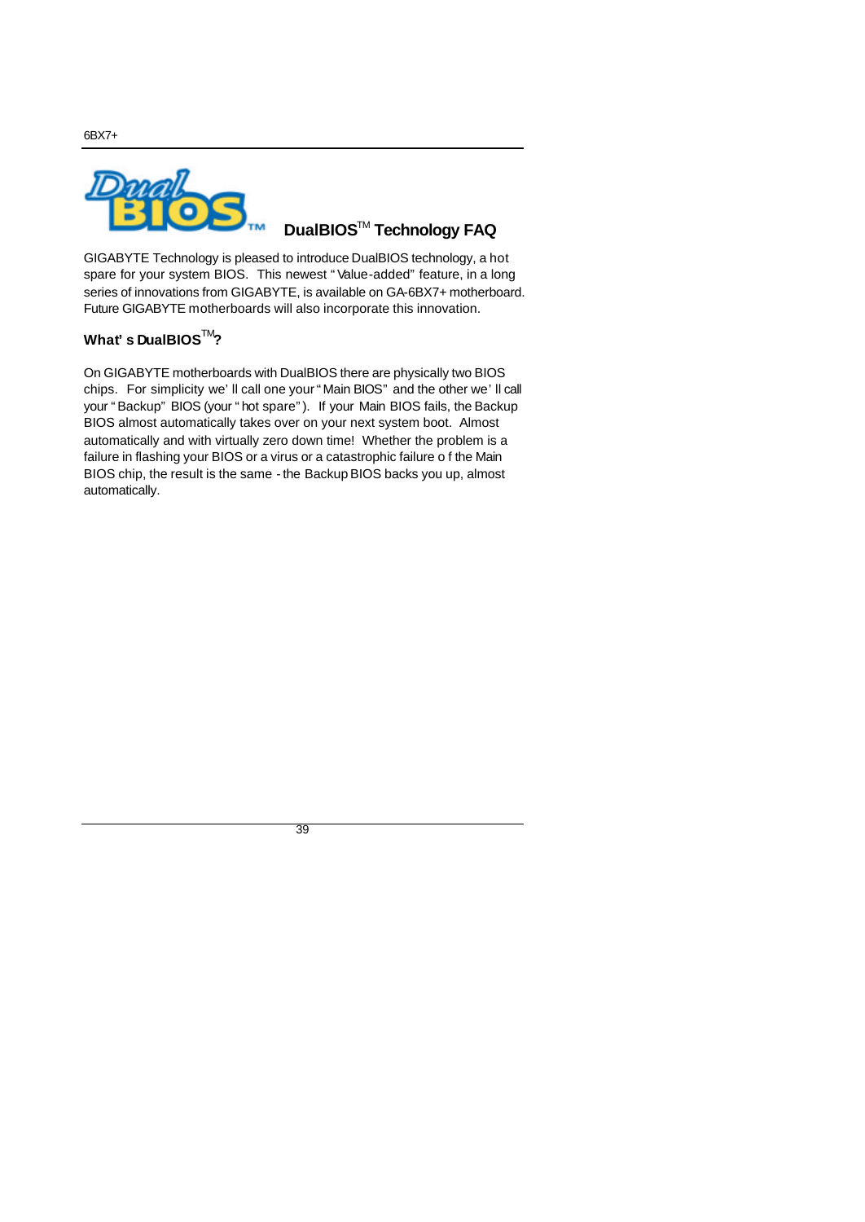# DualBIOS™ Technology FAQ

GIGABYTE Technology is pleased to introduce DualBIOS technology, a hot spare for your system BIOS. This newest "Value-added" feature, in a long series of innovations from GIGABYTE, is available on GA-6BX7+ motherboard. Future GIGABYTE motherboards will also incorporate this innovation.

## What's DualBIOS™?

On GIGABYTE motherboards with DualBIOS there are physically two BIOS chips. For simplicity we'll call one your "Main BIOS" and the other we'll call your "Backup" BIOS (your "hot spare"). If your Main BIOS fails, the Backup BIOS almost automatically takes over on your next system boot. Almost automatically and with virtually zero down time! Whether the problem is a failure in flashing your BIOS or a virus or a catastrophic failure of the Main BIOS chip, the result is the same - the Backup BIOS backs you up, almost automatically.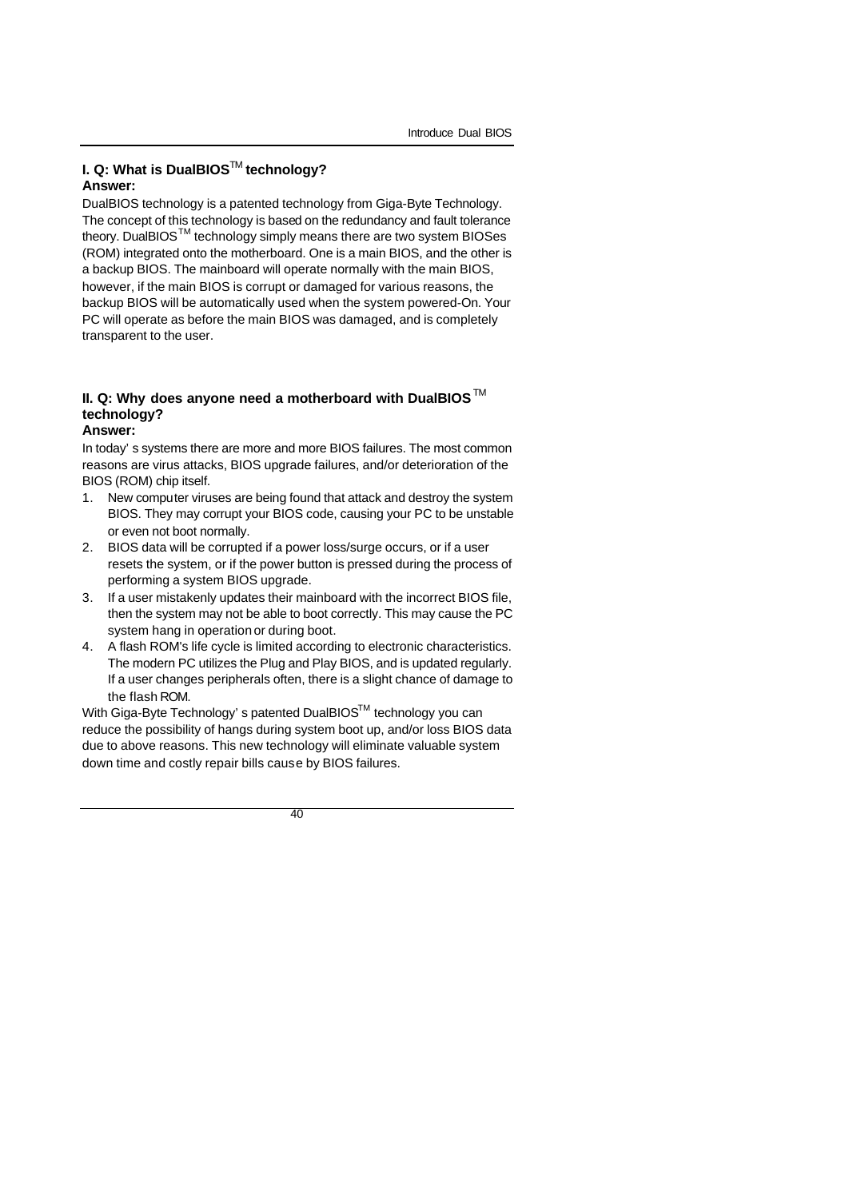**I. Q: What is DualBIOS™ technology?**

**Answer:**

DualBIOS technology is a patented technology from Giga-Byte Technology. The concept of this technology is based on the redundancy and fault tolerance theory. DualBIOS™ technology simply means there are two system BIOSes (ROM) integrated onto the motherboard. One is a main BIOS, and the other is a backup BIOS. The mainboard will operate normally with the main BIOS, however, if the main BIOS is corrupt or damaged for various reasons, the backup BIOS will be automatically used when the system powered-On. Your PC will operate as before the main BIOS was damaged, and is completely transparent to the user.

**II. Q: Why does anyone need a motherboard with DualBIOS™ technology?**

**Answer:**

In today' s systems there are more and more BIOS failures. The most common reasons are virus attacks, BIOS upgrade failures, and/or deterioration of the BIOS (ROM) chip itself.

1. New computer viruses are being found that attack and destroy the system BIOS. They may corrupt your BIOS code, causing your PC to be unstable or even not boot normally.
2. BIOS data will be corrupted if a power loss/surge occurs, or if a user resets the system, or if the power button is pressed during the process of performing a system BIOS upgrade.
3. If a user mistakenly updates their mainboard with the incorrect BIOS file, then the system may not be able to boot correctly. This may cause the PC system hang in operation or during boot.
4. A flash ROM's life cycle is limited according to electronic characteristics. The modern PC utilizes the Plug and Play BIOS, and is updated regularly. If a user changes peripherals often, there is a slight chance of damage to the flash ROM.

With Giga-Byte Technology' s patented DualBIOS™ technology you can reduce the possibility of hangs during system boot up, and/or loss BIOS data due to above reasons. This new technology will eliminate valuable system down time and costly repair bills cause by BIOS failures.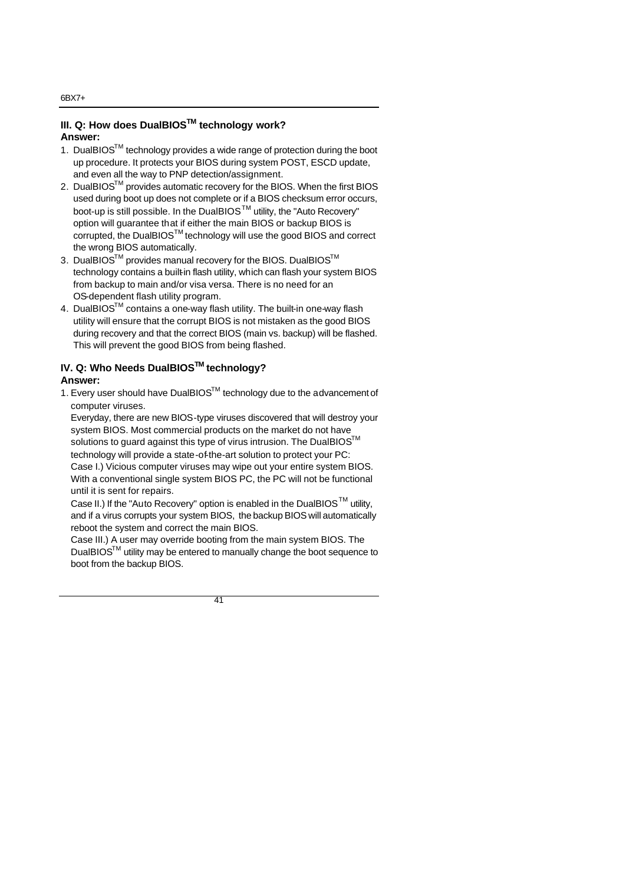### III. Q: How does DualBIOS™ technology work?

**Answer:**

1. DualBIOS™ technology provides a wide range of protection during the boot up procedure. It protects your BIOS during system POST, ESCD update, and even all the way to PNP detection/assignment.
2. DualBIOS™ provides automatic recovery for the BIOS. When the first BIOS used during boot up does not complete or if a BIOS checksum error occurs, boot-up is still possible. In the DualBIOS™ utility, the "Auto Recovery" option will guarantee that if either the main BIOS or backup BIOS is corrupted, the DualBIOS™ technology will use the good BIOS and correct the wrong BIOS automatically.
3. DualBIOS™ provides manual recovery for the BIOS. DualBIOS™ technology contains a built-in flash utility, which can flash your system BIOS from backup to main and/or visa versa. There is no need for an OS-dependent flash utility program.
4. DualBIOS™ contains a one-way flash utility. The built-in one-way flash utility will ensure that the corrupt BIOS is not mistaken as the good BIOS during recovery and that the correct BIOS (main vs. backup) will be flashed. This will prevent the good BIOS from being flashed.

### IV. Q: Who Needs DualBIOS™ technology?

**Answer:**

1. Every user should have DualBIOS™ technology due to the advancement of computer viruses.

   Everyday, there are new BIOS-type viruses discovered that will destroy your system BIOS. Most commercial products on the market do not have solutions to guard against this type of virus intrusion. The DualBIOS™ technology will provide a state-of-the-art solution to protect your PC:

   Case I.) Vicious computer viruses may wipe out your entire system BIOS. With a conventional single system BIOS PC, the PC will not be functional until it is sent for repairs.

   Case II.) If the "Auto Recovery" option is enabled in the DualBIOS™ utility, and if a virus corrupts your system BIOS, the backup BIOS will automatically reboot the system and correct the main BIOS.

   Case III.) A user may override booting from the main system BIOS. The DualBIOS™ utility may be entered to manually change the boot sequence to boot from the backup BIOS.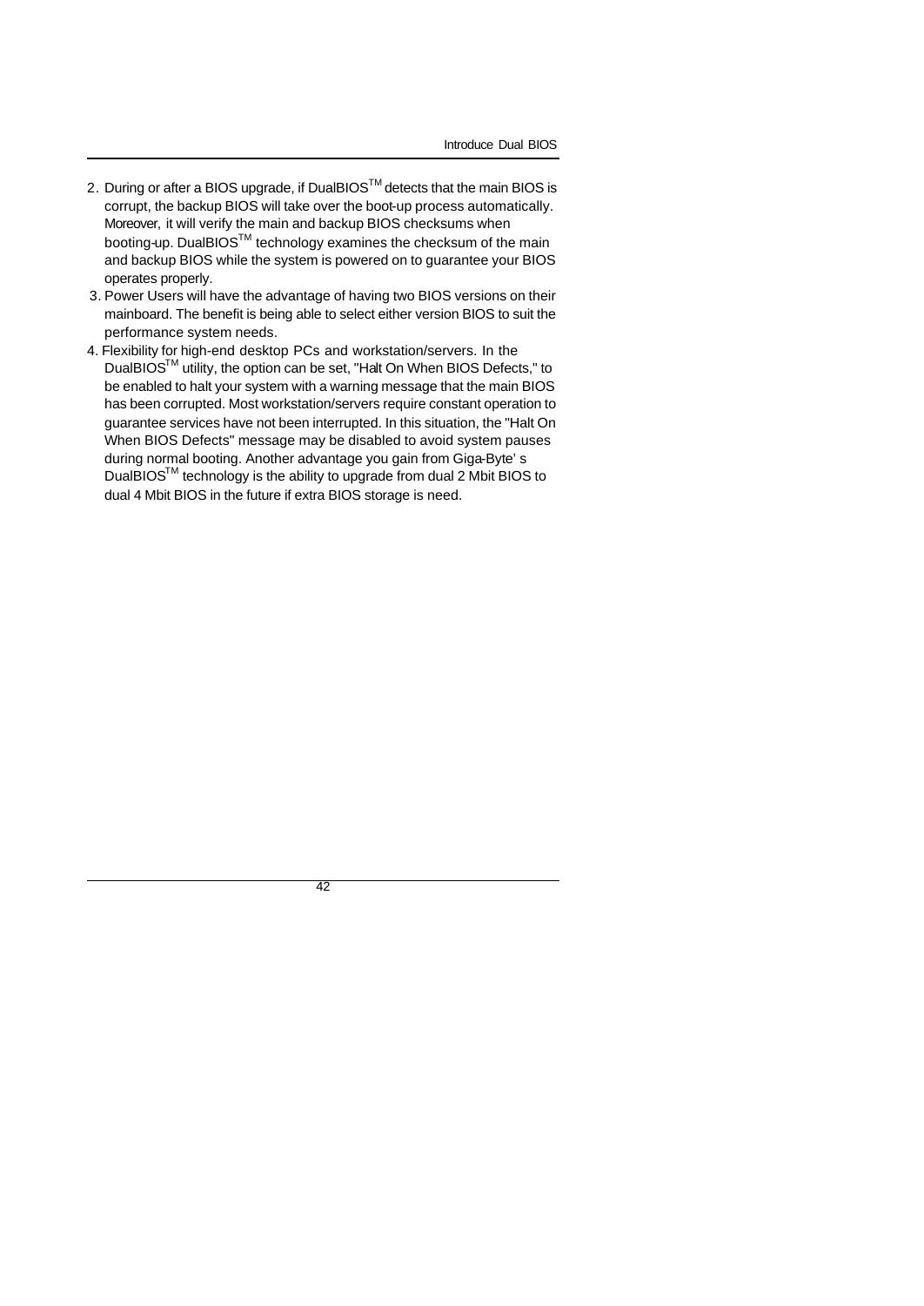2. During or after a BIOS upgrade, if DualBIOS™ detects that the main BIOS is corrupt, the backup BIOS will take over the boot-up process automatically. Moreover, it will verify the main and backup BIOS checksums when booting-up. DualBIOS™ technology examines the checksum of the main and backup BIOS while the system is powered on to guarantee your BIOS operates properly.
3. Power Users will have the advantage of having two BIOS versions on their mainboard. The benefit is being able to select either version BIOS to suit the performance system needs.
4. Flexibility for high-end desktop PCs and workstation/servers. In the DualBIOS™ utility, the option can be set, "Halt On When BIOS Defects," to be enabled to halt your system with a warning message that the main BIOS has been corrupted. Most workstation/servers require constant operation to guarantee services have not been interrupted. In this situation, the "Halt On When BIOS Defects" message may be disabled to avoid system pauses during normal booting. Another advantage you gain from Giga-Byte' s DualBIOS™ technology is the ability to upgrade from dual 2 Mbit BIOS to dual 4 Mbit BIOS in the future if extra BIOS storage is need.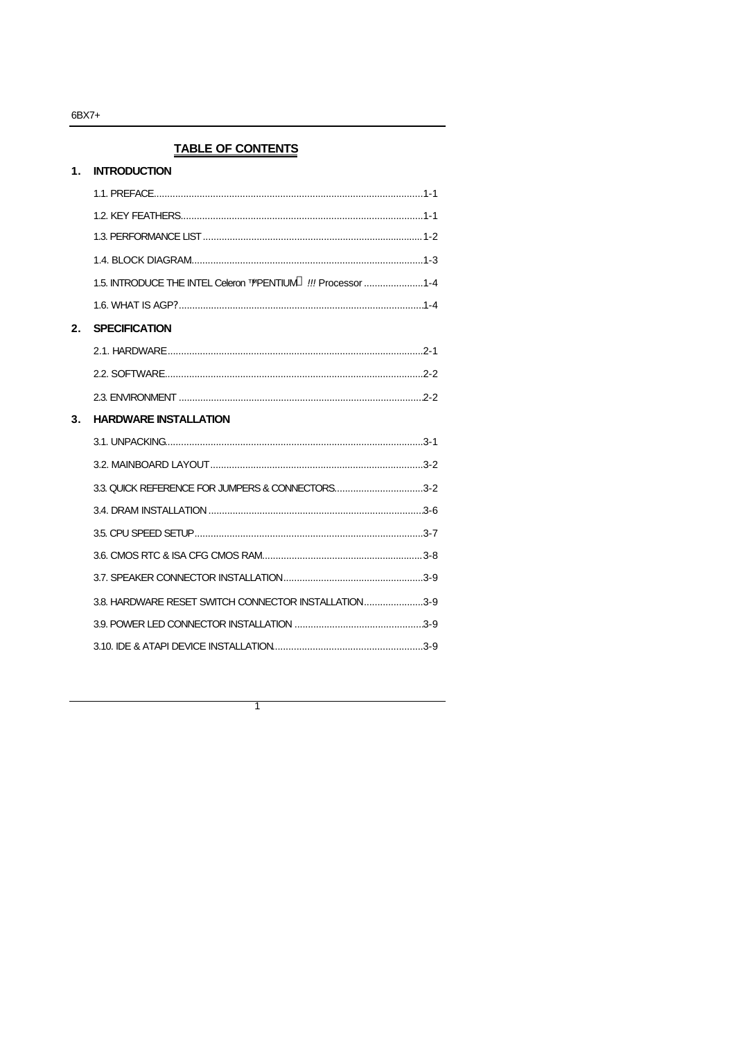## TABLE OF CONTENTS

### 1. INTRODUCTION

1.1. PREFACE....................................................................................................1-1

1.2. KEY FEATHERS..........................................................................................1-1

1.3. PERFORMANCE LIST..................................................................................1-2

1.4. BLOCK DIAGRAM.......................................................................................1-3

1.5. INTRODUCE THE INTEL Celeron ™/PENTIUM !!! Processor ......................1-4

1.6. WHAT IS AGP?...........................................................................................1-4

### 2. SPECIFICATION

2.1. HARDWARE...............................................................................................2-1

2.2. SOFTWARE................................................................................................2-2

2.3. ENVIRONMENT ..........................................................................................2-2

### 3. HARDWARE INSTALLATION

3.1. UNPACKING...............................................................................................3-1

3.2. MAINBOARD LAYOUT...............................................................................3-2

3.3. QUICK REFERENCE FOR JUMPERS & CONNECTORS.................................3-2

3.4. DRAM INSTALLATION ...............................................................................3-6

3.5. CPU SPEED SETUP....................................................................................3-7

3.6. CMOS RTC & ISA CFG CMOS RAM............................................................3-8

3.7. SPEAKER CONNECTOR INSTALLATION....................................................3-9

3.8. HARDWARE RESET SWITCH CONNECTOR INSTALLATION......................3-9

3.9. POWER LED CONNECTOR INSTALLATION ...............................................3-9

3.10. IDE & ATAPI DEVICE INSTALLATION.......................................................3-9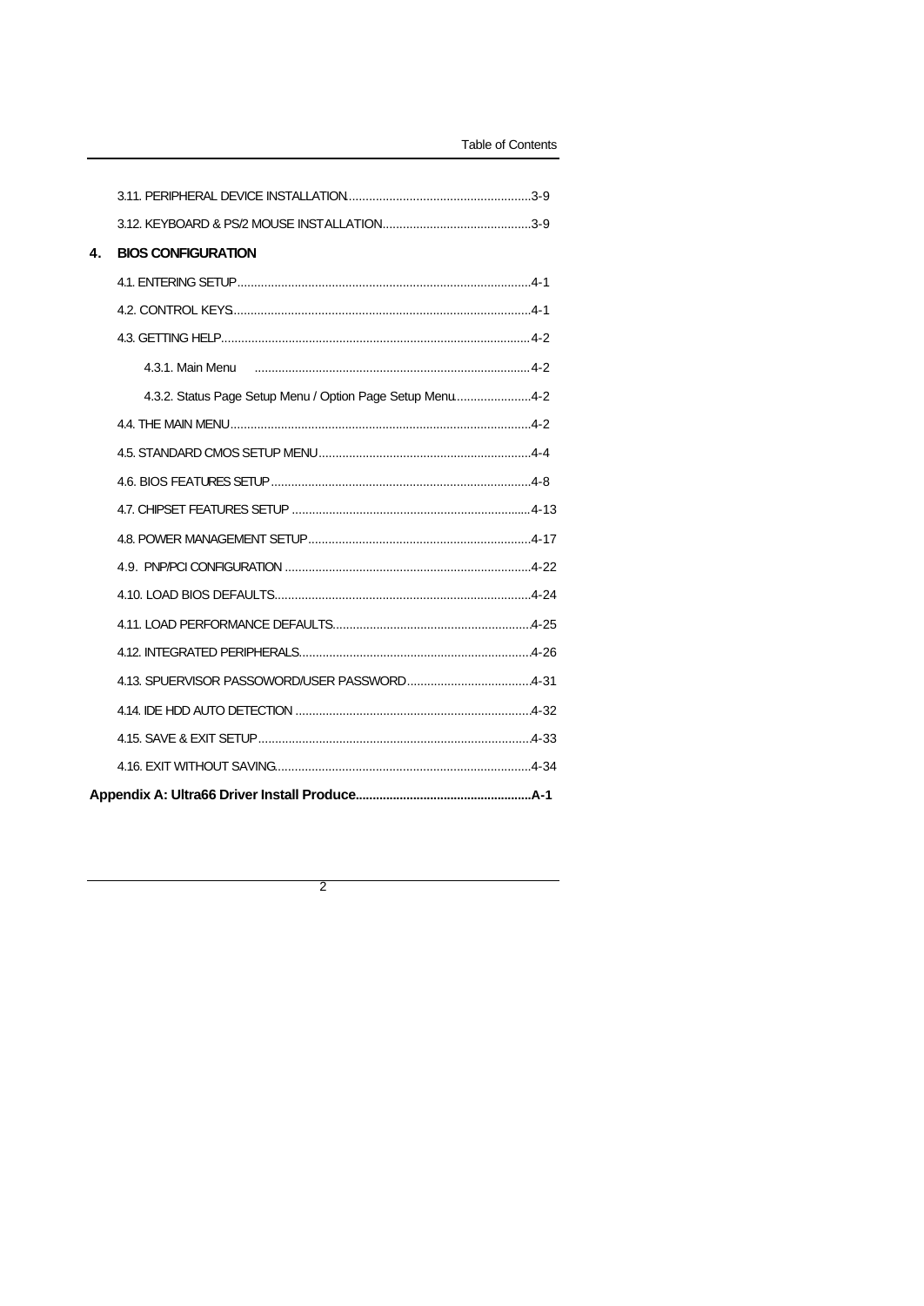3.11. PERIPHERAL DEVICE INSTALLATION......................................................3-9

3.12. KEYBOARD & PS/2 MOUSE INSTALLATION............................................3-9

## 4. BIOS CONFIGURATION

4.1. ENTERING SETUP.......................................................................................4-1

4.2. CONTROL KEYS........................................................................................4-1

4.3. GETTING HELP...........................................................................................4-2

4.3.1. Main Menu ..................................................................................4-2

4.3.2. Status Page Setup Menu / Option Page Setup Menu......................4-2

4.4. THE MAIN MENU.........................................................................................4-2

4.5. STANDARD CMOS SETUP MENU..............................................................4-4

4.6. BIOS FEATURES SETUP............................................................................4-8

4.7. CHIPSET FEATURES SETUP ......................................................................4-13

4.8. POWER MANAGEMENT SETUP.................................................................4-17

4.9. PNP/PCI CONFIGURATION ........................................................................4-22

4.10. LOAD BIOS DEFAULTS...........................................................................4-24

4.11. LOAD PERFORMANCE DEFAULTS..........................................................4-25

4.12. INTEGRATED PERIPHERALS....................................................................4-26

4.13. SPUERVISOR PASSOWORD/USER PASSWORD....................................4-31

4.14. IDE HDD AUTO DETECTION .....................................................................4-32

4.15. SAVE & EXIT SETUP................................................................................4-33

4.16. EXIT WITHOUT SAVING...........................................................................4-34

**Appendix A: Ultra66 Driver Install Produce...................................................A-1**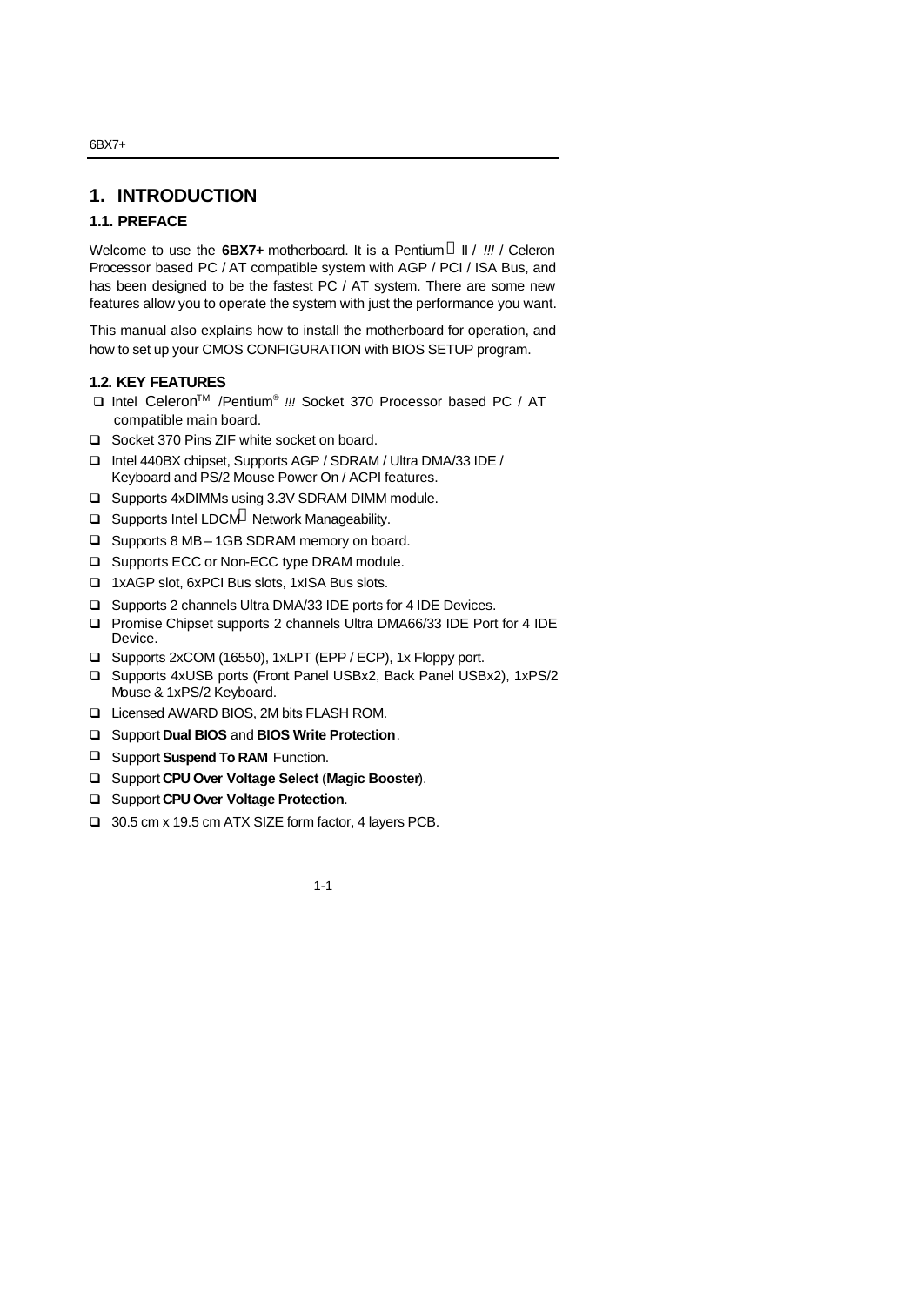# 1. INTRODUCTION

## 1.1. PREFACE

Welcome to use the **6BX7+** motherboard. It is a Pentium II / *!!!* / Celeron Processor based PC / AT compatible system with AGP / PCI / ISA Bus, and has been designed to be the fastest PC / AT system. There are some new features allow you to operate the system with just the performance you want.

This manual also explains how to install the motherboard for operation, and how to set up your CMOS CONFIGURATION with BIOS SETUP program.

## 1.2. KEY FEATURES

- Intel Celeron™ /Pentium® *!!!* Socket 370 Processor based PC / AT compatible main board.
- Socket 370 Pins ZIF white socket on board.
- Intel 440BX chipset, Supports AGP / SDRAM / Ultra DMA/33 IDE / Keyboard and PS/2 Mouse Power On / ACPI features.
- Supports 4xDIMMs using 3.3V SDRAM DIMM module.
- Supports Intel LDCM Network Manageability.
- Supports 8 MB – 1GB SDRAM memory on board.
- Supports ECC or Non-ECC type DRAM module.
- 1xAGP slot, 6xPCI Bus slots, 1xISA Bus slots.
- Supports 2 channels Ultra DMA/33 IDE ports for 4 IDE Devices.
- Promise Chipset supports 2 channels Ultra DMA66/33 IDE Port for 4 IDE Device.
- Supports 2xCOM (16550), 1xLPT (EPP / ECP), 1x Floppy port.
- Supports 4xUSB ports (Front Panel USBx2, Back Panel USBx2), 1xPS/2 Mouse & 1xPS/2 Keyboard.
- Licensed AWARD BIOS, 2M bits FLASH ROM.
- Support **Dual BIOS** and **BIOS Write Protection**.
- Support **Suspend To RAM** Function.
- Support **CPU Over Voltage Select** (**Magic Booster**).
- Support **CPU Over Voltage Protection**.
- 30.5 cm x 19.5 cm ATX SIZE form factor, 4 layers PCB.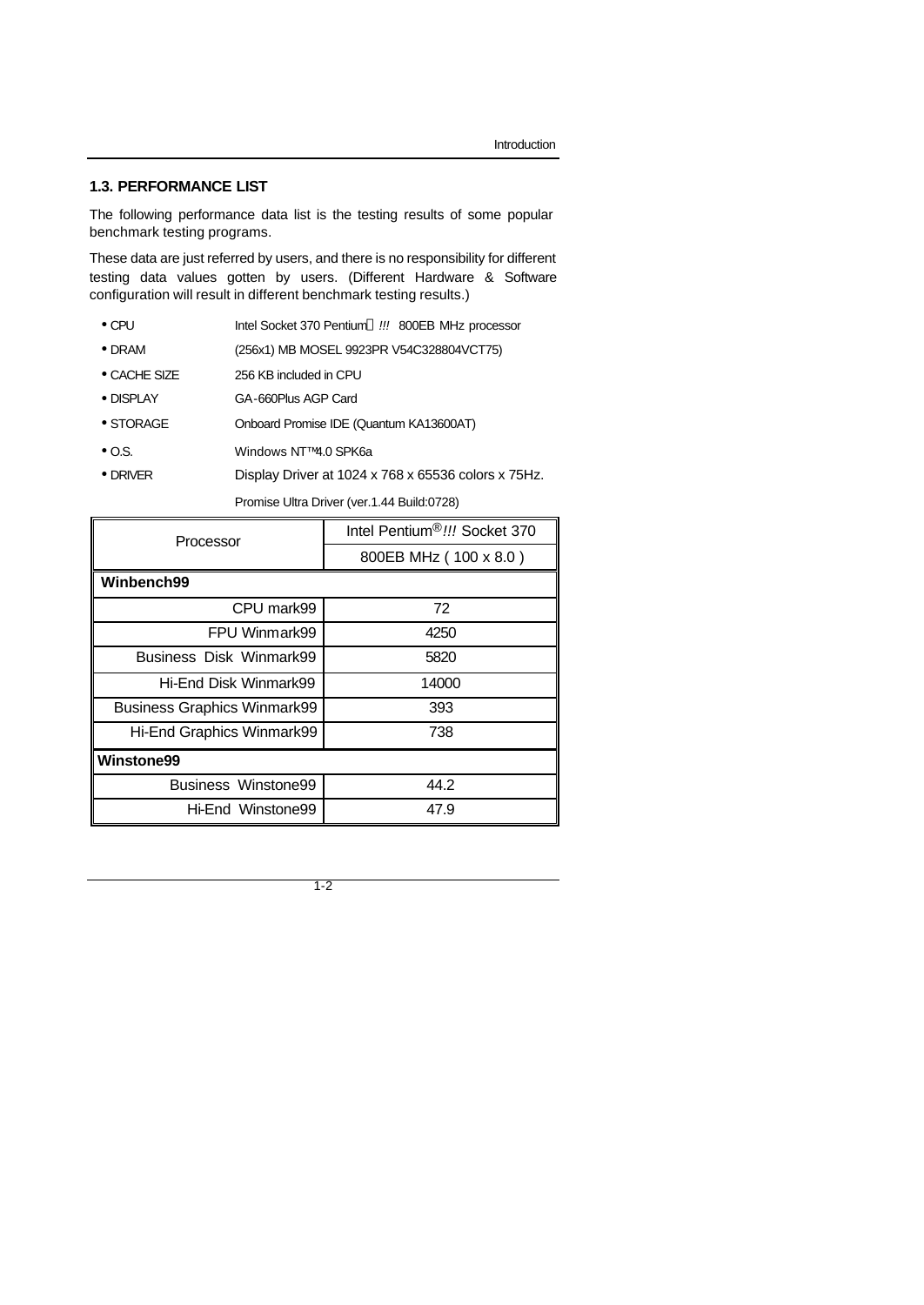## 1.3. PERFORMANCE LIST

The following performance data list is the testing results of some popular benchmark testing programs.

These data are just referred by users, and there is no responsibility for different testing data values gotten by users. (Different Hardware & Software configuration will result in different benchmark testing results.)

- CPU Intel Socket 370 Pentium *!!!* 800EB MHz processor
- DRAM (256x1) MB MOSEL 9923PR V54C328804VCT75)
- CACHE SIZE 256 KB included in CPU
- DISPLAY GA-660Plus AGP Card
- STORAGE Onboard Promise IDE (Quantum KA13600AT)
- O.S. Windows NT™4.0 SPK6a
- DRIVER Display Driver at 1024 x 768 x 65536 colors x 75Hz.
  Promise Ultra Driver (ver.1.44 Build:0728)

| Processor | Intel Pentium® *!!!* Socket 370 |
|---|---|
| | 800EB MHz ( 100 x 8.0 ) |
| **Winbench99** | |
| CPU mark99 | 72 |
| FPU Winmark99 | 4250 |
| Business Disk Winmark99 | 5820 |
| Hi-End Disk Winmark99 | 14000 |
| Business Graphics Winmark99 | 393 |
| Hi-End Graphics Winmark99 | 738 |
| **Winstone99** | |
| Business Winstone99 | 44.2 |
| Hi-End Winstone99 | 47.9 |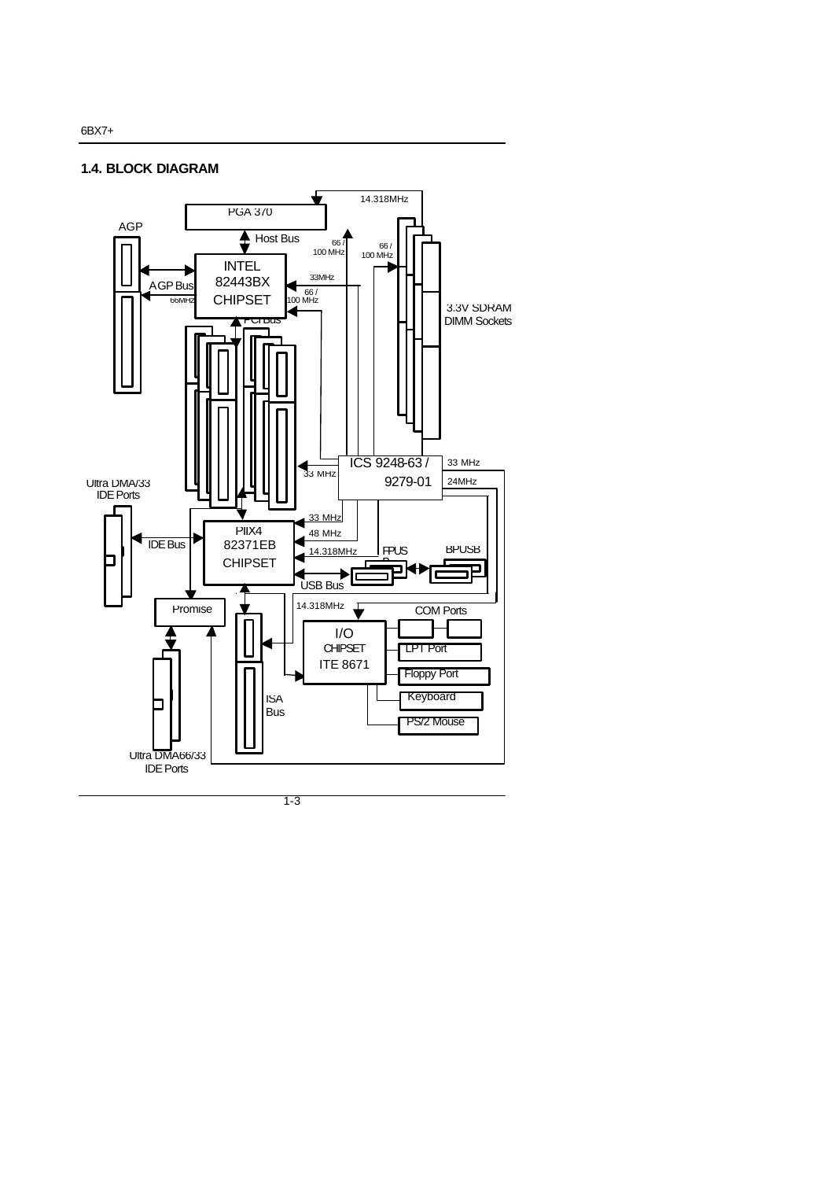## 1.4. BLOCK DIAGRAM

PGA 370

Host Bus

AGP

AGP Bus

66MHz

INTEL 82443BX CHIPSET

PCI Bus

14.318MHz

66 / 100 MHz

66 / 100 MHz

33MHz

66 / 100 MHz

3.3V SDRAM DIMM Sockets

ICS 9248-63 / 9279-01

33 MHz

33 MHz

24MHz

Ultra DMA/33 IDE Ports

IDE Bus

PIIX4 82371EB CHIPSET

33 MHz

48 MHz

14.318MHz

FPUSB

BPUSB

USB Bus

Promise

14.318MHz

I/O CHIPSET ITE 8671

COM Ports

LPT Port

Floppy Port

Keyboard

PS/2 Mouse

ISA Bus

Ultra DMA66/33 IDE Ports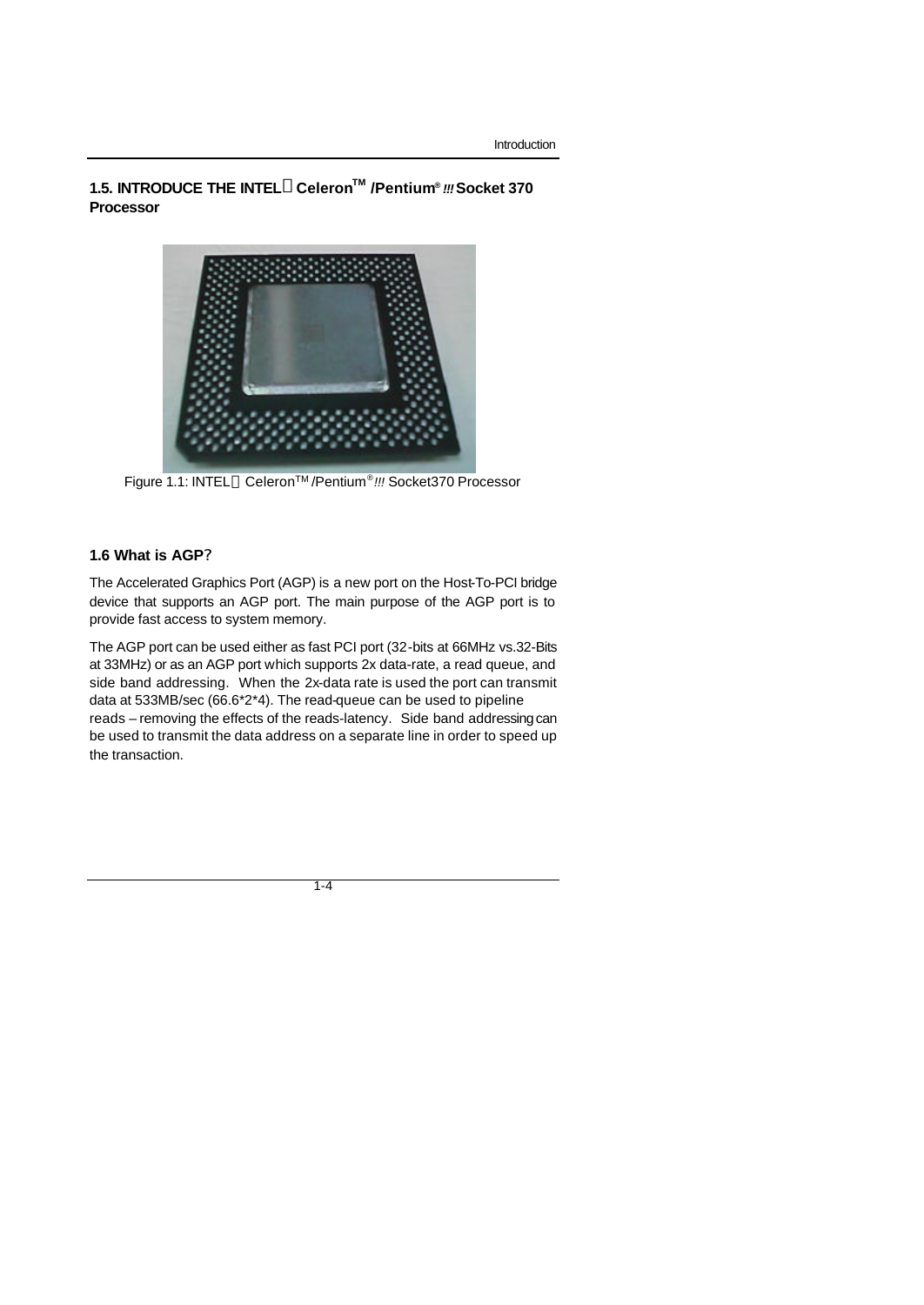## 1.5. INTRODUCE THE INTEL Celeron™ /Pentium® !!! Socket 370 Processor

Figure 1.1: INTEL Celeron™ /Pentium® !!! Socket370 Processor

### 1.6 What is AGP?

The Accelerated Graphics Port (AGP) is a new port on the Host-To-PCI bridge device that supports an AGP port. The main purpose of the AGP port is to provide fast access to system memory.

The AGP port can be used either as fast PCI port (32-bits at 66MHz vs.32-Bits at 33MHz) or as an AGP port which supports 2x data-rate, a read queue, and side band addressing. When the 2x-data rate is used the port can transmit data at 533MB/sec (66.6*2*4). The read-queue can be used to pipeline reads – removing the effects of the reads-latency. Side band addressing can be used to transmit the data address on a separate line in order to speed up the transaction.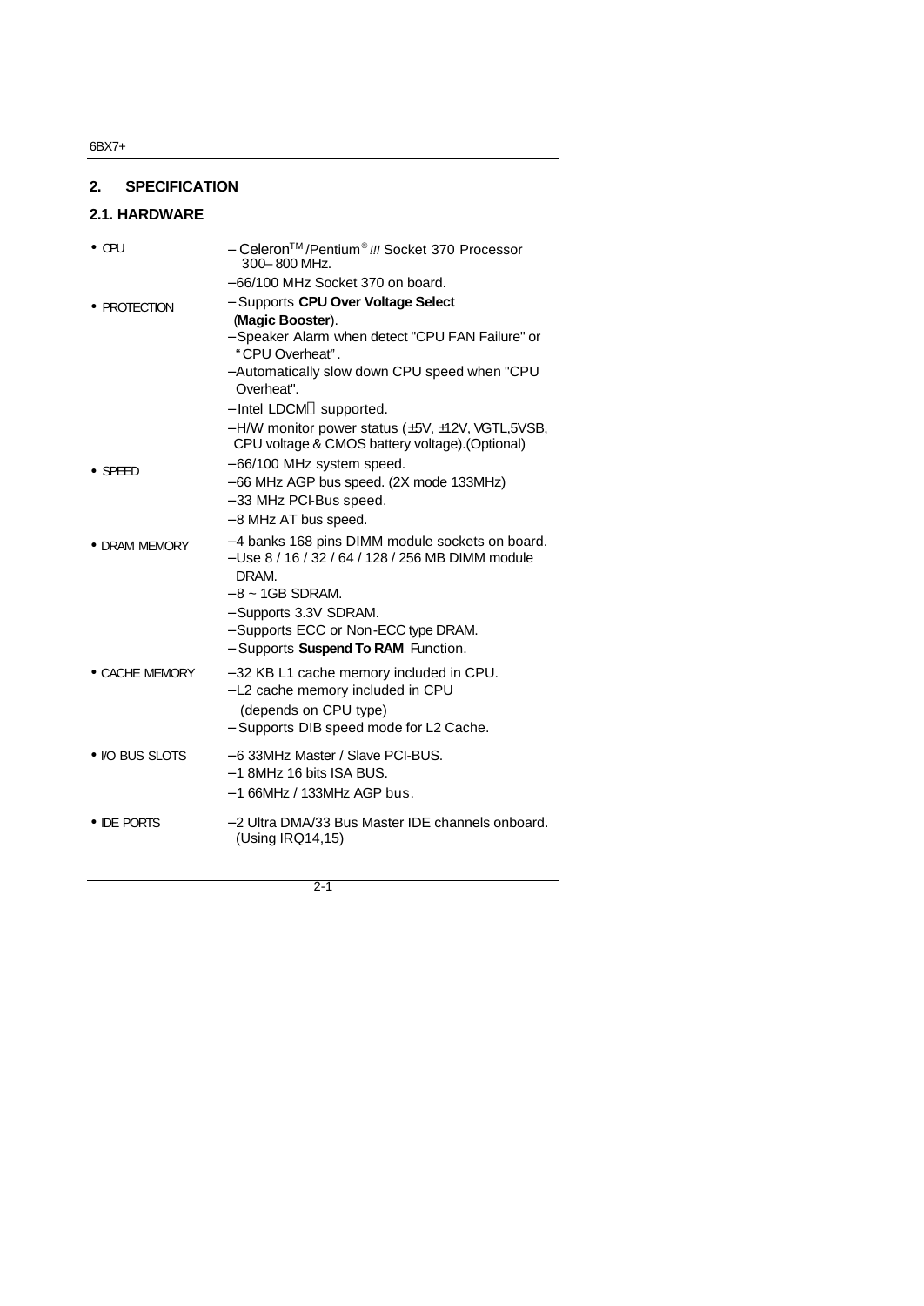## 2. SPECIFICATION

### 2.1. HARDWARE

| | |
|---|---|
| • CPU | – Celeron™ /Pentium® *!!!* Socket 370 Processor 300– 800 MHz. |
| | –66/100 MHz Socket 370 on board. |
| • PROTECTION | – Supports **CPU Over Voltage Select** (**Magic Booster**). |
| | – Speaker Alarm when detect "CPU FAN Failure" or "CPU Overheat". |
| | –Automatically slow down CPU speed when "CPU Overheat". |
| | – Intel LDCM supported. |
| | –H/W monitor power status (±5V, ±12V, VGTL,5VSB, CPU voltage & CMOS battery voltage).(Optional) |
| • SPEED | –66/100 MHz system speed. |
| | –66 MHz AGP bus speed. (2X mode 133MHz) |
| | –33 MHz PCI-Bus speed. |
| | –8 MHz AT bus speed. |
| • DRAM MEMORY | –4 banks 168 pins DIMM module sockets on board. |
| | –Use 8 / 16 / 32 / 64 / 128 / 256 MB DIMM module DRAM. |
| | –8 ~ 1GB SDRAM. |
| | – Supports 3.3V SDRAM. |
| | – Supports ECC or Non-ECC type DRAM. |
| | – Supports **Suspend To RAM** Function. |
| • CACHE MEMORY | –32 KB L1 cache memory included in CPU. |
| | –L2 cache memory included in CPU (depends on CPU type) |
| | – Supports DIB speed mode for L2 Cache. |
| • I/O BUS SLOTS | –6 33MHz Master / Slave PCI-BUS. |
| | –1 8MHz 16 bits ISA BUS. |
| | –1 66MHz / 133MHz AGP bus. |
| • IDE PORTS | –2 Ultra DMA/33 Bus Master IDE channels onboard. (Using IRQ14,15) |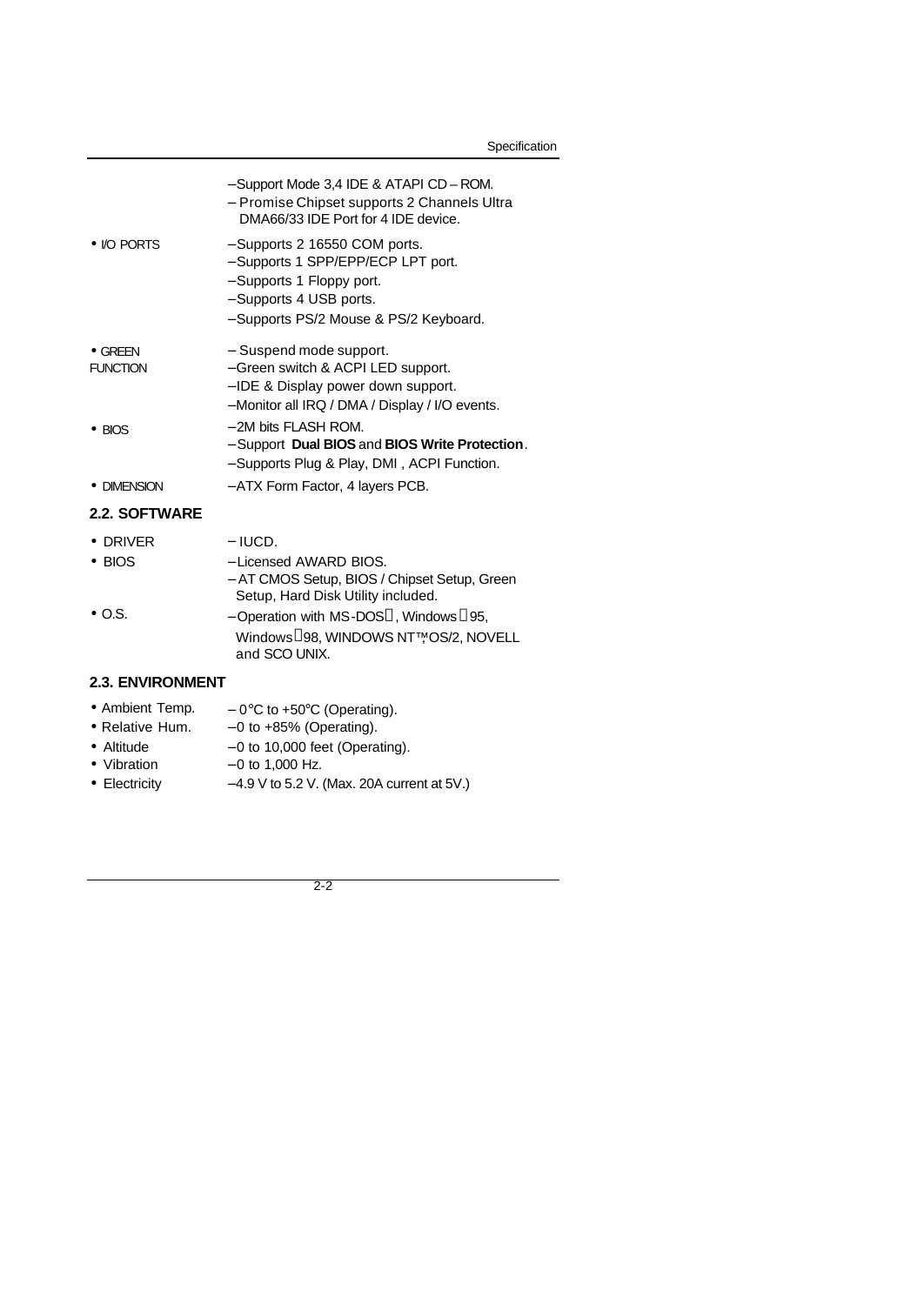| | |
|---|---|
| | –Support Mode 3,4 IDE & ATAPI CD – ROM.<br>– Promise Chipset supports 2 Channels Ultra DMA66/33 IDE Port for 4 IDE device. |
| • I/O PORTS | –Supports 2 16550 COM ports.<br>–Supports 1 SPP/EPP/ECP LPT port.<br>–Supports 1 Floppy port.<br>–Supports 4 USB ports.<br>–Supports PS/2 Mouse & PS/2 Keyboard. |
| • GREEN FUNCTION | – Suspend mode support.<br>–Green switch & ACPI LED support.<br>–IDE & Display power down support.<br>–Monitor all IRQ / DMA / Display / I/O events. |
| • BIOS | –2M bits FLASH ROM.<br>–Support **Dual BIOS** and **BIOS Write Protection**.<br>–Supports Plug & Play, DMI , ACPI Function. |
| • DIMENSION | –ATX Form Factor, 4 layers PCB. |

## 2.2. SOFTWARE

| | |
|---|---|
| • DRIVER | – IUCD. |
| • BIOS | –Licensed AWARD BIOS.<br>– AT CMOS Setup, BIOS / Chipset Setup, Green Setup, Hard Disk Utility included. |
| • O.S. | –Operation with MS-DOS®, Windows®95, Windows®98, WINDOWS NT™, OS/2, NOVELL and SCO UNIX. |

## 2.3. ENVIRONMENT

| | |
|---|---|
| • Ambient Temp. | – 0°C to +50°C (Operating). |
| • Relative Hum. | –0 to +85% (Operating). |
| • Altitude | –0 to 10,000 feet (Operating). |
| • Vibration | –0 to 1,000 Hz. |
| • Electricity | –4.9 V to 5.2 V. (Max. 20A current at 5V.) |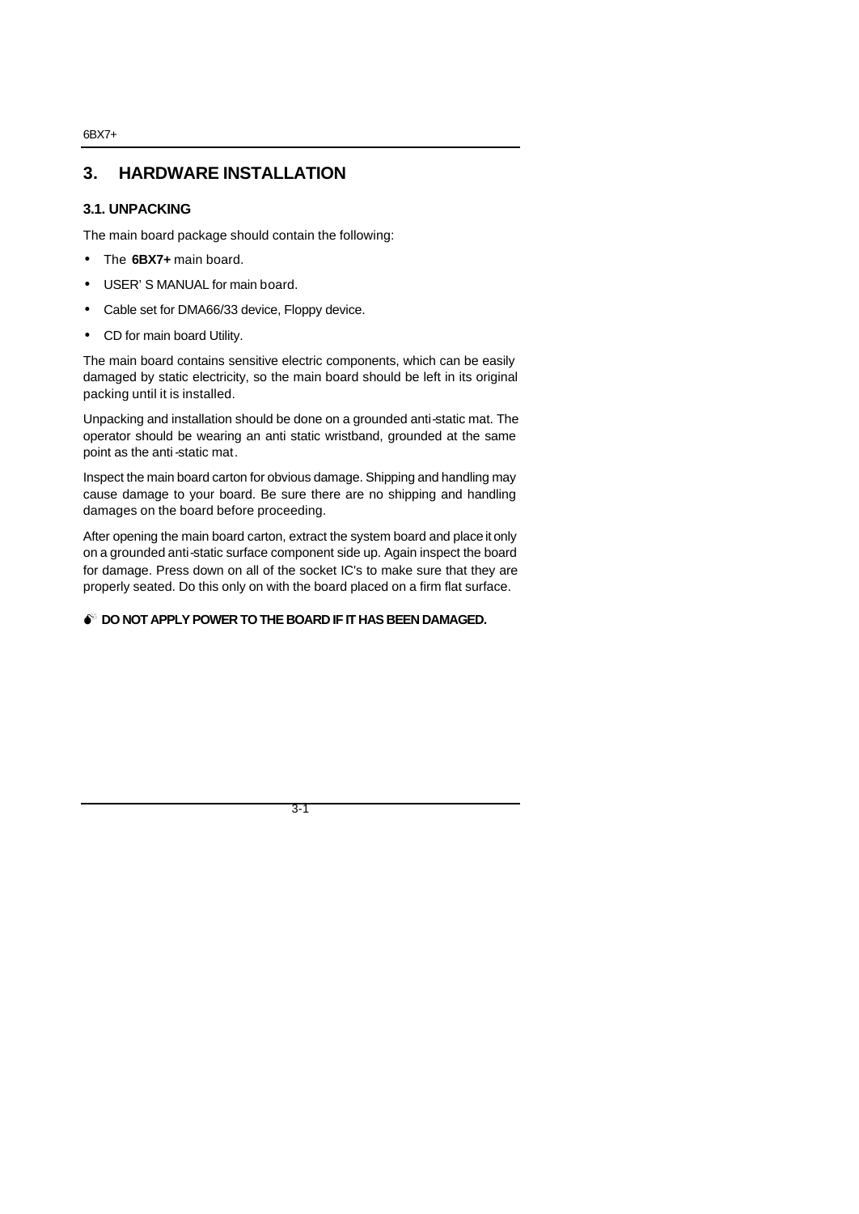# 3. HARDWARE INSTALLATION

## 3.1. UNPACKING

The main board package should contain the following:

- The **6BX7+** main board.
- USER' S MANUAL for main board.
- Cable set for DMA66/33 device, Floppy device.
- CD for main board Utility.

The main board contains sensitive electric components, which can be easily damaged by static electricity, so the main board should be left in its original packing until it is installed.

Unpacking and installation should be done on a grounded anti-static mat. The operator should be wearing an anti static wristband, grounded at the same point as the anti-static mat.

Inspect the main board carton for obvious damage. Shipping and handling may cause damage to your board. Be sure there are no shipping and handling damages on the board before proceeding.

After opening the main board carton, extract the system board and place it only on a grounded anti-static surface component side up. Again inspect the board for damage. Press down on all of the socket IC's to make sure that they are properly seated. Do this only on with the board placed on a firm flat surface.

**DO NOT APPLY POWER TO THE BOARD IF IT HAS BEEN DAMAGED.**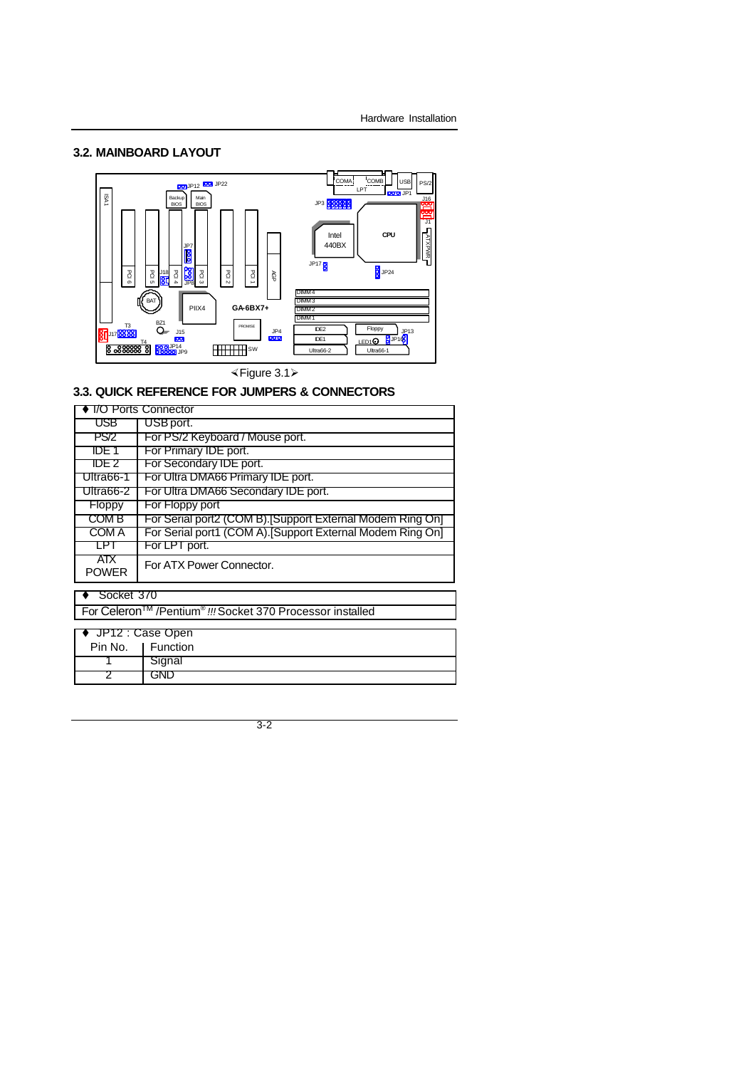## 3.2. MAINBOARD LAYOUT

⟨Figure 3.1⟩

## 3.3. QUICK REFERENCE FOR JUMPERS & CONNECTORS

| ♦ I/O Ports Connector | |
|---|---|
| USB | USB port. |
| PS/2 | For PS/2 Keyboard / Mouse port. |
| IDE 1 | For Primary IDE port. |
| IDE 2 | For Secondary IDE port. |
| Ultra66-1 | For Ultra DMA66 Primary IDE port. |
| Ultra66-2 | For Ultra DMA66 Secondary IDE port. |
| Floppy | For Floppy port |
| COM B | For Serial port2 (COM B).[Support External Modem Ring On] |
| COM A | For Serial port1 (COM A).[Support External Modem Ring On] |
| LPT | For LPT port. |
| ATX POWER | For ATX Power Connector. |

| ♦ Socket 370 |
|---|
| For Celeron™ /Pentium® !!! Socket 370 Processor installed |

| ♦ JP12 : Case Open | |
|---|---|
| Pin No. | Function |
| 1 | Signal |
| 2 | GND |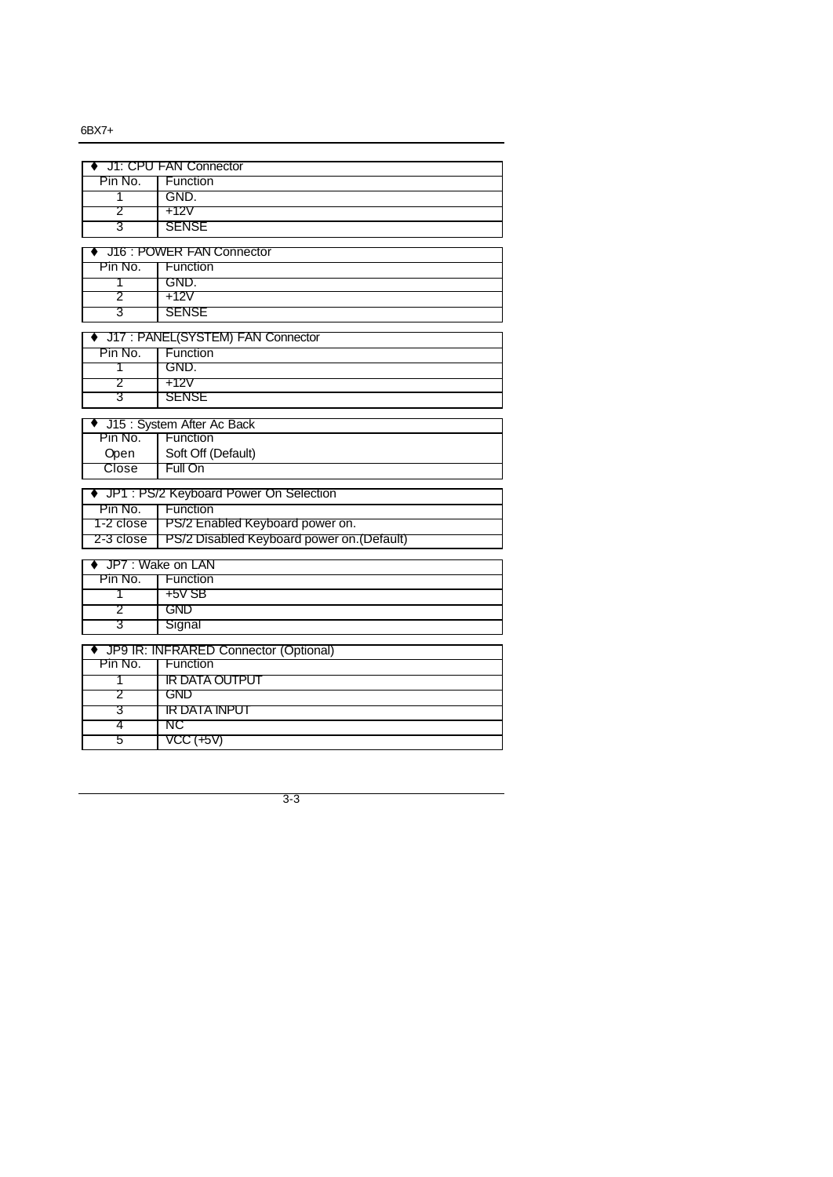| ♦ J1: CPU FAN Connector | |
|---|---|
| Pin No. | Function |
| 1 | GND. |
| 2 | +12V |
| 3 | SENSE |

| ♦ J16 : POWER FAN Connector | |
|---|---|
| Pin No. | Function |
| 1 | GND. |
| 2 | +12V |
| 3 | SENSE |

| ♦ J17 : PANEL(SYSTEM) FAN Connector | |
|---|---|
| Pin No. | Function |
| 1 | GND. |
| 2 | +12V |
| 3 | SENSE |

| ♦ J15 : System After Ac Back | |
|---|---|
| Pin No. | Function |
| Open | Soft Off (Default) |
| Close | Full On |

| ♦ JP1 : PS/2 Keyboard Power On Selection | |
|---|---|
| Pin No. | Function |
| 1-2 close | PS/2 Enabled Keyboard power on. |
| 2-3 close | PS/2 Disabled Keyboard power on.(Default) |

| ♦ JP7 : Wake on LAN | |
|---|---|
| Pin No. | Function |
| 1 | +5V SB |
| 2 | GND |
| 3 | Signal |

| ♦ JP9 IR: INFRARED Connector (Optional) | |
|---|---|
| Pin No. | Function |
| 1 | IR DATA OUTPUT |
| 2 | GND |
| 3 | IR DATA INPUT |
| 4 | NC |
| 5 | VCC (+5V) |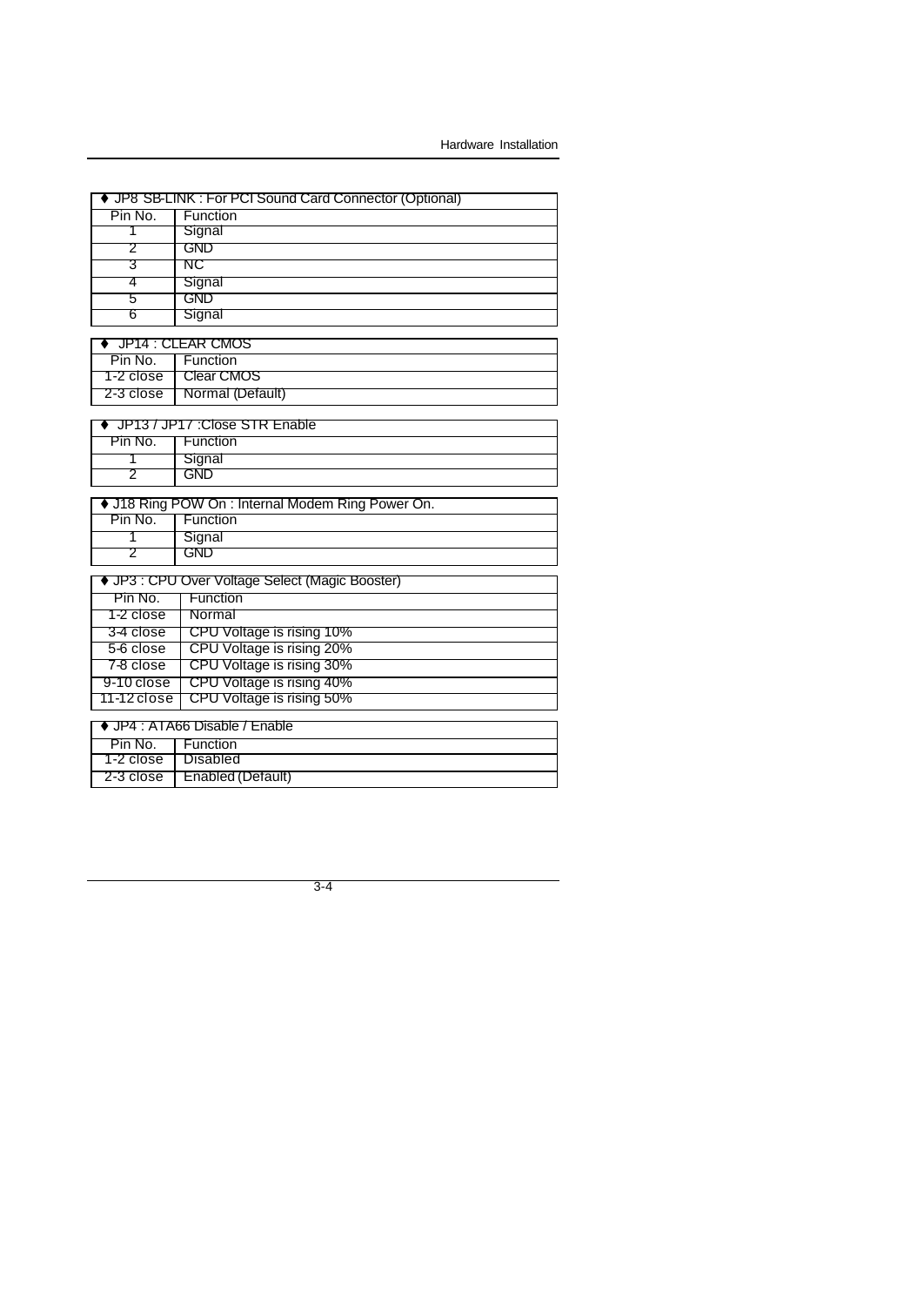| ♦ JP8 SB-LINK : For PCI Sound Card Connector (Optional) | |
|---|---|
| Pin No. | Function |
| 1 | Signal |
| 2 | GND |
| 3 | NC |
| 4 | Signal |
| 5 | GND |
| 6 | Signal |

| ♦ JP14 : CLEAR CMOS | |
|---|---|
| Pin No. | Function |
| 1-2 close | Clear CMOS |
| 2-3 close | Normal (Default) |

| ♦ JP13 / JP17 :Close STR Enable | |
|---|---|
| Pin No. | Function |
| 1 | Signal |
| 2 | GND |

| ♦ J18 Ring POW On : Internal Modem Ring Power On. | |
|---|---|
| Pin No. | Function |
| 1 | Signal |
| 2 | GND |

| ♦ JP3 : CPU Over Voltage Select (Magic Booster) | |
|---|---|
| Pin No. | Function |
| 1-2 close | Normal |
| 3-4 close | CPU Voltage is rising 10% |
| 5-6 close | CPU Voltage is rising 20% |
| 7-8 close | CPU Voltage is rising 30% |
| 9-10 close | CPU Voltage is rising 40% |
| 11-12 close | CPU Voltage is rising 50% |

| ♦ JP4 : ATA66 Disable / Enable | |
|---|---|
| Pin No. | Function |
| 1-2 close | Disabled |
| 2-3 close | Enabled (Default) |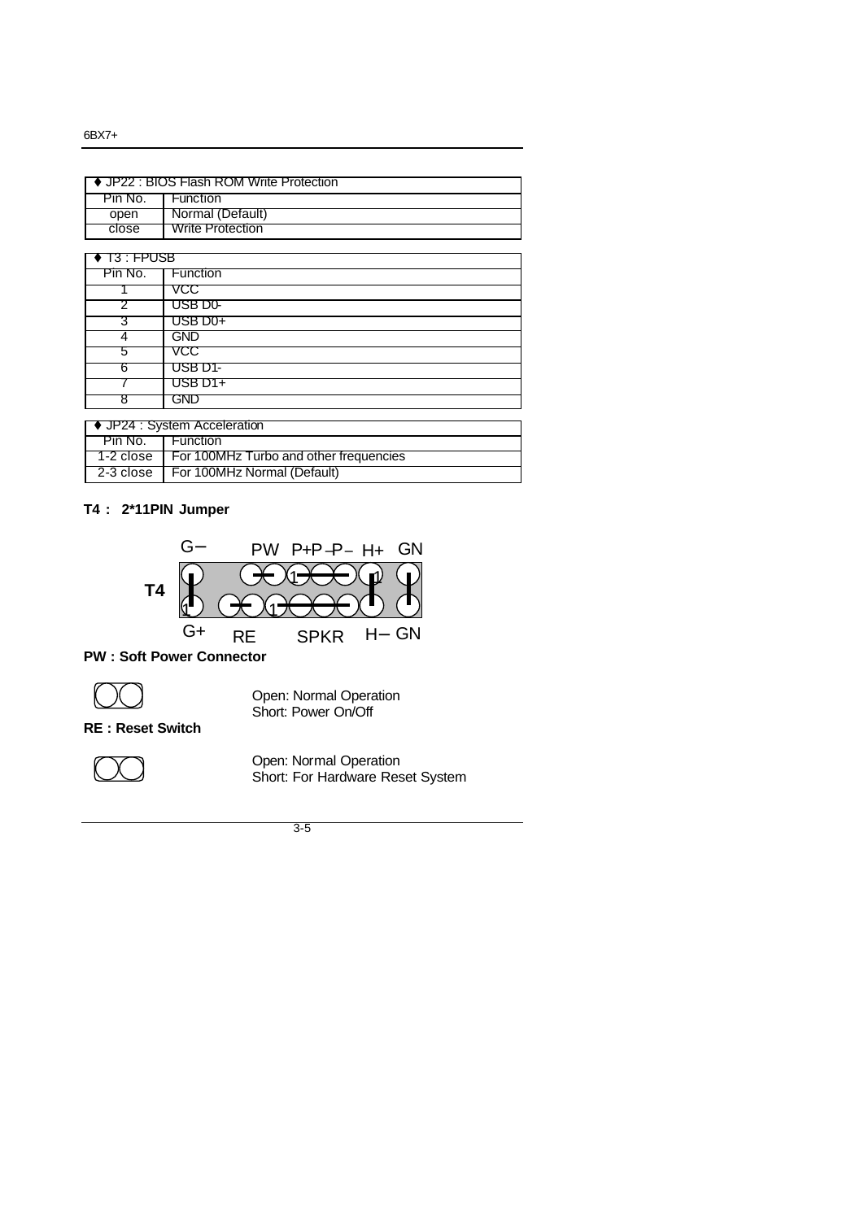| ♦ JP22 : BIOS Flash ROM Write Protection | |
|---|---|
| Pin No. | Function |
| open | Normal (Default) |
| close | Write Protection |

| ♦ T3 : FPUSB | |
|---|---|
| Pin No. | Function |
| 1 | VCC |
| 2 | USB D0- |
| 3 | USB D0+ |
| 4 | GND |
| 5 | VCC |
| 6 | USB D1- |
| 7 | USB D1+ |
| 8 | GND |

| ♦ JP24 : System Acceleration | |
|---|---|
| Pin No. | Function |
| 1-2 close | For 100MHz Turbo and other frequencies |
| 2-3 close | For 100MHz Normal (Default) |

**T4 : 2*11PIN Jumper**

G– PW P+P–P– H+ GN

**T4**

G+ RE SPKR H– GN

**PW : Soft Power Connector**

Open: Normal Operation
Short: Power On/Off

**RE : Reset Switch**

Open: Normal Operation
Short: For Hardware Reset System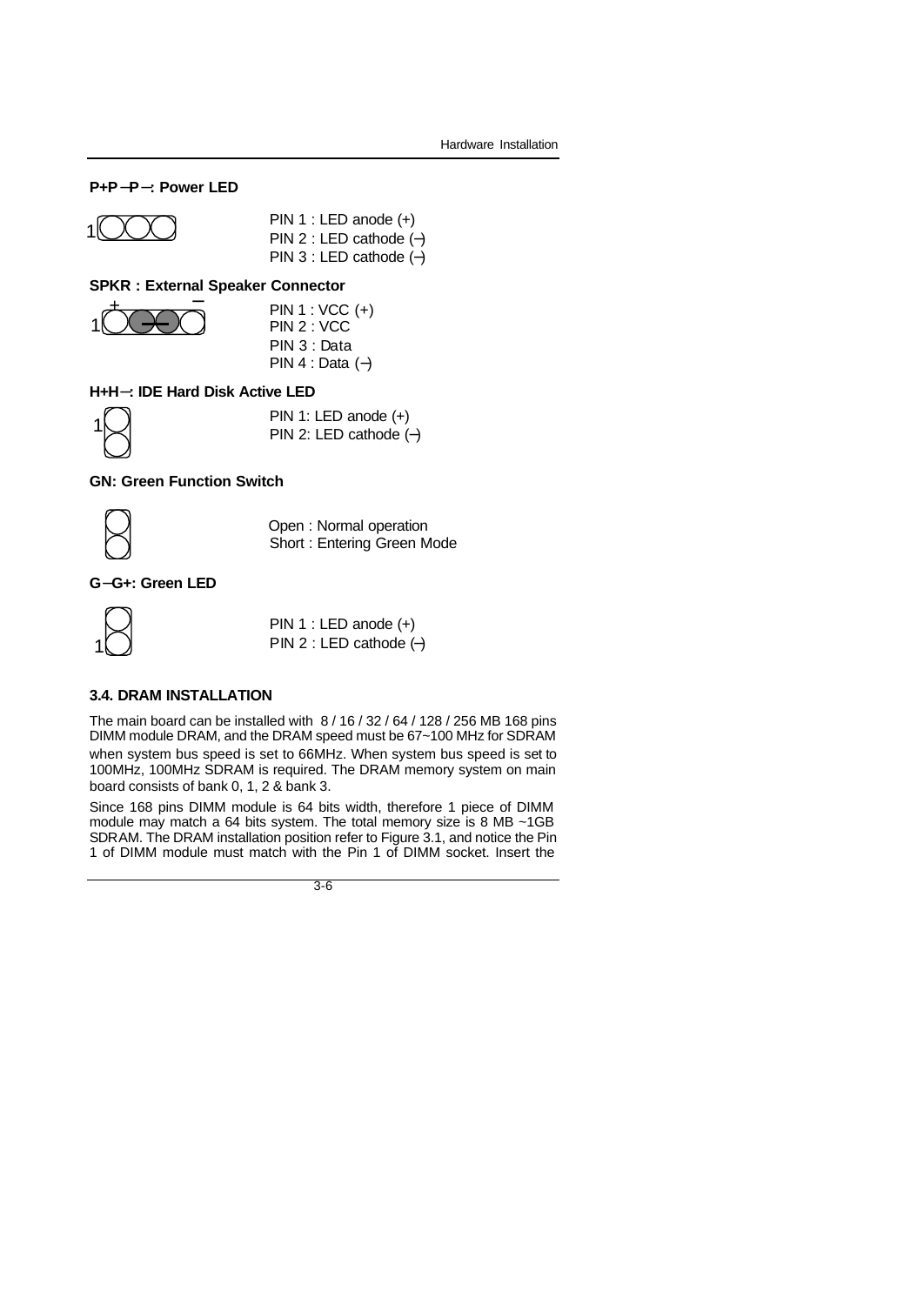**P+P−P−: Power LED**

PIN 1 : LED anode (+)
PIN 2 : LED cathode (−)
PIN 3 : LED cathode (−)

**SPKR : External Speaker Connector**

PIN 1 : VCC (+)
PIN 2 : VCC
PIN 3 : Data
PIN 4 : Data (−)

**H+H−: IDE Hard Disk Active LED**

PIN 1: LED anode (+)
PIN 2: LED cathode (−)

**GN: Green Function Switch**

Open : Normal operation
Short : Entering Green Mode

**G−G+: Green LED**

PIN 1 : LED anode (+)
PIN 2 : LED cathode (−)

### 3.4. DRAM INSTALLATION

The main board can be installed with 8 / 16 / 32 / 64 / 128 / 256 MB 168 pins DIMM module DRAM, and the DRAM speed must be 67~100 MHz for SDRAM when system bus speed is set to 66MHz. When system bus speed is set to 100MHz, 100MHz SDRAM is required. The DRAM memory system on main board consists of bank 0, 1, 2 & bank 3.

Since 168 pins DIMM module is 64 bits width, therefore 1 piece of DIMM module may match a 64 bits system. The total memory size is 8 MB ~1GB SDRAM. The DRAM installation position refer to Figure 3.1, and notice the Pin 1 of DIMM module must match with the Pin 1 of DIMM socket. Insert the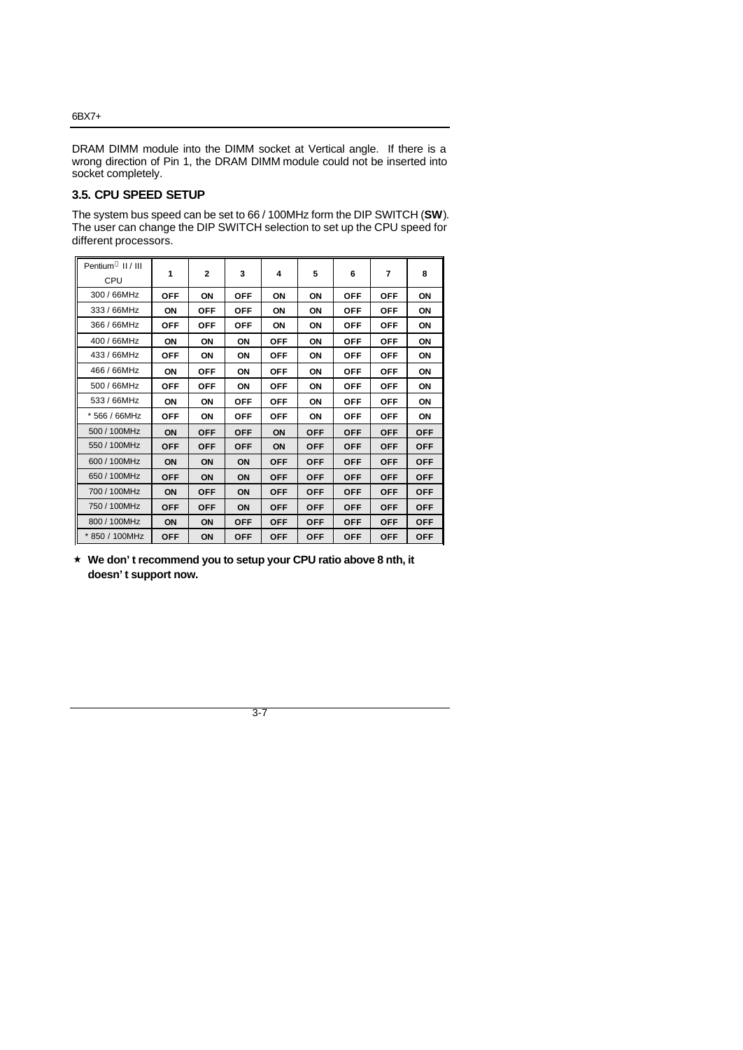DRAM DIMM module into the DIMM socket at Vertical angle. If there is a wrong direction of Pin 1, the DRAM DIMM module could not be inserted into socket completely.

### 3.5. CPU SPEED SETUP

The system bus speed can be set to 66 / 100MHz form the DIP SWITCH (**SW**). The user can change the DIP SWITCH selection to set up the CPU speed for different processors.

| Pentium II / III CPU | 1 | 2 | 3 | 4 | 5 | 6 | 7 | 8 |
|---|---|---|---|---|---|---|---|---|
| 300 / 66MHz | OFF | ON | OFF | ON | ON | OFF | OFF | ON |
| 333 / 66MHz | ON | OFF | OFF | ON | ON | OFF | OFF | ON |
| 366 / 66MHz | OFF | OFF | OFF | ON | ON | OFF | OFF | ON |
| 400 / 66MHz | ON | ON | ON | OFF | ON | OFF | OFF | ON |
| 433 / 66MHz | OFF | ON | ON | OFF | ON | OFF | OFF | ON |
| 466 / 66MHz | ON | OFF | ON | OFF | ON | OFF | OFF | ON |
| 500 / 66MHz | OFF | OFF | ON | OFF | ON | OFF | OFF | ON |
| 533 / 66MHz | ON | ON | OFF | OFF | ON | OFF | OFF | ON |
| * 566 / 66MHz | OFF | ON | OFF | OFF | ON | OFF | OFF | ON |
| 500 / 100MHz | ON | OFF | OFF | ON | OFF | OFF | OFF | OFF |
| 550 / 100MHz | OFF | OFF | OFF | ON | OFF | OFF | OFF | OFF |
| 600 / 100MHz | ON | ON | ON | OFF | OFF | OFF | OFF | OFF |
| 650 / 100MHz | OFF | ON | ON | OFF | OFF | OFF | OFF | OFF |
| 700 / 100MHz | ON | OFF | ON | OFF | OFF | OFF | OFF | OFF |
| 750 / 100MHz | OFF | OFF | ON | OFF | OFF | OFF | OFF | OFF |
| 800 / 100MHz | ON | ON | OFF | OFF | OFF | OFF | OFF | OFF |
| * 850 / 100MHz | OFF | ON | OFF | OFF | OFF | OFF | OFF | OFF |

★ **We don' t recommend you to setup your CPU ratio above 8 nth, it doesn' t support now.**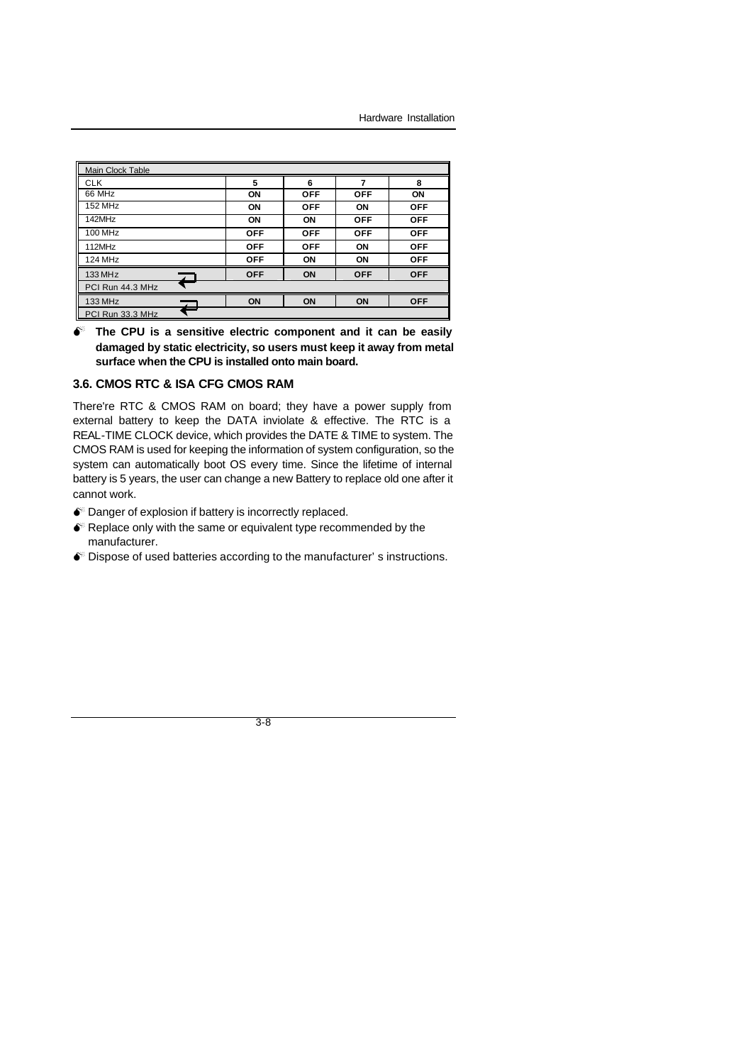| Main Clock Table | | | | |
|---|---|---|---|---|
| CLK | 5 | 6 | 7 | 8 |
| 66 MHz | ON | OFF | OFF | ON |
| 152 MHz | ON | OFF | ON | OFF |
| 142MHz | ON | ON | OFF | OFF |
| 100 MHz | OFF | OFF | OFF | OFF |
| 112MHz | OFF | OFF | ON | OFF |
| 124 MHz | OFF | ON | ON | OFF |
| 133 MHz | OFF | ON | OFF | OFF |
| PCI Run 44.3 MHz | | | | |
| 133 MHz | ON | ON | ON | OFF |
| PCI Run 33.3 MHz | | | | |

- **The CPU is a sensitive electric component and it can be easily damaged by static electricity, so users must keep it away from metal surface when the CPU is installed onto main board.**

### 3.6. CMOS RTC & ISA CFG CMOS RAM

There're RTC & CMOS RAM on board; they have a power supply from external battery to keep the DATA inviolate & effective. The RTC is a REAL-TIME CLOCK device, which provides the DATE & TIME to system. The CMOS RAM is used for keeping the information of system configuration, so the system can automatically boot OS every time. Since the lifetime of internal battery is 5 years, the user can change a new Battery to replace old one after it cannot work.

- Danger of explosion if battery is incorrectly replaced.
- Replace only with the same or equivalent type recommended by the manufacturer.
- Dispose of used batteries according to the manufacturer' s instructions.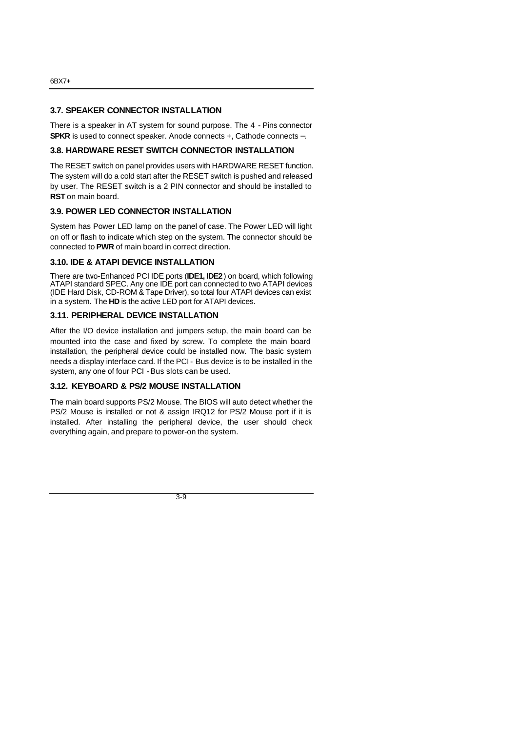### 3.7. SPEAKER CONNECTOR INSTALLATION

There is a speaker in AT system for sound purpose. The 4 - Pins connector **SPKR** is used to connect speaker. Anode connects +, Cathode connects –.

### 3.8. HARDWARE RESET SWITCH CONNECTOR INSTALLATION

The RESET switch on panel provides users with HARDWARE RESET function. The system will do a cold start after the RESET switch is pushed and released by user. The RESET switch is a 2 PIN connector and should be installed to **RST** on main board.

### 3.9. POWER LED CONNECTOR INSTALLATION

System has Power LED lamp on the panel of case. The Power LED will light on off or flash to indicate which step on the system. The connector should be connected to **PWR** of main board in correct direction.

### 3.10. IDE & ATAPI DEVICE INSTALLATION

There are two-Enhanced PCI IDE ports (**IDE1, IDE2**) on board, which following ATAPI standard SPEC. Any one IDE port can connected to two ATAPI devices (IDE Hard Disk, CD-ROM & Tape Driver), so total four ATAPI devices can exist in a system. The **HD** is the active LED port for ATAPI devices.

### 3.11. PERIPHERAL DEVICE INSTALLATION

After the I/O device installation and jumpers setup, the main board can be mounted into the case and fixed by screw. To complete the main board installation, the peripheral device could be installed now. The basic system needs a display interface card. If the PCI - Bus device is to be installed in the system, any one of four PCI - Bus slots can be used.

### 3.12. KEYBOARD & PS/2 MOUSE INSTALLATION

The main board supports PS/2 Mouse. The BIOS will auto detect whether the PS/2 Mouse is installed or not & assign IRQ12 for PS/2 Mouse port if it is installed. After installing the peripheral device, the user should check everything again, and prepare to power-on the system.